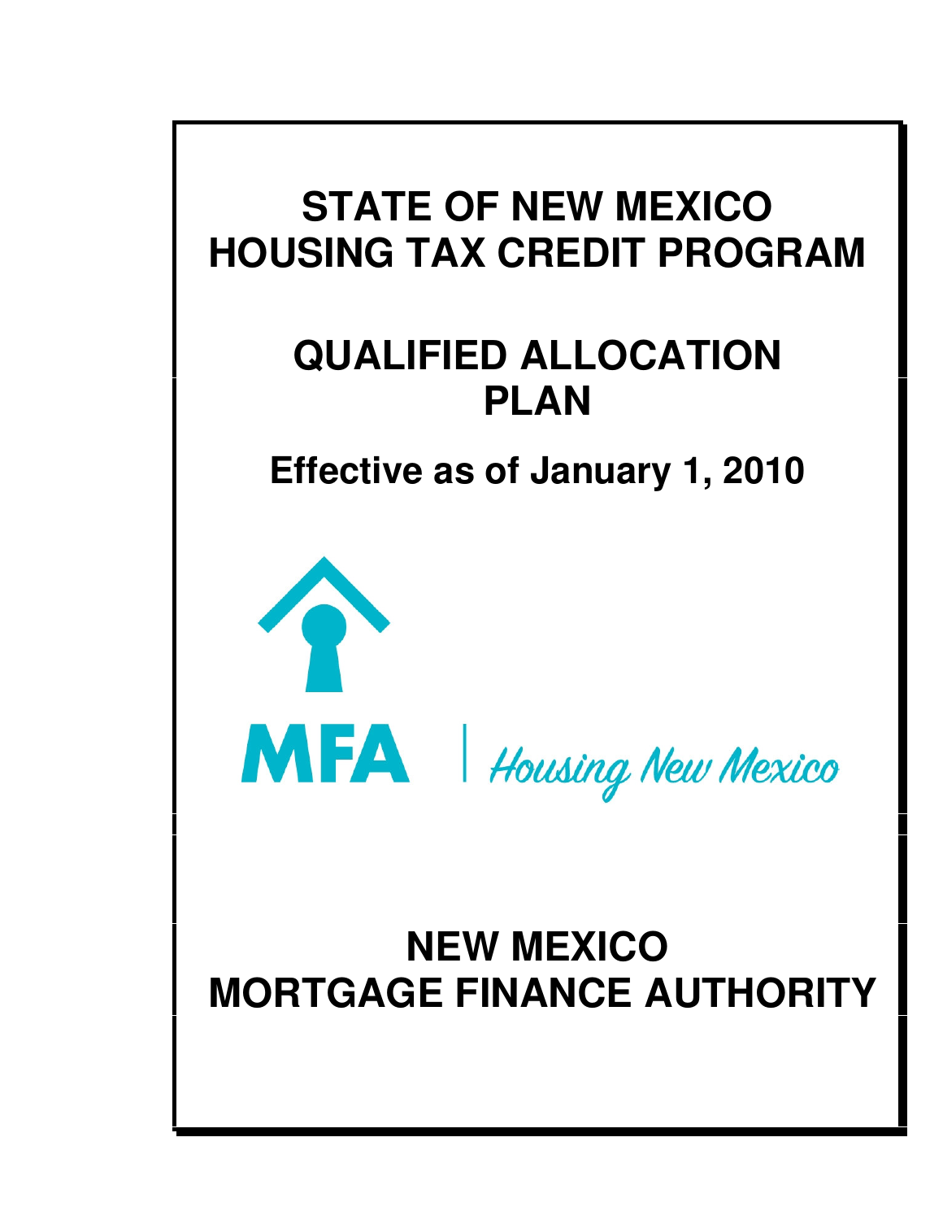# STATE OF NEW MEXICO
# HOUSING TAX CREDIT PROGRAM

# QUALIFIED ALLOCATION PLAN

## Effective as of January 1, 2010

MFA | Housing New Mexico

# NEW MEXICO
# MORTGAGE FINANCE AUTHORITY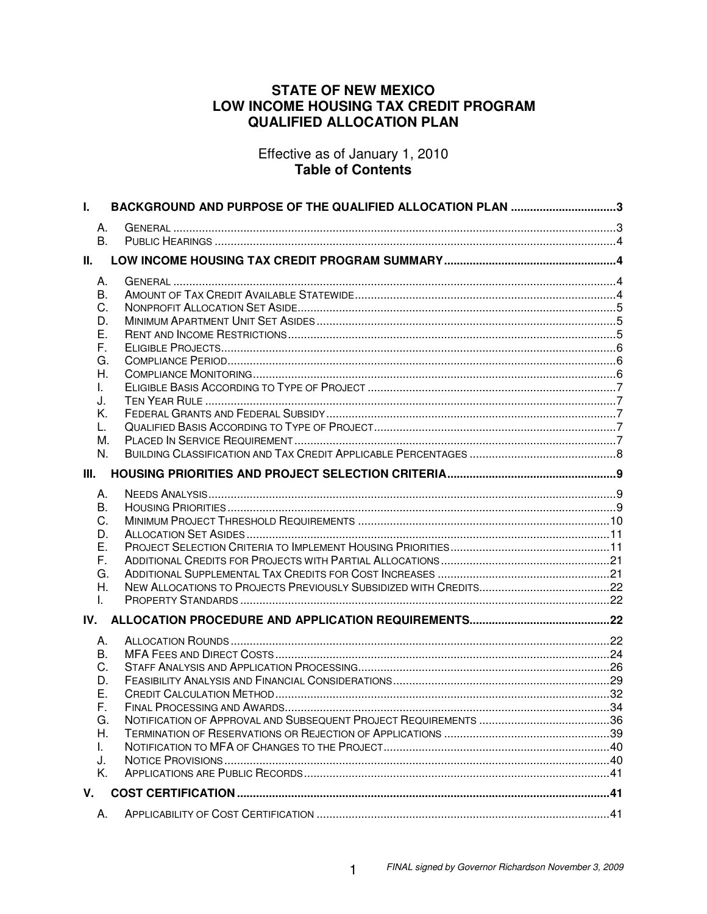# STATE OF NEW MEXICO
# LOW INCOME HOUSING TAX CREDIT PROGRAM
# QUALIFIED ALLOCATION PLAN

Effective as of January 1, 2010

**Table of Contents**

**I. BACKGROUND AND PURPOSE OF THE QUALIFIED ALLOCATION PLAN ....................................3**

- A. GENERAL ....................................................................................................................................3
- B. PUBLIC HEARINGS .......................................................................................................................4

**II. LOW INCOME HOUSING TAX CREDIT PROGRAM SUMMARY ......................................................4**

- A. GENERAL ....................................................................................................................................4
- B. AMOUNT OF TAX CREDIT AVAILABLE STATEWIDE .................................................................................4
- C. NONPROFIT ALLOCATION SET ASIDE ...................................................................................................5
- D. MINIMUM APARTMENT UNIT SET ASIDES ............................................................................................5
- E. RENT AND INCOME RESTRICTIONS .......................................................................................................5
- F. ELIGIBLE PROJECTS ...........................................................................................................................6
- G. COMPLIANCE PERIOD .........................................................................................................................6
- H. COMPLIANCE MONITORING .................................................................................................................6
- I. ELIGIBLE BASIS ACCORDING TO TYPE OF PROJECT ...............................................................................7
- J. TEN YEAR RULE ................................................................................................................................7
- K. FEDERAL GRANTS AND FEDERAL SUBSIDY ...........................................................................................7
- L. QUALIFIED BASIS ACCORDING TO TYPE OF PROJECT .............................................................................7
- M. PLACED IN SERVICE REQUIREMENT .....................................................................................................7
- N. BUILDING CLASSIFICATION AND TAX CREDIT APPLICABLE PERCENTAGES ..............................................8

**III. HOUSING PRIORITIES AND PROJECT SELECTION CRITERIA ......................................................9**

- A. NEEDS ANALYSIS ...............................................................................................................................9
- B. HOUSING PRIORITIES ..........................................................................................................................9
- C. MINIMUM PROJECT THRESHOLD REQUIREMENTS .................................................................................10
- D. ALLOCATION SET ASIDES ..................................................................................................................11
- E. PROJECT SELECTION CRITERIA TO IMPLEMENT HOUSING PRIORITIES ..................................................11
- F. ADDITIONAL CREDITS FOR PROJECTS WITH PARTIAL ALLOCATIONS .....................................................21
- G. ADDITIONAL SUPPLEMENTAL TAX CREDITS FOR COST INCREASES ......................................................21
- H. NEW ALLOCATIONS TO PROJECTS PREVIOUSLY SUBSIDIZED WITH CREDITS .........................................22
- I. PROPERTY STANDARDS ....................................................................................................................22

**IV. ALLOCATION PROCEDURE AND APPLICATION REQUIREMENTS ............................................22**

- A. ALLOCATION ROUNDS .......................................................................................................................22
- B. MFA FEES AND DIRECT COSTS .........................................................................................................24
- C. STAFF ANALYSIS AND APPLICATION PROCESSING ...............................................................................26
- D. FEASIBILITY ANALYSIS AND FINANCIAL CONSIDERATIONS ....................................................................29
- E. CREDIT CALCULATION METHOD .........................................................................................................32
- F. FINAL PROCESSING AND AWARDS ......................................................................................................34
- G. NOTIFICATION OF APPROVAL AND SUBSEQUENT PROJECT REQUIREMENTS .........................................36
- H. TERMINATION OF RESERVATIONS OR REJECTION OF APPLICATIONS .....................................................39
- I. NOTIFICATION TO MFA OF CHANGES TO THE PROJECT .......................................................................40
- J. NOTICE PROVISIONS .........................................................................................................................40
- K. APPLICATIONS ARE PUBLIC RECORDS ................................................................................................41

**V. COST CERTIFICATION ...................................................................................................................41**

- A. APPLICABILITY OF COST CERTIFICATION ............................................................................................41

FINAL signed by Governor Richardson November 3, 2009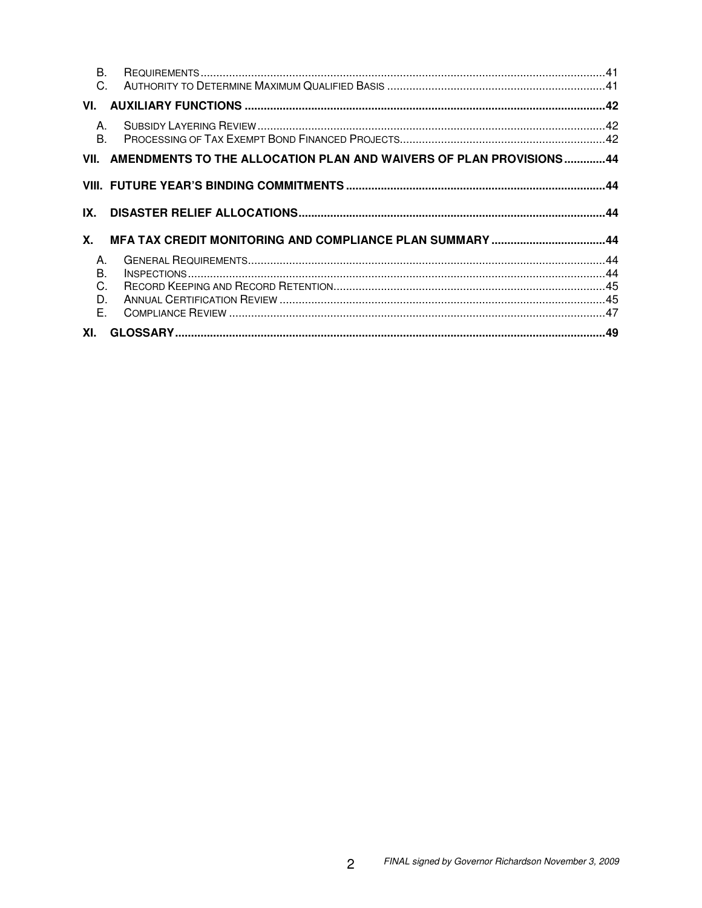B. Requirements ..... 41
C. Authority to Determine Maximum Qualified Basis ..... 41

**VI. AUXILIARY FUNCTIONS ..... 42**

A. Subsidy Layering Review ..... 42
B. Processing of Tax Exempt Bond Financed Projects ..... 42

**VII. AMENDMENTS TO THE ALLOCATION PLAN AND WAIVERS OF PLAN PROVISIONS ..... 44**

**VIII. FUTURE YEAR'S BINDING COMMITMENTS ..... 44**

**IX. DISASTER RELIEF ALLOCATIONS ..... 44**

**X. MFA TAX CREDIT MONITORING AND COMPLIANCE PLAN SUMMARY ..... 44**

A. General Requirements ..... 44
B. Inspections ..... 44
C. Record Keeping and Record Retention ..... 45
D. Annual Certification Review ..... 45
E. Compliance Review ..... 47

**XI. GLOSSARY ..... 49**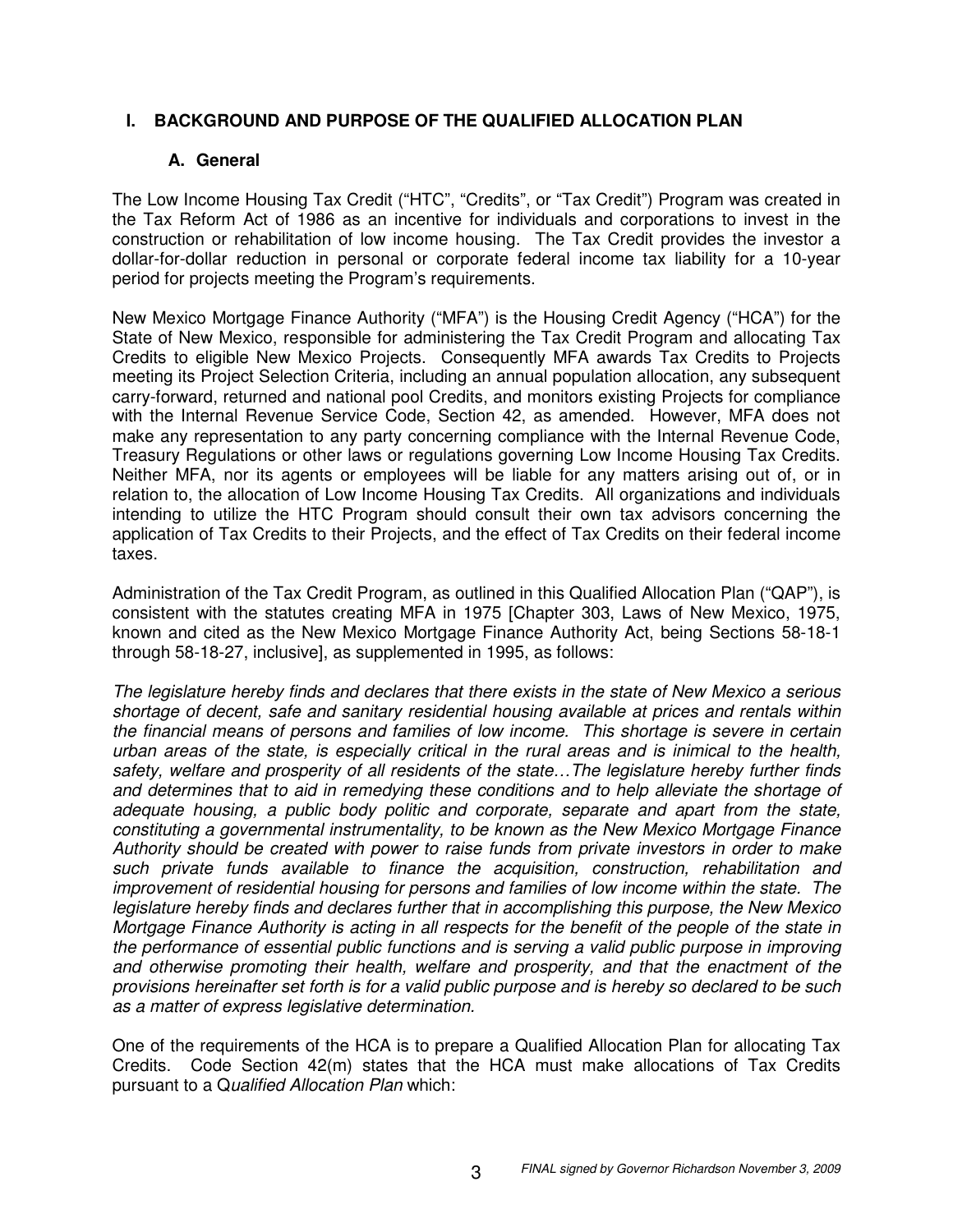# I. BACKGROUND AND PURPOSE OF THE QUALIFIED ALLOCATION PLAN

## A. General

The Low Income Housing Tax Credit ("HTC", "Credits", or "Tax Credit") Program was created in the Tax Reform Act of 1986 as an incentive for individuals and corporations to invest in the construction or rehabilitation of low income housing. The Tax Credit provides the investor a dollar-for-dollar reduction in personal or corporate federal income tax liability for a 10-year period for projects meeting the Program's requirements.

New Mexico Mortgage Finance Authority ("MFA") is the Housing Credit Agency ("HCA") for the State of New Mexico, responsible for administering the Tax Credit Program and allocating Tax Credits to eligible New Mexico Projects. Consequently MFA awards Tax Credits to Projects meeting its Project Selection Criteria, including an annual population allocation, any subsequent carry-forward, returned and national pool Credits, and monitors existing Projects for compliance with the Internal Revenue Service Code, Section 42, as amended. However, MFA does not make any representation to any party concerning compliance with the Internal Revenue Code, Treasury Regulations or other laws or regulations governing Low Income Housing Tax Credits. Neither MFA, nor its agents or employees will be liable for any matters arising out of, or in relation to, the allocation of Low Income Housing Tax Credits. All organizations and individuals intending to utilize the HTC Program should consult their own tax advisors concerning the application of Tax Credits to their Projects, and the effect of Tax Credits on their federal income taxes.

Administration of the Tax Credit Program, as outlined in this Qualified Allocation Plan ("QAP"), is consistent with the statutes creating MFA in 1975 [Chapter 303, Laws of New Mexico, 1975, known and cited as the New Mexico Mortgage Finance Authority Act, being Sections 58-18-1 through 58-18-27, inclusive], as supplemented in 1995, as follows:

*The legislature hereby finds and declares that there exists in the state of New Mexico a serious shortage of decent, safe and sanitary residential housing available at prices and rentals within the financial means of persons and families of low income. This shortage is severe in certain urban areas of the state, is especially critical in the rural areas and is inimical to the health, safety, welfare and prosperity of all residents of the state…The legislature hereby further finds and determines that to aid in remedying these conditions and to help alleviate the shortage of adequate housing, a public body politic and corporate, separate and apart from the state, constituting a governmental instrumentality, to be known as the New Mexico Mortgage Finance Authority should be created with power to raise funds from private investors in order to make such private funds available to finance the acquisition, construction, rehabilitation and improvement of residential housing for persons and families of low income within the state. The legislature hereby finds and declares further that in accomplishing this purpose, the New Mexico Mortgage Finance Authority is acting in all respects for the benefit of the people of the state in the performance of essential public functions and is serving a valid public purpose in improving and otherwise promoting their health, welfare and prosperity, and that the enactment of the provisions hereinafter set forth is for a valid public purpose and is hereby so declared to be such as a matter of express legislative determination.*

One of the requirements of the HCA is to prepare a Qualified Allocation Plan for allocating Tax Credits. Code Section 42(m) states that the HCA must make allocations of Tax Credits pursuant to a Q*ualified Allocation Plan* which: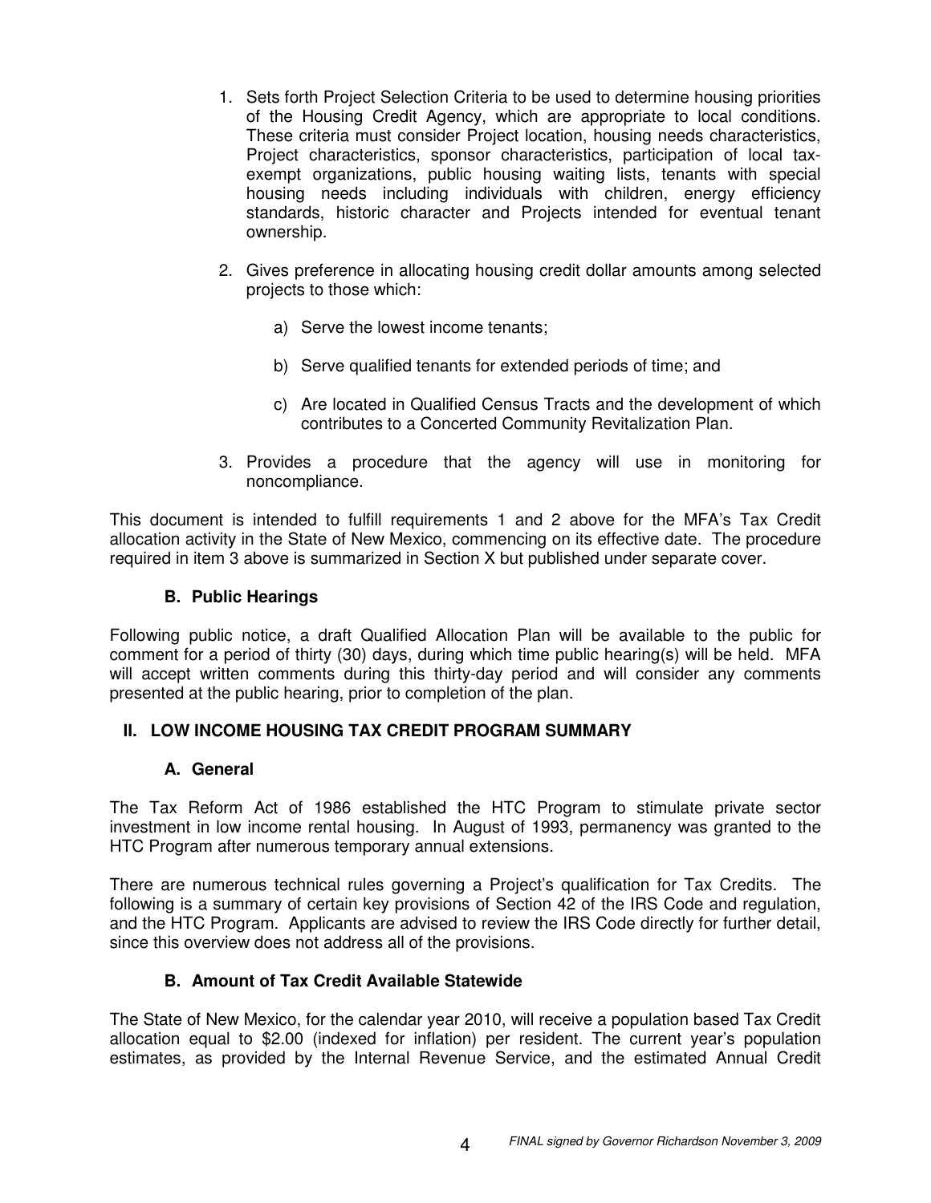1. Sets forth Project Selection Criteria to be used to determine housing priorities of the Housing Credit Agency, which are appropriate to local conditions. These criteria must consider Project location, housing needs characteristics, Project characteristics, sponsor characteristics, participation of local tax-exempt organizations, public housing waiting lists, tenants with special housing needs including individuals with children, energy efficiency standards, historic character and Projects intended for eventual tenant ownership.

2. Gives preference in allocating housing credit dollar amounts among selected projects to those which:

    a) Serve the lowest income tenants;

    b) Serve qualified tenants for extended periods of time; and

    c) Are located in Qualified Census Tracts and the development of which contributes to a Concerted Community Revitalization Plan.

3. Provides a procedure that the agency will use in monitoring for noncompliance.

This document is intended to fulfill requirements 1 and 2 above for the MFA's Tax Credit allocation activity in the State of New Mexico, commencing on its effective date. The procedure required in item 3 above is summarized in Section X but published under separate cover.

### B. Public Hearings

Following public notice, a draft Qualified Allocation Plan will be available to the public for comment for a period of thirty (30) days, during which time public hearing(s) will be held. MFA will accept written comments during this thirty-day period and will consider any comments presented at the public hearing, prior to completion of the plan.

## II. LOW INCOME HOUSING TAX CREDIT PROGRAM SUMMARY

### A. General

The Tax Reform Act of 1986 established the HTC Program to stimulate private sector investment in low income rental housing. In August of 1993, permanency was granted to the HTC Program after numerous temporary annual extensions.

There are numerous technical rules governing a Project's qualification for Tax Credits. The following is a summary of certain key provisions of Section 42 of the IRS Code and regulation, and the HTC Program. Applicants are advised to review the IRS Code directly for further detail, since this overview does not address all of the provisions.

### B. Amount of Tax Credit Available Statewide

The State of New Mexico, for the calendar year 2010, will receive a population based Tax Credit allocation equal to $2.00 (indexed for inflation) per resident. The current year's population estimates, as provided by the Internal Revenue Service, and the estimated Annual Credit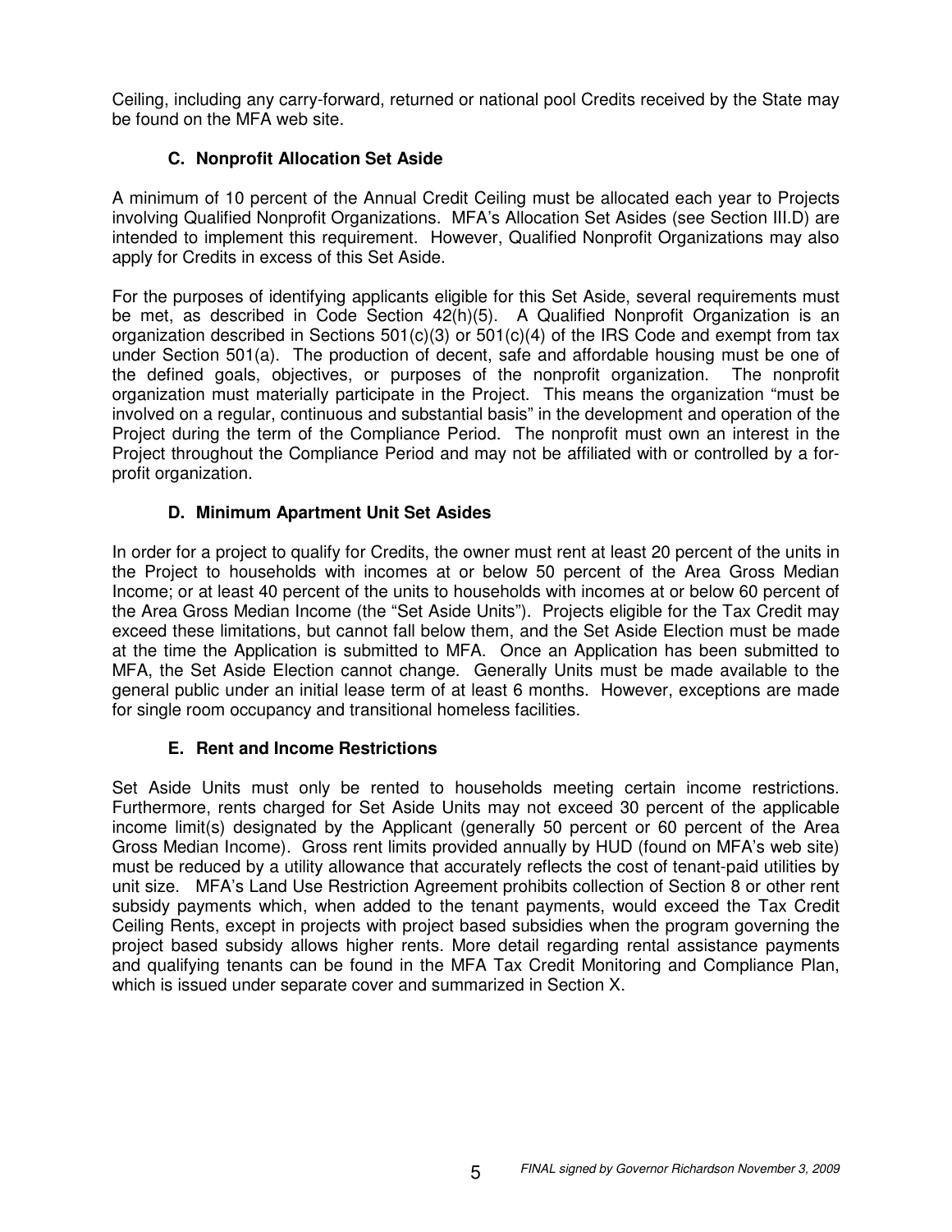Ceiling, including any carry-forward, returned or national pool Credits received by the State may be found on the MFA web site.

### C. Nonprofit Allocation Set Aside

A minimum of 10 percent of the Annual Credit Ceiling must be allocated each year to Projects involving Qualified Nonprofit Organizations. MFA's Allocation Set Asides (see Section III.D) are intended to implement this requirement. However, Qualified Nonprofit Organizations may also apply for Credits in excess of this Set Aside.

For the purposes of identifying applicants eligible for this Set Aside, several requirements must be met, as described in Code Section 42(h)(5). A Qualified Nonprofit Organization is an organization described in Sections 501(c)(3) or 501(c)(4) of the IRS Code and exempt from tax under Section 501(a). The production of decent, safe and affordable housing must be one of the defined goals, objectives, or purposes of the nonprofit organization. The nonprofit organization must materially participate in the Project. This means the organization "must be involved on a regular, continuous and substantial basis" in the development and operation of the Project during the term of the Compliance Period. The nonprofit must own an interest in the Project throughout the Compliance Period and may not be affiliated with or controlled by a for-profit organization.

### D. Minimum Apartment Unit Set Asides

In order for a project to qualify for Credits, the owner must rent at least 20 percent of the units in the Project to households with incomes at or below 50 percent of the Area Gross Median Income; or at least 40 percent of the units to households with incomes at or below 60 percent of the Area Gross Median Income (the "Set Aside Units"). Projects eligible for the Tax Credit may exceed these limitations, but cannot fall below them, and the Set Aside Election must be made at the time the Application is submitted to MFA. Once an Application has been submitted to MFA, the Set Aside Election cannot change. Generally Units must be made available to the general public under an initial lease term of at least 6 months. However, exceptions are made for single room occupancy and transitional homeless facilities.

### E. Rent and Income Restrictions

Set Aside Units must only be rented to households meeting certain income restrictions. Furthermore, rents charged for Set Aside Units may not exceed 30 percent of the applicable income limit(s) designated by the Applicant (generally 50 percent or 60 percent of the Area Gross Median Income). Gross rent limits provided annually by HUD (found on MFA's web site) must be reduced by a utility allowance that accurately reflects the cost of tenant-paid utilities by unit size. MFA's Land Use Restriction Agreement prohibits collection of Section 8 or other rent subsidy payments which, when added to the tenant payments, would exceed the Tax Credit Ceiling Rents, except in projects with project based subsidies when the program governing the project based subsidy allows higher rents. More detail regarding rental assistance payments and qualifying tenants can be found in the MFA Tax Credit Monitoring and Compliance Plan, which is issued under separate cover and summarized in Section X.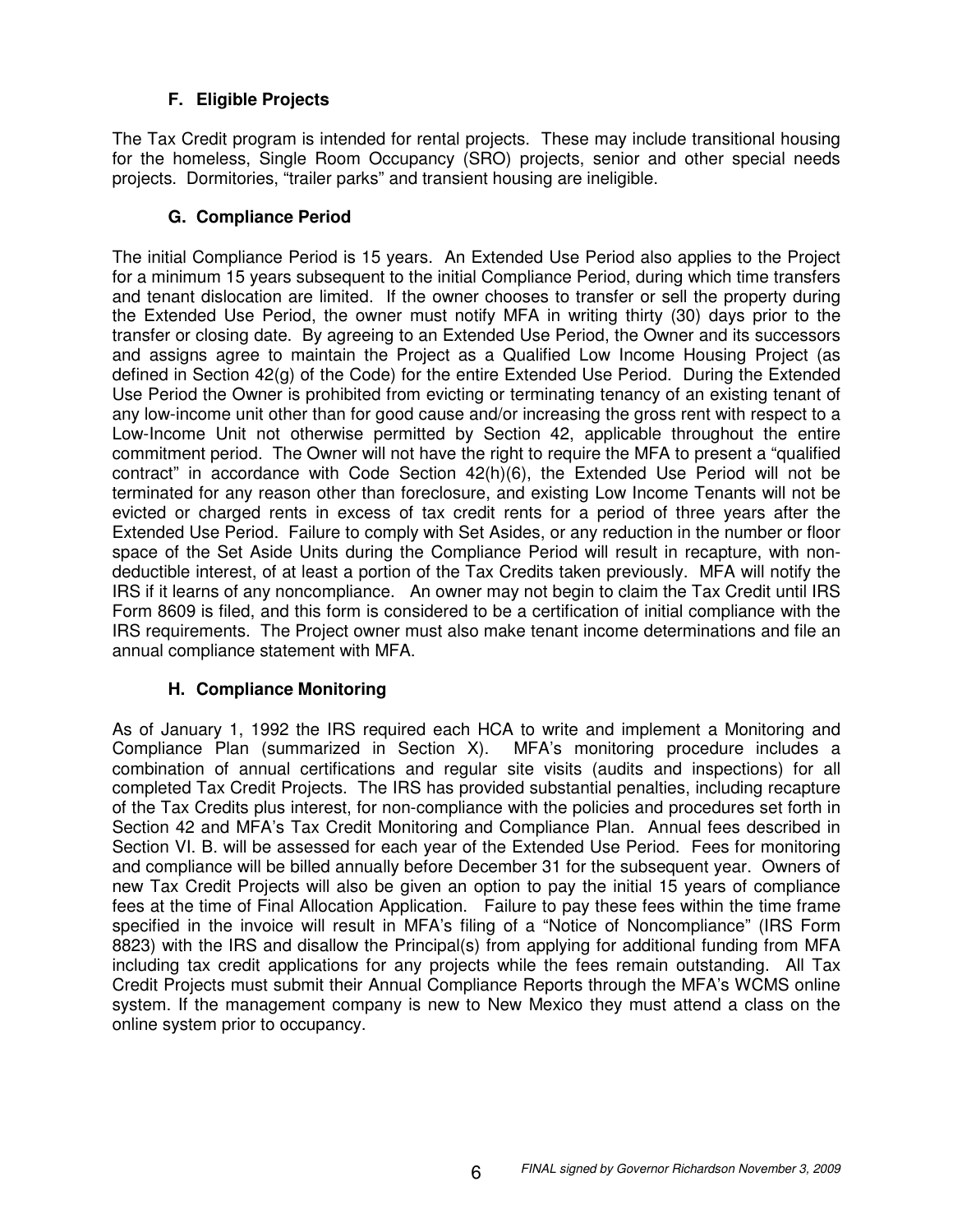### F. Eligible Projects

The Tax Credit program is intended for rental projects. These may include transitional housing for the homeless, Single Room Occupancy (SRO) projects, senior and other special needs projects. Dormitories, "trailer parks" and transient housing are ineligible.

### G. Compliance Period

The initial Compliance Period is 15 years. An Extended Use Period also applies to the Project for a minimum 15 years subsequent to the initial Compliance Period, during which time transfers and tenant dislocation are limited. If the owner chooses to transfer or sell the property during the Extended Use Period, the owner must notify MFA in writing thirty (30) days prior to the transfer or closing date. By agreeing to an Extended Use Period, the Owner and its successors and assigns agree to maintain the Project as a Qualified Low Income Housing Project (as defined in Section 42(g) of the Code) for the entire Extended Use Period. During the Extended Use Period the Owner is prohibited from evicting or terminating tenancy of an existing tenant of any low-income unit other than for good cause and/or increasing the gross rent with respect to a Low-Income Unit not otherwise permitted by Section 42, applicable throughout the entire commitment period. The Owner will not have the right to require the MFA to present a "qualified contract" in accordance with Code Section 42(h)(6), the Extended Use Period will not be terminated for any reason other than foreclosure, and existing Low Income Tenants will not be evicted or charged rents in excess of tax credit rents for a period of three years after the Extended Use Period. Failure to comply with Set Asides, or any reduction in the number or floor space of the Set Aside Units during the Compliance Period will result in recapture, with non-deductible interest, of at least a portion of the Tax Credits taken previously. MFA will notify the IRS if it learns of any noncompliance. An owner may not begin to claim the Tax Credit until IRS Form 8609 is filed, and this form is considered to be a certification of initial compliance with the IRS requirements. The Project owner must also make tenant income determinations and file an annual compliance statement with MFA.

### H. Compliance Monitoring

As of January 1, 1992 the IRS required each HCA to write and implement a Monitoring and Compliance Plan (summarized in Section X). MFA's monitoring procedure includes a combination of annual certifications and regular site visits (audits and inspections) for all completed Tax Credit Projects. The IRS has provided substantial penalties, including recapture of the Tax Credits plus interest, for non-compliance with the policies and procedures set forth in Section 42 and MFA's Tax Credit Monitoring and Compliance Plan. Annual fees described in Section VI. B. will be assessed for each year of the Extended Use Period. Fees for monitoring and compliance will be billed annually before December 31 for the subsequent year. Owners of new Tax Credit Projects will also be given an option to pay the initial 15 years of compliance fees at the time of Final Allocation Application. Failure to pay these fees within the time frame specified in the invoice will result in MFA's filing of a "Notice of Noncompliance" (IRS Form 8823) with the IRS and disallow the Principal(s) from applying for additional funding from MFA including tax credit applications for any projects while the fees remain outstanding. All Tax Credit Projects must submit their Annual Compliance Reports through the MFA's WCMS online system. If the management company is new to New Mexico they must attend a class on the online system prior to occupancy.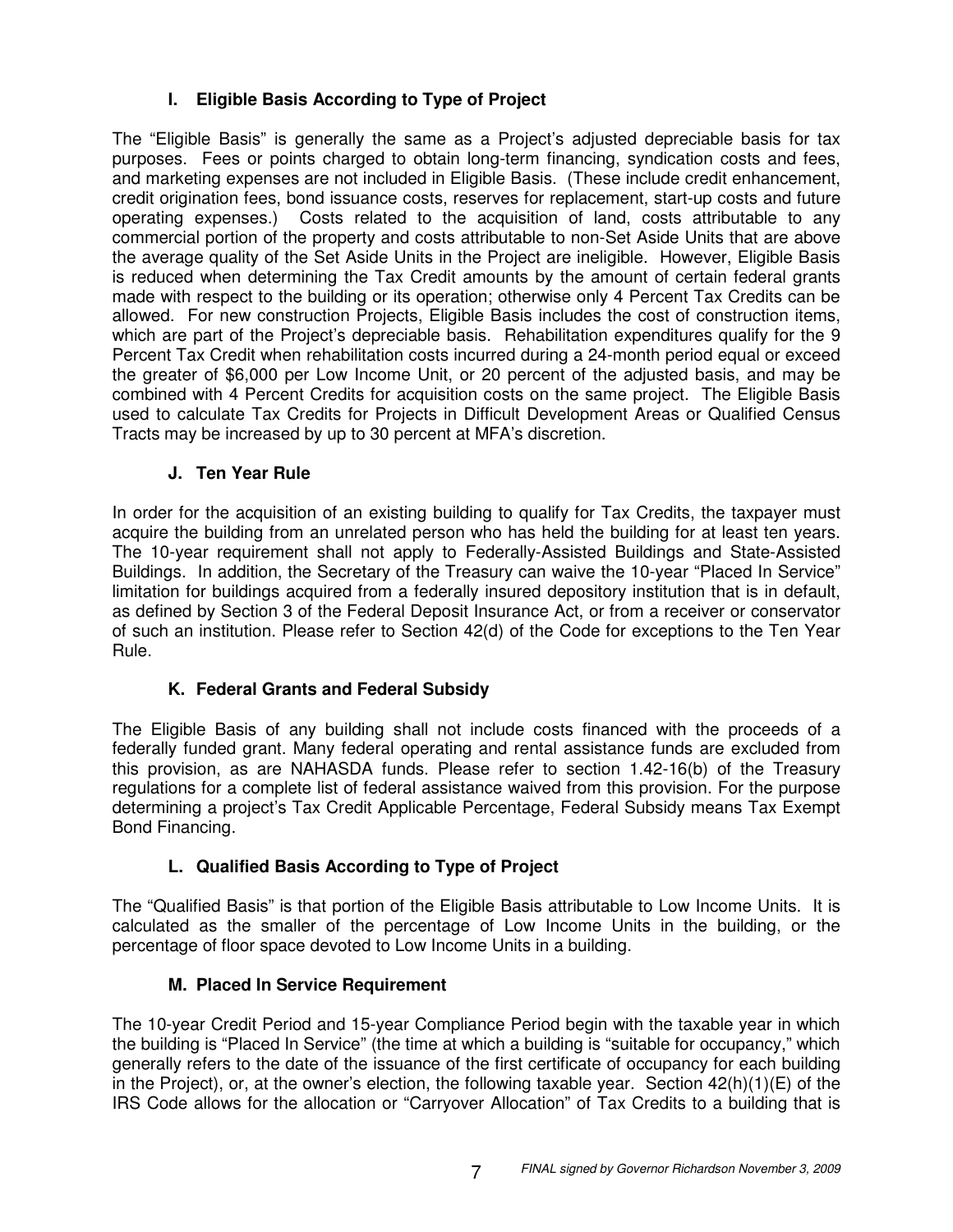### I. Eligible Basis According to Type of Project

The "Eligible Basis" is generally the same as a Project's adjusted depreciable basis for tax purposes. Fees or points charged to obtain long-term financing, syndication costs and fees, and marketing expenses are not included in Eligible Basis. (These include credit enhancement, credit origination fees, bond issuance costs, reserves for replacement, start-up costs and future operating expenses.) Costs related to the acquisition of land, costs attributable to any commercial portion of the property and costs attributable to non-Set Aside Units that are above the average quality of the Set Aside Units in the Project are ineligible. However, Eligible Basis is reduced when determining the Tax Credit amounts by the amount of certain federal grants made with respect to the building or its operation; otherwise only 4 Percent Tax Credits can be allowed. For new construction Projects, Eligible Basis includes the cost of construction items, which are part of the Project's depreciable basis. Rehabilitation expenditures qualify for the 9 Percent Tax Credit when rehabilitation costs incurred during a 24-month period equal or exceed the greater of $6,000 per Low Income Unit, or 20 percent of the adjusted basis, and may be combined with 4 Percent Credits for acquisition costs on the same project. The Eligible Basis used to calculate Tax Credits for Projects in Difficult Development Areas or Qualified Census Tracts may be increased by up to 30 percent at MFA's discretion.

### J. Ten Year Rule

In order for the acquisition of an existing building to qualify for Tax Credits, the taxpayer must acquire the building from an unrelated person who has held the building for at least ten years. The 10-year requirement shall not apply to Federally-Assisted Buildings and State-Assisted Buildings. In addition, the Secretary of the Treasury can waive the 10-year "Placed In Service" limitation for buildings acquired from a federally insured depository institution that is in default, as defined by Section 3 of the Federal Deposit Insurance Act, or from a receiver or conservator of such an institution. Please refer to Section 42(d) of the Code for exceptions to the Ten Year Rule.

### K. Federal Grants and Federal Subsidy

The Eligible Basis of any building shall not include costs financed with the proceeds of a federally funded grant. Many federal operating and rental assistance funds are excluded from this provision, as are NAHASDA funds. Please refer to section 1.42-16(b) of the Treasury regulations for a complete list of federal assistance waived from this provision. For the purpose determining a project's Tax Credit Applicable Percentage, Federal Subsidy means Tax Exempt Bond Financing.

### L. Qualified Basis According to Type of Project

The "Qualified Basis" is that portion of the Eligible Basis attributable to Low Income Units. It is calculated as the smaller of the percentage of Low Income Units in the building, or the percentage of floor space devoted to Low Income Units in a building.

### M. Placed In Service Requirement

The 10-year Credit Period and 15-year Compliance Period begin with the taxable year in which the building is "Placed In Service" (the time at which a building is "suitable for occupancy," which generally refers to the date of the issuance of the first certificate of occupancy for each building in the Project), or, at the owner's election, the following taxable year. Section 42(h)(1)(E) of the IRS Code allows for the allocation or "Carryover Allocation" of Tax Credits to a building that is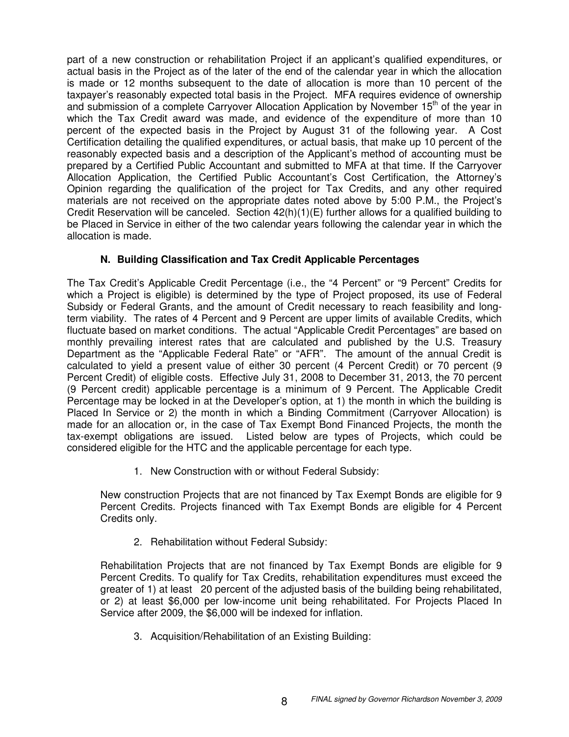part of a new construction or rehabilitation Project if an applicant's qualified expenditures, or actual basis in the Project as of the later of the end of the calendar year in which the allocation is made or 12 months subsequent to the date of allocation is more than 10 percent of the taxpayer's reasonably expected total basis in the Project. MFA requires evidence of ownership and submission of a complete Carryover Allocation Application by November 15th of the year in which the Tax Credit award was made, and evidence of the expenditure of more than 10 percent of the expected basis in the Project by August 31 of the following year. A Cost Certification detailing the qualified expenditures, or actual basis, that make up 10 percent of the reasonably expected basis and a description of the Applicant's method of accounting must be prepared by a Certified Public Accountant and submitted to MFA at that time. If the Carryover Allocation Application, the Certified Public Accountant's Cost Certification, the Attorney's Opinion regarding the qualification of the project for Tax Credits, and any other required materials are not received on the appropriate dates noted above by 5:00 P.M., the Project's Credit Reservation will be canceled. Section 42(h)(1)(E) further allows for a qualified building to be Placed in Service in either of the two calendar years following the calendar year in which the allocation is made.

### N. Building Classification and Tax Credit Applicable Percentages

The Tax Credit's Applicable Credit Percentage (i.e., the "4 Percent" or "9 Percent" Credits for which a Project is eligible) is determined by the type of Project proposed, its use of Federal Subsidy or Federal Grants, and the amount of Credit necessary to reach feasibility and long-term viability. The rates of 4 Percent and 9 Percent are upper limits of available Credits, which fluctuate based on market conditions. The actual "Applicable Credit Percentages" are based on monthly prevailing interest rates that are calculated and published by the U.S. Treasury Department as the "Applicable Federal Rate" or "AFR". The amount of the annual Credit is calculated to yield a present value of either 30 percent (4 Percent Credit) or 70 percent (9 Percent Credit) of eligible costs. Effective July 31, 2008 to December 31, 2013, the 70 percent (9 Percent credit) applicable percentage is a minimum of 9 Percent. The Applicable Credit Percentage may be locked in at the Developer's option, at 1) the month in which the building is Placed In Service or 2) the month in which a Binding Commitment (Carryover Allocation) is made for an allocation or, in the case of Tax Exempt Bond Financed Projects, the month the tax-exempt obligations are issued. Listed below are types of Projects, which could be considered eligible for the HTC and the applicable percentage for each type.

1. New Construction with or without Federal Subsidy:

New construction Projects that are not financed by Tax Exempt Bonds are eligible for 9 Percent Credits. Projects financed with Tax Exempt Bonds are eligible for 4 Percent Credits only.

2. Rehabilitation without Federal Subsidy:

Rehabilitation Projects that are not financed by Tax Exempt Bonds are eligible for 9 Percent Credits. To qualify for Tax Credits, rehabilitation expenditures must exceed the greater of 1) at least 20 percent of the adjusted basis of the building being rehabilitated, or 2) at least $6,000 per low-income unit being rehabilitated. For Projects Placed In Service after 2009, the $6,000 will be indexed for inflation.

3. Acquisition/Rehabilitation of an Existing Building: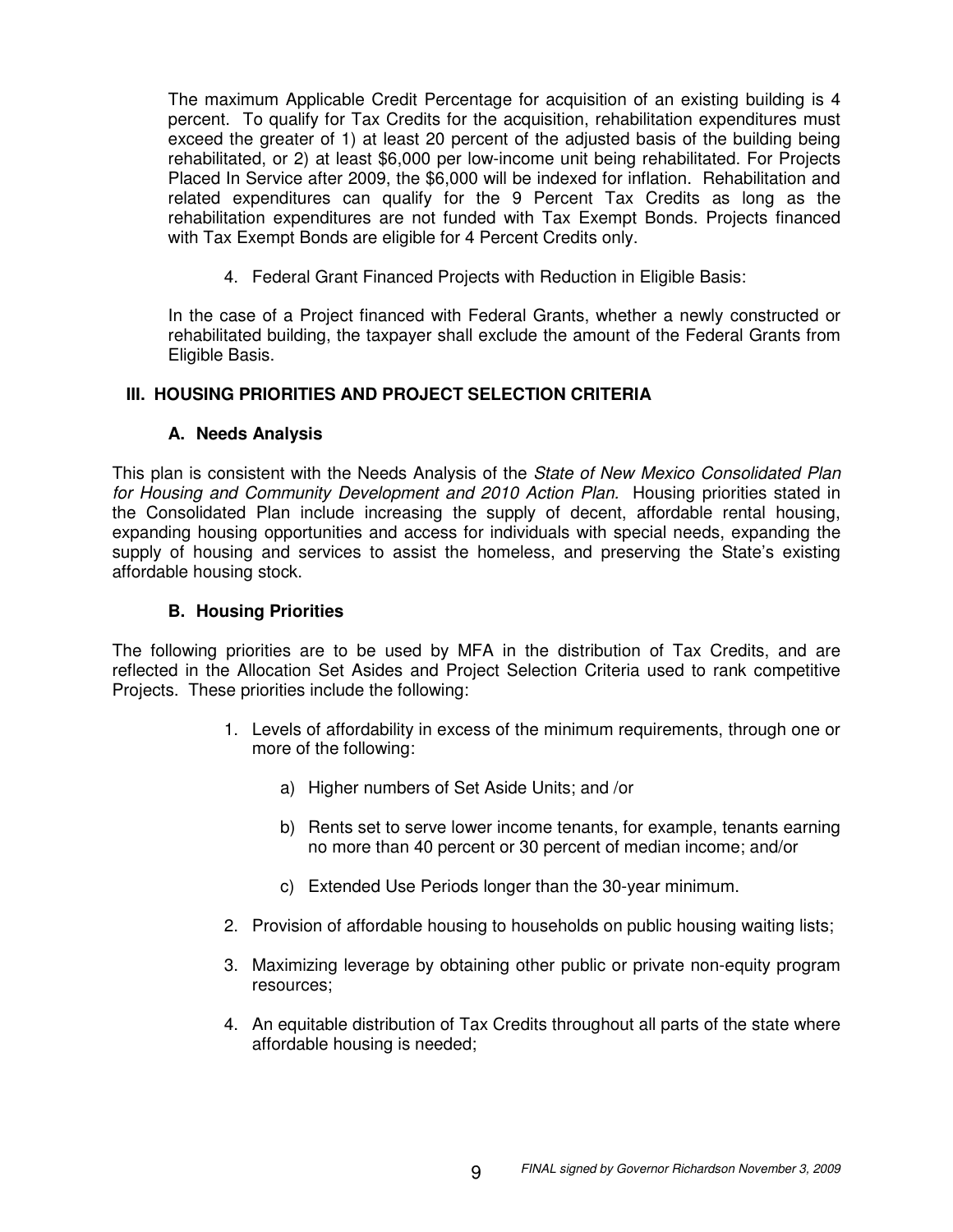The maximum Applicable Credit Percentage for acquisition of an existing building is 4 percent. To qualify for Tax Credits for the acquisition, rehabilitation expenditures must exceed the greater of 1) at least 20 percent of the adjusted basis of the building being rehabilitated, or 2) at least $6,000 per low-income unit being rehabilitated. For Projects Placed In Service after 2009, the $6,000 will be indexed for inflation. Rehabilitation and related expenditures can qualify for the 9 Percent Tax Credits as long as the rehabilitation expenditures are not funded with Tax Exempt Bonds. Projects financed with Tax Exempt Bonds are eligible for 4 Percent Credits only.

4. Federal Grant Financed Projects with Reduction in Eligible Basis:

In the case of a Project financed with Federal Grants, whether a newly constructed or rehabilitated building, the taxpayer shall exclude the amount of the Federal Grants from Eligible Basis.

## III. HOUSING PRIORITIES AND PROJECT SELECTION CRITERIA

### A. Needs Analysis

This plan is consistent with the Needs Analysis of the *State of New Mexico Consolidated Plan for Housing and Community Development and 2010 Action Plan.* Housing priorities stated in the Consolidated Plan include increasing the supply of decent, affordable rental housing, expanding housing opportunities and access for individuals with special needs, expanding the supply of housing and services to assist the homeless, and preserving the State's existing affordable housing stock.

### B. Housing Priorities

The following priorities are to be used by MFA in the distribution of Tax Credits, and are reflected in the Allocation Set Asides and Project Selection Criteria used to rank competitive Projects. These priorities include the following:

1. Levels of affordability in excess of the minimum requirements, through one or more of the following:

    a) Higher numbers of Set Aside Units; and /or

    b) Rents set to serve lower income tenants, for example, tenants earning no more than 40 percent or 30 percent of median income; and/or

    c) Extended Use Periods longer than the 30-year minimum.

2. Provision of affordable housing to households on public housing waiting lists;

3. Maximizing leverage by obtaining other public or private non-equity program resources;

4. An equitable distribution of Tax Credits throughout all parts of the state where affordable housing is needed;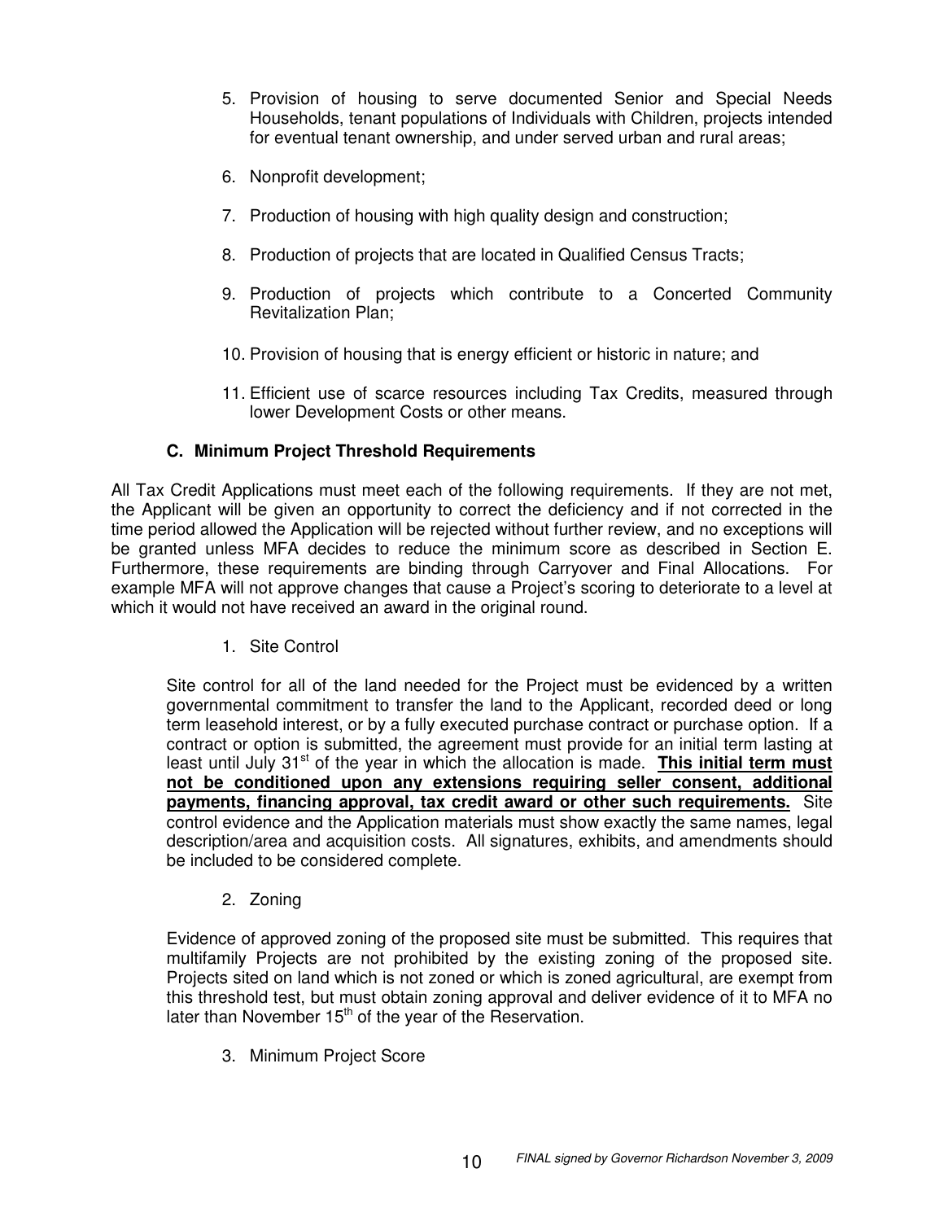5. Provision of housing to serve documented Senior and Special Needs Households, tenant populations of Individuals with Children, projects intended for eventual tenant ownership, and under served urban and rural areas;

6. Nonprofit development;

7. Production of housing with high quality design and construction;

8. Production of projects that are located in Qualified Census Tracts;

9. Production of projects which contribute to a Concerted Community Revitalization Plan;

10. Provision of housing that is energy efficient or historic in nature; and

11. Efficient use of scarce resources including Tax Credits, measured through lower Development Costs or other means.

### C. Minimum Project Threshold Requirements

All Tax Credit Applications must meet each of the following requirements. If they are not met, the Applicant will be given an opportunity to correct the deficiency and if not corrected in the time period allowed the Application will be rejected without further review, and no exceptions will be granted unless MFA decides to reduce the minimum score as described in Section E. Furthermore, these requirements are binding through Carryover and Final Allocations. For example MFA will not approve changes that cause a Project's scoring to deteriorate to a level at which it would not have received an award in the original round.

1. Site Control

Site control for all of the land needed for the Project must be evidenced by a written governmental commitment to transfer the land to the Applicant, recorded deed or long term leasehold interest, or by a fully executed purchase contract or purchase option. If a contract or option is submitted, the agreement must provide for an initial term lasting at least until July 31st of the year in which the allocation is made. **<u>This initial term must not be conditioned upon any extensions requiring seller consent, additional payments, financing approval, tax credit award or other such requirements.</u>** Site control evidence and the Application materials must show exactly the same names, legal description/area and acquisition costs. All signatures, exhibits, and amendments should be included to be considered complete.

2. Zoning

Evidence of approved zoning of the proposed site must be submitted. This requires that multifamily Projects are not prohibited by the existing zoning of the proposed site. Projects sited on land which is not zoned or which is zoned agricultural, are exempt from this threshold test, but must obtain zoning approval and deliver evidence of it to MFA no later than November 15th of the year of the Reservation.

3. Minimum Project Score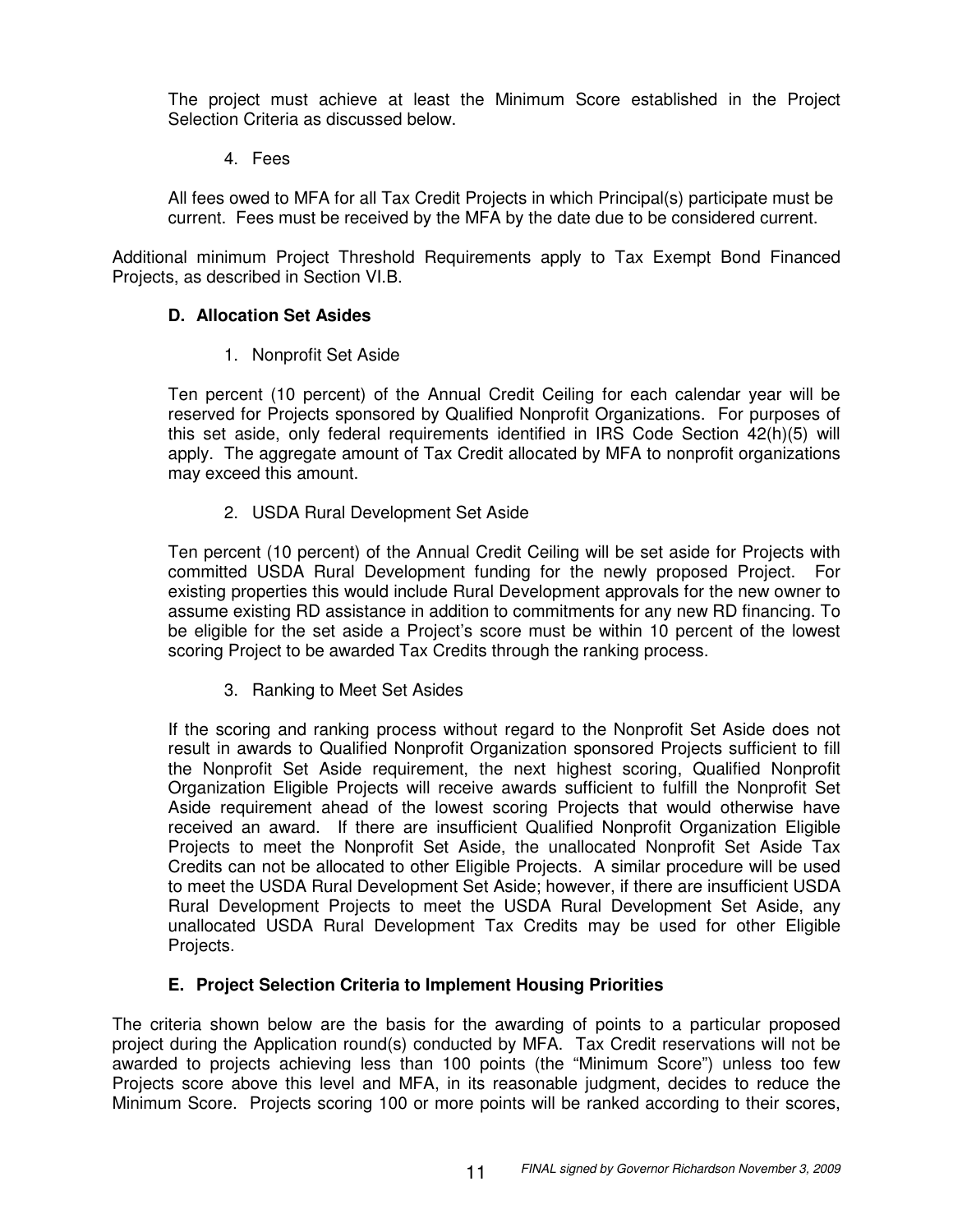The project must achieve at least the Minimum Score established in the Project Selection Criteria as discussed below.

4. Fees

All fees owed to MFA for all Tax Credit Projects in which Principal(s) participate must be current. Fees must be received by the MFA by the date due to be considered current.

Additional minimum Project Threshold Requirements apply to Tax Exempt Bond Financed Projects, as described in Section VI.B.

### D. Allocation Set Asides

1. Nonprofit Set Aside

Ten percent (10 percent) of the Annual Credit Ceiling for each calendar year will be reserved for Projects sponsored by Qualified Nonprofit Organizations. For purposes of this set aside, only federal requirements identified in IRS Code Section 42(h)(5) will apply. The aggregate amount of Tax Credit allocated by MFA to nonprofit organizations may exceed this amount.

2. USDA Rural Development Set Aside

Ten percent (10 percent) of the Annual Credit Ceiling will be set aside for Projects with committed USDA Rural Development funding for the newly proposed Project. For existing properties this would include Rural Development approvals for the new owner to assume existing RD assistance in addition to commitments for any new RD financing. To be eligible for the set aside a Project's score must be within 10 percent of the lowest scoring Project to be awarded Tax Credits through the ranking process.

3. Ranking to Meet Set Asides

If the scoring and ranking process without regard to the Nonprofit Set Aside does not result in awards to Qualified Nonprofit Organization sponsored Projects sufficient to fill the Nonprofit Set Aside requirement, the next highest scoring, Qualified Nonprofit Organization Eligible Projects will receive awards sufficient to fulfill the Nonprofit Set Aside requirement ahead of the lowest scoring Projects that would otherwise have received an award. If there are insufficient Qualified Nonprofit Organization Eligible Projects to meet the Nonprofit Set Aside, the unallocated Nonprofit Set Aside Tax Credits can not be allocated to other Eligible Projects. A similar procedure will be used to meet the USDA Rural Development Set Aside; however, if there are insufficient USDA Rural Development Projects to meet the USDA Rural Development Set Aside, any unallocated USDA Rural Development Tax Credits may be used for other Eligible Projects.

### E. Project Selection Criteria to Implement Housing Priorities

The criteria shown below are the basis for the awarding of points to a particular proposed project during the Application round(s) conducted by MFA. Tax Credit reservations will not be awarded to projects achieving less than 100 points (the "Minimum Score") unless too few Projects score above this level and MFA, in its reasonable judgment, decides to reduce the Minimum Score. Projects scoring 100 or more points will be ranked according to their scores,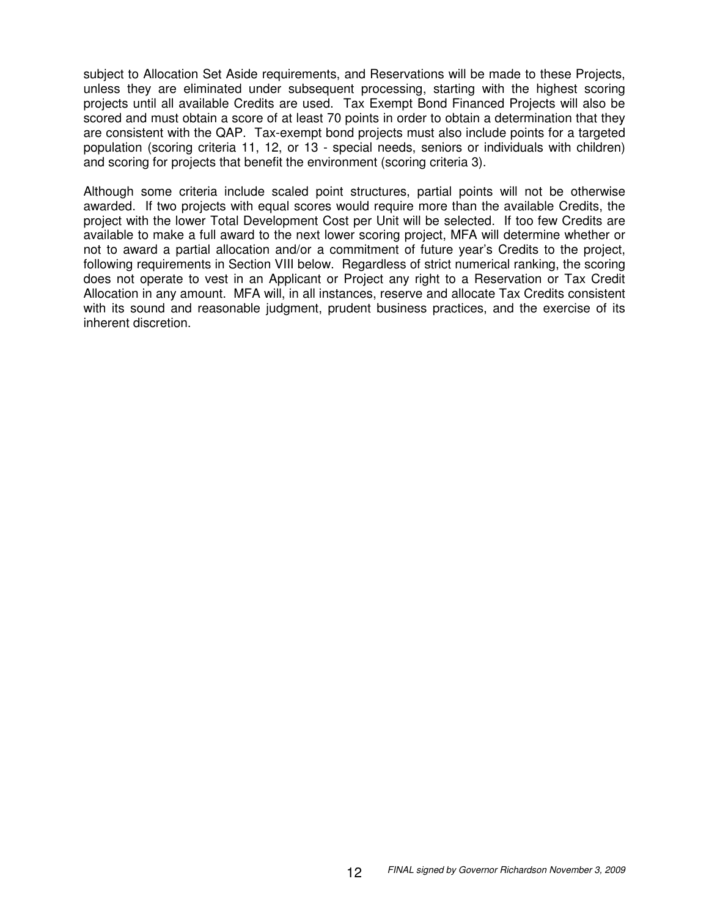subject to Allocation Set Aside requirements, and Reservations will be made to these Projects, unless they are eliminated under subsequent processing, starting with the highest scoring projects until all available Credits are used. Tax Exempt Bond Financed Projects will also be scored and must obtain a score of at least 70 points in order to obtain a determination that they are consistent with the QAP. Tax-exempt bond projects must also include points for a targeted population (scoring criteria 11, 12, or 13 - special needs, seniors or individuals with children) and scoring for projects that benefit the environment (scoring criteria 3).

Although some criteria include scaled point structures, partial points will not be otherwise awarded. If two projects with equal scores would require more than the available Credits, the project with the lower Total Development Cost per Unit will be selected. If too few Credits are available to make a full award to the next lower scoring project, MFA will determine whether or not to award a partial allocation and/or a commitment of future year's Credits to the project, following requirements in Section VIII below. Regardless of strict numerical ranking, the scoring does not operate to vest in an Applicant or Project any right to a Reservation or Tax Credit Allocation in any amount. MFA will, in all instances, reserve and allocate Tax Credits consistent with its sound and reasonable judgment, prudent business practices, and the exercise of its inherent discretion.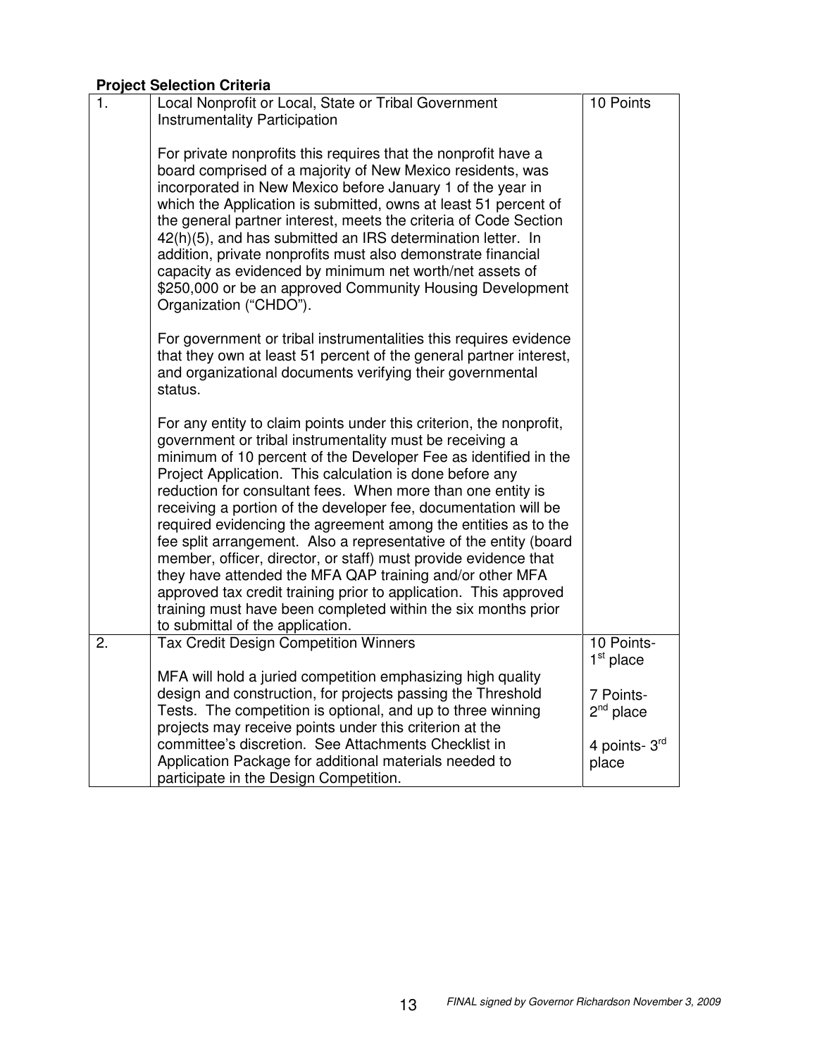**Project Selection Criteria**

| | | |
|---|---|---|
| 1. | Local Nonprofit or Local, State or Tribal Government Instrumentality Participation<br><br>For private nonprofits this requires that the nonprofit have a board comprised of a majority of New Mexico residents, was incorporated in New Mexico before January 1 of the year in which the Application is submitted, owns at least 51 percent of the general partner interest, meets the criteria of Code Section 42(h)(5), and has submitted an IRS determination letter. In addition, private nonprofits must also demonstrate financial capacity as evidenced by minimum net worth/net assets of $250,000 or be an approved Community Housing Development Organization ("CHDO").<br><br>For government or tribal instrumentalities this requires evidence that they own at least 51 percent of the general partner interest, and organizational documents verifying their governmental status.<br><br>For any entity to claim points under this criterion, the nonprofit, government or tribal instrumentality must be receiving a minimum of 10 percent of the Developer Fee as identified in the Project Application. This calculation is done before any reduction for consultant fees. When more than one entity is receiving a portion of the developer fee, documentation will be required evidencing the agreement among the entities as to the fee split arrangement. Also a representative of the entity (board member, officer, director, or staff) must provide evidence that they have attended the MFA QAP training and/or other MFA approved tax credit training prior to application. This approved training must have been completed within the six months prior to submittal of the application. | 10 Points |
| 2. | Tax Credit Design Competition Winners<br><br>MFA will hold a juried competition emphasizing high quality design and construction, for projects passing the Threshold Tests. The competition is optional, and up to three winning projects may receive points under this criterion at the committee's discretion. See Attachments Checklist in Application Package for additional materials needed to participate in the Design Competition. | 10 Points- 1st place<br><br>7 Points- 2nd place<br><br>4 points- 3rd place |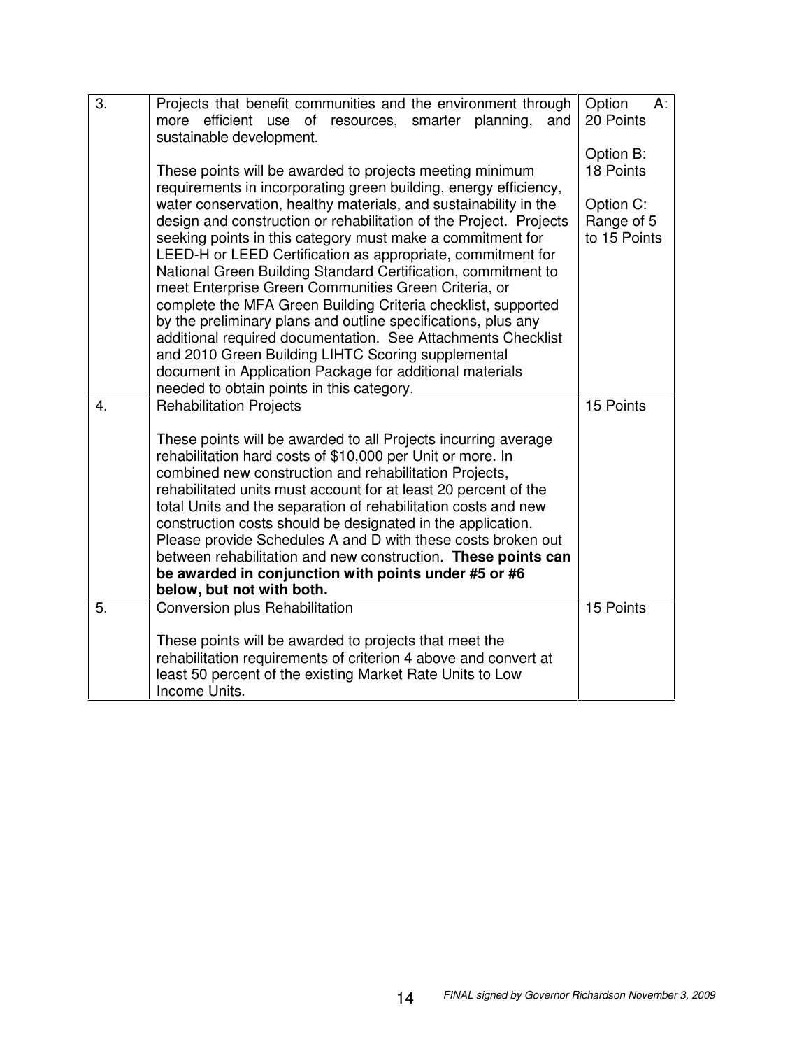| | | |
|---|---|---|
| 3. | Projects that benefit communities and the environment through more efficient use of resources, smarter planning, and sustainable development.<br><br>These points will be awarded to projects meeting minimum requirements in incorporating green building, energy efficiency, water conservation, healthy materials, and sustainability in the design and construction or rehabilitation of the Project. Projects seeking points in this category must make a commitment for LEED-H or LEED Certification as appropriate, commitment for National Green Building Standard Certification, commitment to meet Enterprise Green Communities Green Criteria, or complete the MFA Green Building Criteria checklist, supported by the preliminary plans and outline specifications, plus any additional required documentation. See Attachments Checklist and 2010 Green Building LIHTC Scoring supplemental document in Application Package for additional materials needed to obtain points in this category. | Option A: 20 Points<br><br>Option B: 18 Points<br><br>Option C: Range of 5 to 15 Points |
| 4. | Rehabilitation Projects<br><br>These points will be awarded to all Projects incurring average rehabilitation hard costs of $10,000 per Unit or more. In combined new construction and rehabilitation Projects, rehabilitated units must account for at least 20 percent of the total Units and the separation of rehabilitation costs and new construction costs should be designated in the application. Please provide Schedules A and D with these costs broken out between rehabilitation and new construction. **These points can be awarded in conjunction with points under #5 or #6 below, but not with both.** | 15 Points |
| 5. | Conversion plus Rehabilitation<br><br>These points will be awarded to projects that meet the rehabilitation requirements of criterion 4 above and convert at least 50 percent of the existing Market Rate Units to Low Income Units. | 15 Points |

*FINAL signed by Governor Richardson November 3, 2009*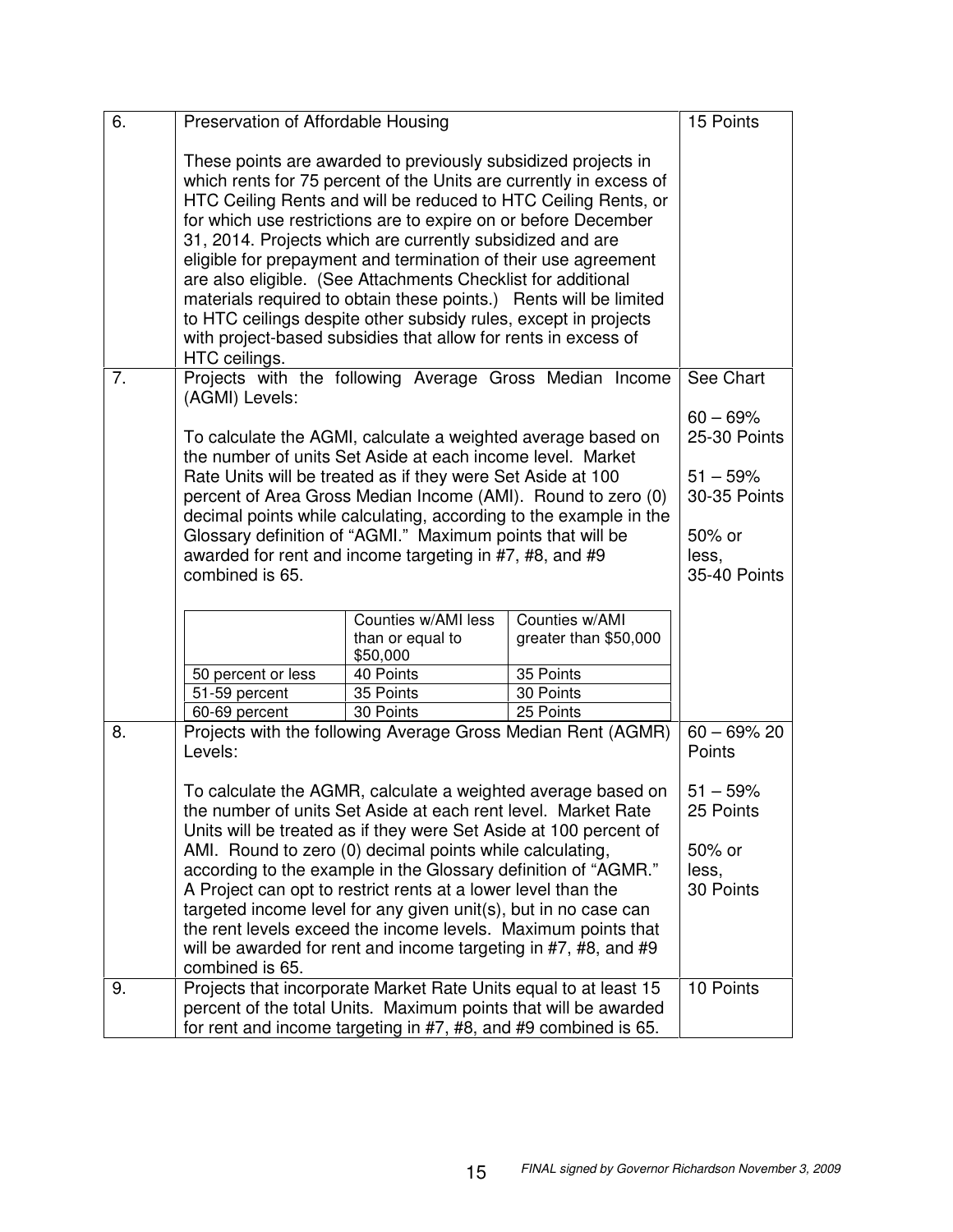| | | |
|---|---|---|
| 6. | Preservation of Affordable Housing<br><br>These points are awarded to previously subsidized projects in which rents for 75 percent of the Units are currently in excess of HTC Ceiling Rents and will be reduced to HTC Ceiling Rents, or for which use restrictions are to expire on or before December 31, 2014. Projects which are currently subsidized and are eligible for prepayment and termination of their use agreement are also eligible. (See Attachments Checklist for additional materials required to obtain these points.) Rents will be limited to HTC ceilings despite other subsidy rules, except in projects with project-based subsidies that allow for rents in excess of HTC ceilings. | 15 Points |
| 7. | Projects with the following Average Gross Median Income (AGMI) Levels:<br><br>To calculate the AGMI, calculate a weighted average based on the number of units Set Aside at each income level. Market Rate Units will be treated as if they were Set Aside at 100 percent of Area Gross Median Income (AMI). Round to zero (0) decimal points while calculating, according to the example in the Glossary definition of "AGMI." Maximum points that will be awarded for rent and income targeting in #7, #8, and #9 combined is 65. | See Chart<br><br>60 – 69% 25-30 Points<br><br>51 – 59% 30-35 Points<br><br>50% or less, 35-40 Points |
| 8. | Projects with the following Average Gross Median Rent (AGMR) Levels:<br><br>To calculate the AGMR, calculate a weighted average based on the number of units Set Aside at each rent level. Market Rate Units will be treated as if they were Set Aside at 100 percent of AMI. Round to zero (0) decimal points while calculating, according to the example in the Glossary definition of "AGMR." A Project can opt to restrict rents at a lower level than the targeted income level for any given unit(s), but in no case can the rent levels exceed the income levels. Maximum points that will be awarded for rent and income targeting in #7, #8, and #9 combined is 65. | 60 – 69% 20 Points<br><br>51 – 59% 25 Points<br><br>50% or less, 30 Points |
| 9. | Projects that incorporate Market Rate Units equal to at least 15 percent of the total Units. Maximum points that will be awarded for rent and income targeting in #7, #8, and #9 combined is 65. | 10 Points |

Chart for item 7:

| | Counties w/AMI less than or equal to $50,000 | Counties w/AMI greater than $50,000 |
|---|---|---|
| 50 percent or less | 40 Points | 35 Points |
| 51-59 percent | 35 Points | 30 Points |
| 60-69 percent | 30 Points | 25 Points |

*FINAL signed by Governor Richardson November 3, 2009*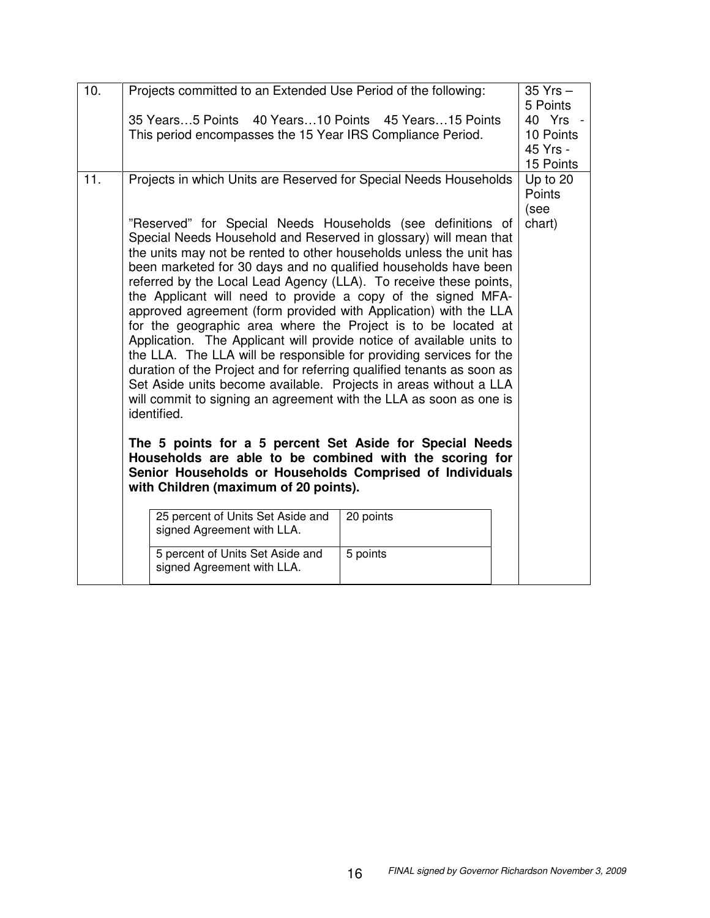| | | |
|---|---|---|
| 10. | Projects committed to an Extended Use Period of the following:<br><br>35 Years…5 Points  40 Years…10 Points  45 Years…15 Points<br>This period encompasses the 15 Year IRS Compliance Period. | 35 Yrs – 5 Points<br>40 Yrs - 10 Points<br>45 Yrs - 15 Points |
| 11. | Projects in which Units are Reserved for Special Needs Households<br><br>"Reserved" for Special Needs Households (see definitions of Special Needs Household and Reserved in glossary) will mean that the units may not be rented to other households unless the unit has been marketed for 30 days and no qualified households have been referred by the Local Lead Agency (LLA). To receive these points, the Applicant will need to provide a copy of the signed MFA-approved agreement (form provided with Application) with the LLA for the geographic area where the Project is to be located at Application. The Applicant will provide notice of available units to the LLA. The LLA will be responsible for providing services for the duration of the Project and for referring qualified tenants as soon as Set Aside units become available. Projects in areas without a LLA will commit to signing an agreement with the LLA as soon as one is identified.<br><br>**The 5 points for a 5 percent Set Aside for Special Needs Households are able to be combined with the scoring for Senior Households or Households Comprised of Individuals with Children (maximum of 20 points).**<br><br>25 percent of Units Set Aside and signed Agreement with LLA. — 20 points<br>5 percent of Units Set Aside and signed Agreement with LLA. — 5 points | Up to 20 Points (see chart) |

*FINAL signed by Governor Richardson November 3, 2009*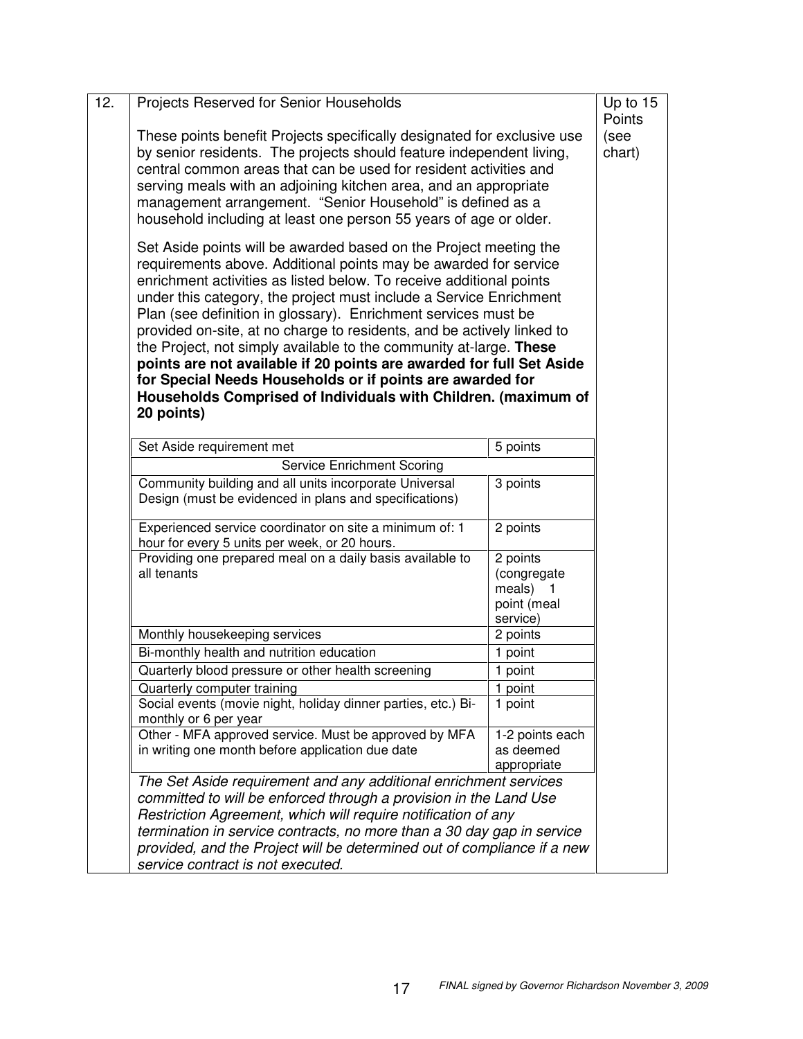| 12. | Projects Reserved for Senior Households | Up to 15 Points (see chart) |
|---|---|---|

**12. Projects Reserved for Senior Households** — Up to 15 Points (see chart)

These points benefit Projects specifically designated for exclusive use by senior residents. The projects should feature independent living, central common areas that can be used for resident activities and serving meals with an adjoining kitchen area, and an appropriate management arrangement. "Senior Household" is defined as a household including at least one person 55 years of age or older.

Set Aside points will be awarded based on the Project meeting the requirements above. Additional points may be awarded for service enrichment activities as listed below. To receive additional points under this category, the project must include a Service Enrichment Plan (see definition in glossary). Enrichment services must be provided on-site, at no charge to residents, and be actively linked to the Project, not simply available to the community at-large. **These points are not available if 20 points are awarded for full Set Aside for Special Needs Households or if points are awarded for Households Comprised of Individuals with Children. (maximum of 20 points)**

| Set Aside requirement met | 5 points |
|---|---|
| Service Enrichment Scoring | |
| Community building and all units incorporate Universal Design (must be evidenced in plans and specifications) | 3 points |
| Experienced service coordinator on site a minimum of: 1 hour for every 5 units per week, or 20 hours. | 2 points |
| Providing one prepared meal on a daily basis available to all tenants | 2 points (congregate meals) 1 point (meal service) |
| Monthly housekeeping services | 2 points |
| Bi-monthly health and nutrition education | 1 point |
| Quarterly blood pressure or other health screening | 1 point |
| Quarterly computer training | 1 point |
| Social events (movie night, holiday dinner parties, etc.) Bi-monthly or 6 per year | 1 point |
| Other - MFA approved service. Must be approved by MFA in writing one month before application due date | 1-2 points each as deemed appropriate |

*The Set Aside requirement and any additional enrichment services committed to will be enforced through a provision in the Land Use Restriction Agreement, which will require notification of any termination in service contracts, no more than a 30 day gap in service provided, and the Project will be determined out of compliance if a new service contract is not executed.*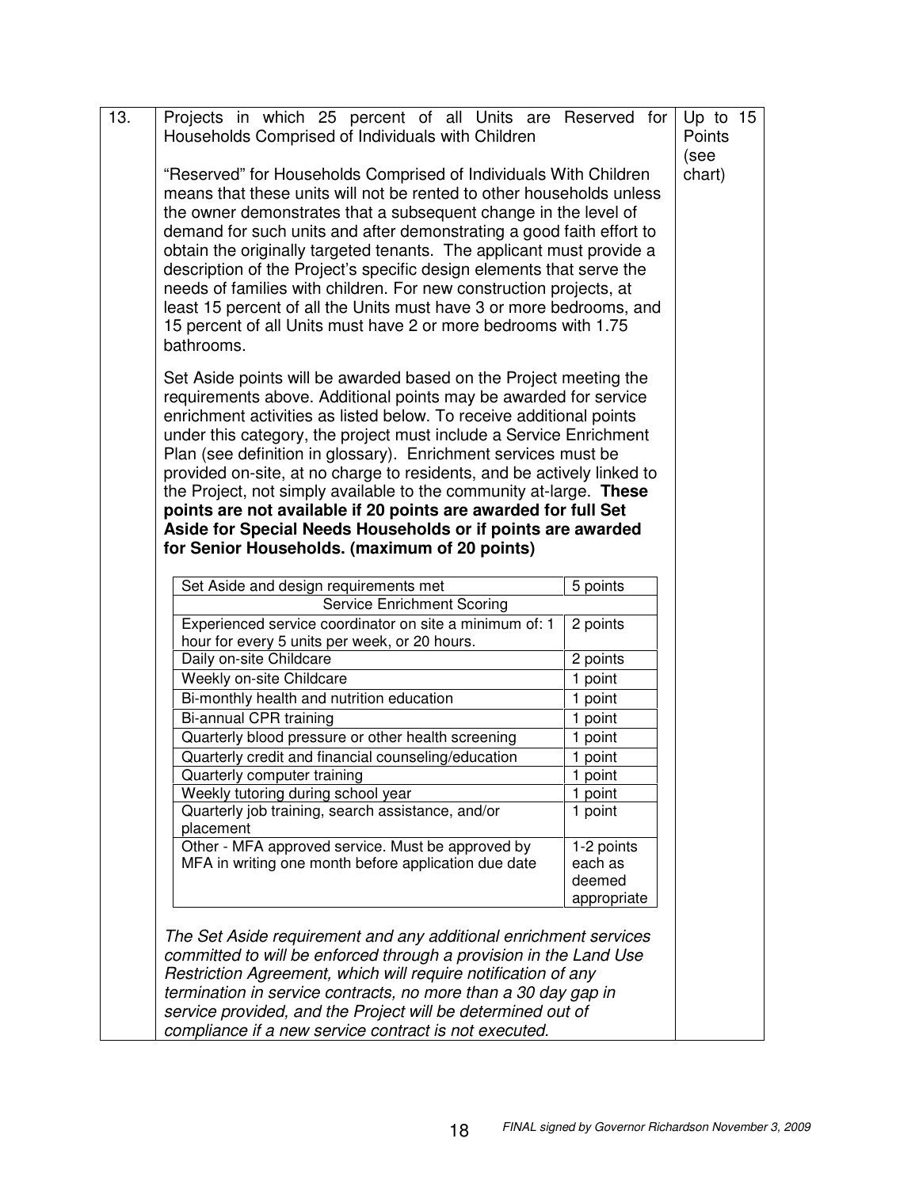| 13. | Projects in which 25 percent of all Units are Reserved for Households Comprised of Individuals with Children | Up to 15 Points (see chart) |
|---|---|---|

Projects in which 25 percent of all Units are Reserved for Households Comprised of Individuals with Children

"Reserved" for Households Comprised of Individuals With Children means that these units will not be rented to other households unless the owner demonstrates that a subsequent change in the level of demand for such units and after demonstrating a good faith effort to obtain the originally targeted tenants. The applicant must provide a description of the Project's specific design elements that serve the needs of families with children. For new construction projects, at least 15 percent of all the Units must have 3 or more bedrooms, and 15 percent of all Units must have 2 or more bedrooms with 1.75 bathrooms.

Set Aside points will be awarded based on the Project meeting the requirements above. Additional points may be awarded for service enrichment activities as listed below. To receive additional points under this category, the project must include a Service Enrichment Plan (see definition in glossary). Enrichment services must be provided on-site, at no charge to residents, and be actively linked to the Project, not simply available to the community at-large. **These points are not available if 20 points are awarded for full Set Aside for Special Needs Households or if points are awarded for Senior Households. (maximum of 20 points)**

| Set Aside and design requirements met | 5 points |
|---|---|
| Service Enrichment Scoring | |
| Experienced service coordinator on site a minimum of: 1 hour for every 5 units per week, or 20 hours. | 2 points |
| Daily on-site Childcare | 2 points |
| Weekly on-site Childcare | 1 point |
| Bi-monthly health and nutrition education | 1 point |
| Bi-annual CPR training | 1 point |
| Quarterly blood pressure or other health screening | 1 point |
| Quarterly credit and financial counseling/education | 1 point |
| Quarterly computer training | 1 point |
| Weekly tutoring during school year | 1 point |
| Quarterly job training, search assistance, and/or placement | 1 point |
| Other - MFA approved service. Must be approved by MFA in writing one month before application due date | 1-2 points each as deemed appropriate |

*The Set Aside requirement and any additional enrichment services committed to will be enforced through a provision in the Land Use Restriction Agreement, which will require notification of any termination in service contracts, no more than a 30 day gap in service provided, and the Project will be determined out of compliance if a new service contract is not executed.*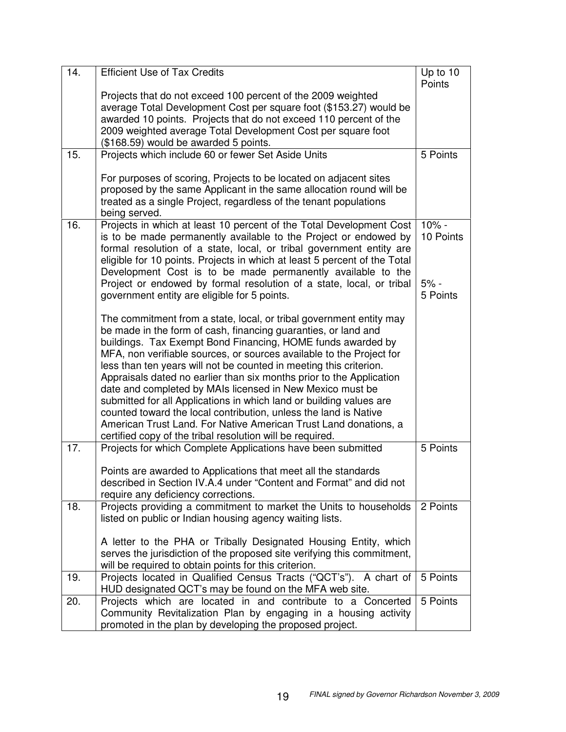| | | |
|---|---|---|
| 14. | Efficient Use of Tax Credits<br><br>Projects that do not exceed 100 percent of the 2009 weighted average Total Development Cost per square foot ($153.27) would be awarded 10 points. Projects that do not exceed 110 percent of the 2009 weighted average Total Development Cost per square foot ($168.59) would be awarded 5 points. | Up to 10 Points |
| 15. | Projects which include 60 or fewer Set Aside Units<br><br>For purposes of scoring, Projects to be located on adjacent sites proposed by the same Applicant in the same allocation round will be treated as a single Project, regardless of the tenant populations being served. | 5 Points |
| 16. | Projects in which at least 10 percent of the Total Development Cost is to be made permanently available to the Project or endowed by formal resolution of a state, local, or tribal government entity are eligible for 10 points. Projects in which at least 5 percent of the Total Development Cost is to be made permanently available to the Project or endowed by formal resolution of a state, local, or tribal government entity are eligible for 5 points.<br><br>The commitment from a state, local, or tribal government entity may be made in the form of cash, financing guaranties, or land and buildings. Tax Exempt Bond Financing, HOME funds awarded by MFA, non verifiable sources, or sources available to the Project for less than ten years will not be counted in meeting this criterion. Appraisals dated no earlier than six months prior to the Application date and completed by MAIs licensed in New Mexico must be submitted for all Applications in which land or building values are counted toward the local contribution, unless the land is Native American Trust Land. For Native American Trust Land donations, a certified copy of the tribal resolution will be required. | 10% - 10 Points<br><br>5% - 5 Points |
| 17. | Projects for which Complete Applications have been submitted<br><br>Points are awarded to Applications that meet all the standards described in Section IV.A.4 under "Content and Format" and did not require any deficiency corrections. | 5 Points |
| 18. | Projects providing a commitment to market the Units to households listed on public or Indian housing agency waiting lists.<br><br>A letter to the PHA or Tribally Designated Housing Entity, which serves the jurisdiction of the proposed site verifying this commitment, will be required to obtain points for this criterion. | 2 Points |
| 19. | Projects located in Qualified Census Tracts ("QCT's"). A chart of HUD designated QCT's may be found on the MFA web site. | 5 Points |
| 20. | Projects which are located in and contribute to a Concerted Community Revitalization Plan by engaging in a housing activity promoted in the plan by developing the proposed project. | 5 Points |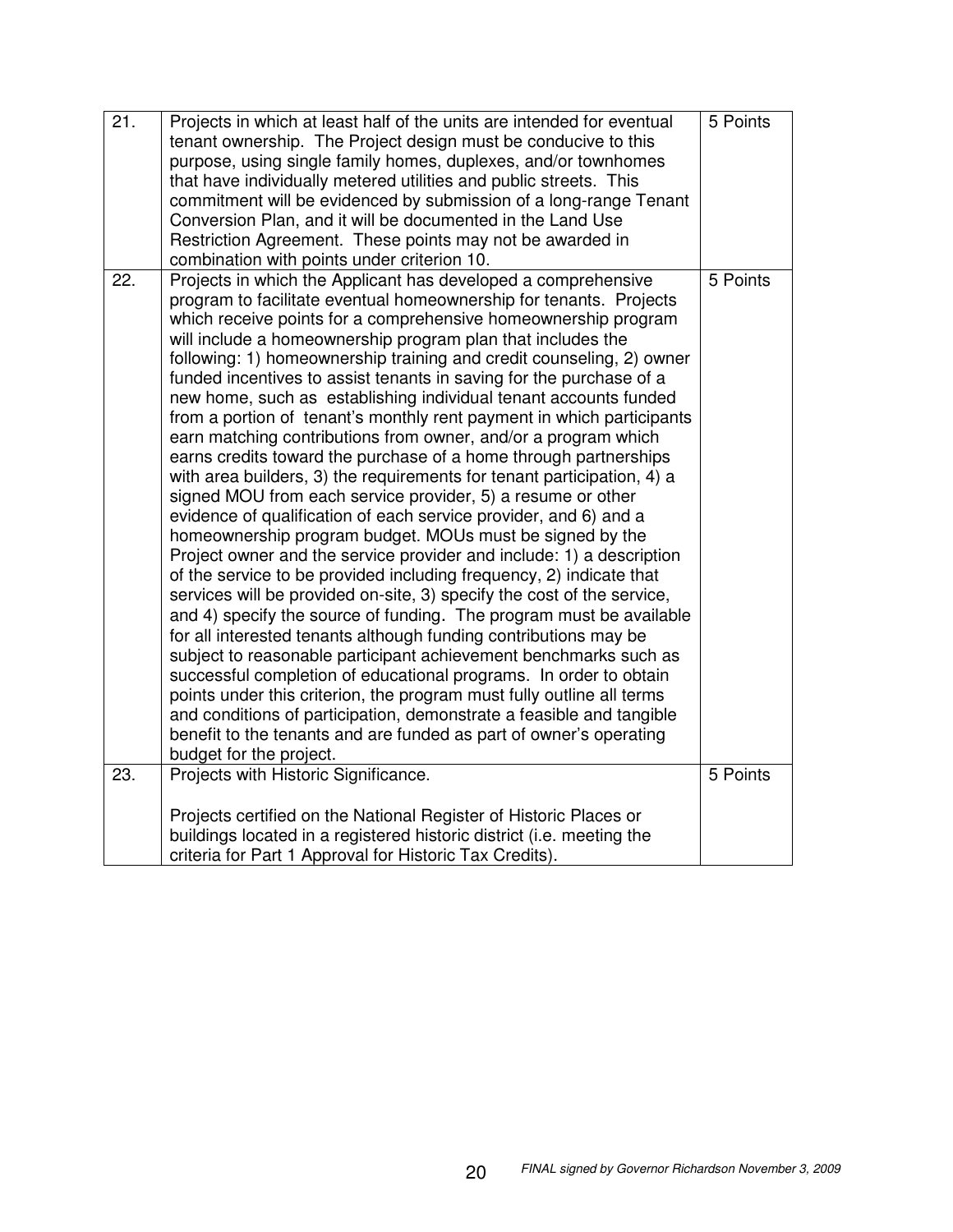| | | |
|---|---|---|
| 21. | Projects in which at least half of the units are intended for eventual tenant ownership. The Project design must be conducive to this purpose, using single family homes, duplexes, and/or townhomes that have individually metered utilities and public streets. This commitment will be evidenced by submission of a long-range Tenant Conversion Plan, and it will be documented in the Land Use Restriction Agreement. These points may not be awarded in combination with points under criterion 10. | 5 Points |
| 22. | Projects in which the Applicant has developed a comprehensive program to facilitate eventual homeownership for tenants. Projects which receive points for a comprehensive homeownership program will include a homeownership program plan that includes the following: 1) homeownership training and credit counseling, 2) owner funded incentives to assist tenants in saving for the purchase of a new home, such as establishing individual tenant accounts funded from a portion of tenant's monthly rent payment in which participants earn matching contributions from owner, and/or a program which earns credits toward the purchase of a home through partnerships with area builders, 3) the requirements for tenant participation, 4) a signed MOU from each service provider, 5) a resume or other evidence of qualification of each service provider, and 6) and a homeownership program budget. MOUs must be signed by the Project owner and the service provider and include: 1) a description of the service to be provided including frequency, 2) indicate that services will be provided on-site, 3) specify the cost of the service, and 4) specify the source of funding. The program must be available for all interested tenants although funding contributions may be subject to reasonable participant achievement benchmarks such as successful completion of educational programs. In order to obtain points under this criterion, the program must fully outline all terms and conditions of participation, demonstrate a feasible and tangible benefit to the tenants and are funded as part of owner's operating budget for the project. | 5 Points |
| 23. | Projects with Historic Significance.<br><br>Projects certified on the National Register of Historic Places or buildings located in a registered historic district (i.e. meeting the criteria for Part 1 Approval for Historic Tax Credits). | 5 Points |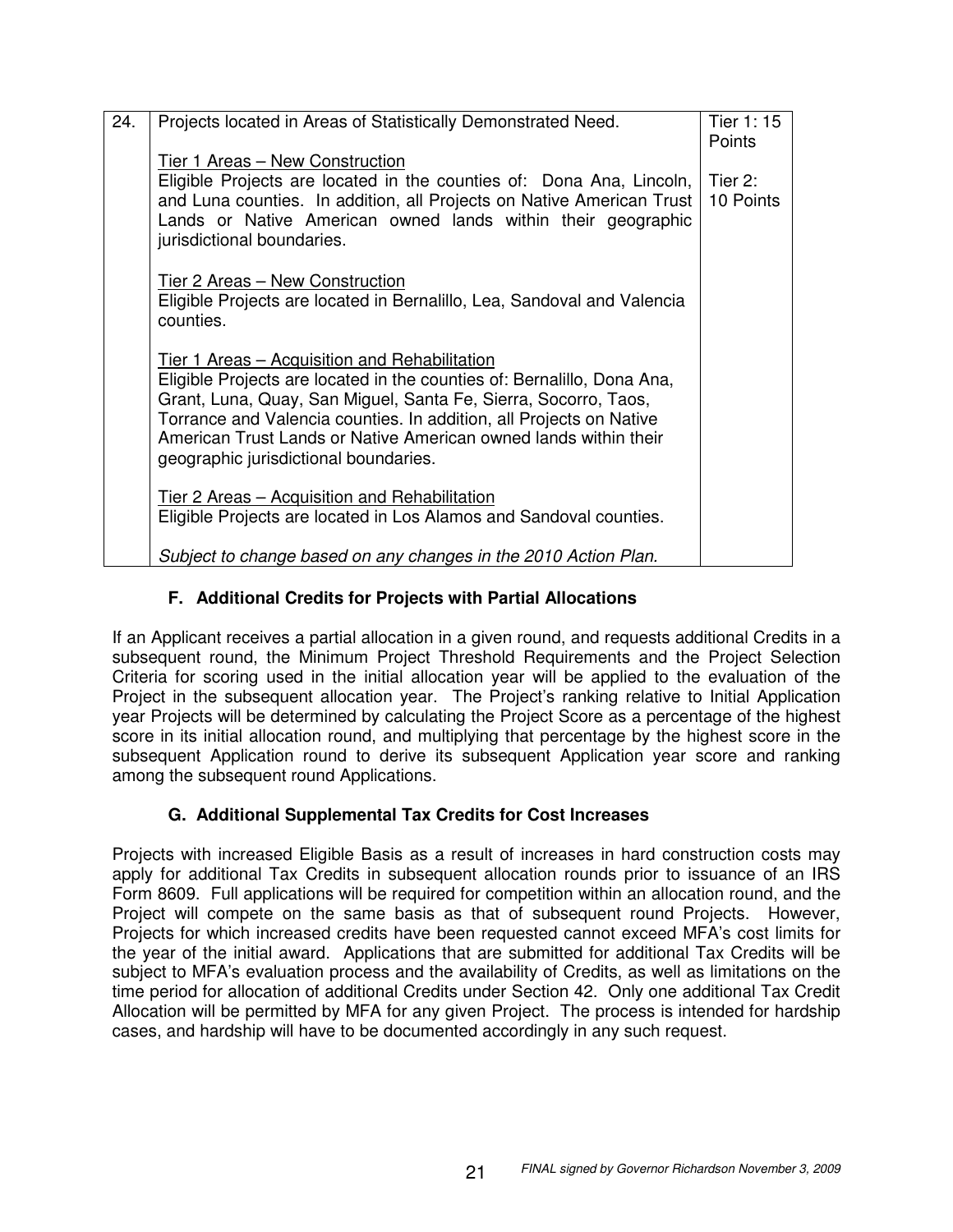| 24. | Projects located in Areas of Statistically Demonstrated Need.<br><br><u>Tier 1 Areas – New Construction</u><br>Eligible Projects are located in the counties of: Dona Ana, Lincoln, and Luna counties. In addition, all Projects on Native American Trust Lands or Native American owned lands within their geographic jurisdictional boundaries.<br><br><u>Tier 2 Areas – New Construction</u><br>Eligible Projects are located in Bernalillo, Lea, Sandoval and Valencia counties.<br><br><u>Tier 1 Areas – Acquisition and Rehabilitation</u><br>Eligible Projects are located in the counties of: Bernalillo, Dona Ana, Grant, Luna, Quay, San Miguel, Santa Fe, Sierra, Socorro, Taos, Torrance and Valencia counties. In addition, all Projects on Native American Trust Lands or Native American owned lands within their geographic jurisdictional boundaries.<br><br><u>Tier 2 Areas – Acquisition and Rehabilitation</u><br>Eligible Projects are located in Los Alamos and Sandoval counties.<br><br>*Subject to change based on any changes in the 2010 Action Plan.* | Tier 1: 15 Points<br><br>Tier 2: 10 Points |
|---|---|---|

### F. Additional Credits for Projects with Partial Allocations

If an Applicant receives a partial allocation in a given round, and requests additional Credits in a subsequent round, the Minimum Project Threshold Requirements and the Project Selection Criteria for scoring used in the initial allocation year will be applied to the evaluation of the Project in the subsequent allocation year. The Project's ranking relative to Initial Application year Projects will be determined by calculating the Project Score as a percentage of the highest score in its initial allocation round, and multiplying that percentage by the highest score in the subsequent Application round to derive its subsequent Application year score and ranking among the subsequent round Applications.

### G. Additional Supplemental Tax Credits for Cost Increases

Projects with increased Eligible Basis as a result of increases in hard construction costs may apply for additional Tax Credits in subsequent allocation rounds prior to issuance of an IRS Form 8609. Full applications will be required for competition within an allocation round, and the Project will compete on the same basis as that of subsequent round Projects. However, Projects for which increased credits have been requested cannot exceed MFA's cost limits for the year of the initial award. Applications that are submitted for additional Tax Credits will be subject to MFA's evaluation process and the availability of Credits, as well as limitations on the time period for allocation of additional Credits under Section 42. Only one additional Tax Credit Allocation will be permitted by MFA for any given Project. The process is intended for hardship cases, and hardship will have to be documented accordingly in any such request.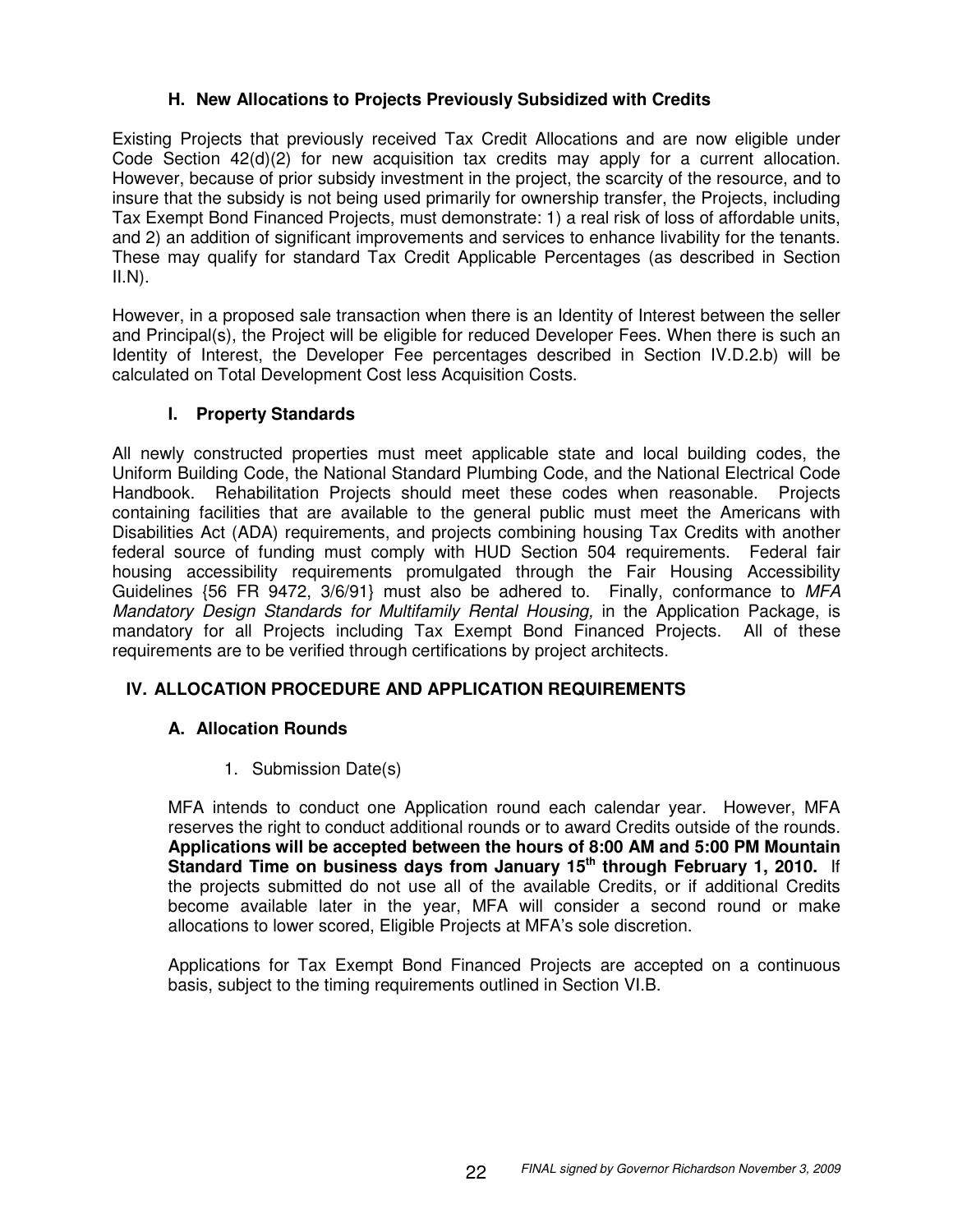### H. New Allocations to Projects Previously Subsidized with Credits

Existing Projects that previously received Tax Credit Allocations and are now eligible under Code Section 42(d)(2) for new acquisition tax credits may apply for a current allocation. However, because of prior subsidy investment in the project, the scarcity of the resource, and to insure that the subsidy is not being used primarily for ownership transfer, the Projects, including Tax Exempt Bond Financed Projects, must demonstrate: 1) a real risk of loss of affordable units, and 2) an addition of significant improvements and services to enhance livability for the tenants. These may qualify for standard Tax Credit Applicable Percentages (as described in Section II.N).

However, in a proposed sale transaction when there is an Identity of Interest between the seller and Principal(s), the Project will be eligible for reduced Developer Fees. When there is such an Identity of Interest, the Developer Fee percentages described in Section IV.D.2.b) will be calculated on Total Development Cost less Acquisition Costs.

### I. Property Standards

All newly constructed properties must meet applicable state and local building codes, the Uniform Building Code, the National Standard Plumbing Code, and the National Electrical Code Handbook. Rehabilitation Projects should meet these codes when reasonable. Projects containing facilities that are available to the general public must meet the Americans with Disabilities Act (ADA) requirements, and projects combining housing Tax Credits with another federal source of funding must comply with HUD Section 504 requirements. Federal fair housing accessibility requirements promulgated through the Fair Housing Accessibility Guidelines {56 FR 9472, 3/6/91} must also be adhered to. Finally, conformance to *MFA Mandatory Design Standards for Multifamily Rental Housing,* in the Application Package, is mandatory for all Projects including Tax Exempt Bond Financed Projects. All of these requirements are to be verified through certifications by project architects.

## IV. ALLOCATION PROCEDURE AND APPLICATION REQUIREMENTS

### A. Allocation Rounds

1. Submission Date(s)

MFA intends to conduct one Application round each calendar year. However, MFA reserves the right to conduct additional rounds or to award Credits outside of the rounds. **Applications will be accepted between the hours of 8:00 AM and 5:00 PM Mountain Standard Time on business days from January 15th through February 1, 2010.** If the projects submitted do not use all of the available Credits, or if additional Credits become available later in the year, MFA will consider a second round or make allocations to lower scored, Eligible Projects at MFA's sole discretion.

Applications for Tax Exempt Bond Financed Projects are accepted on a continuous basis, subject to the timing requirements outlined in Section VI.B.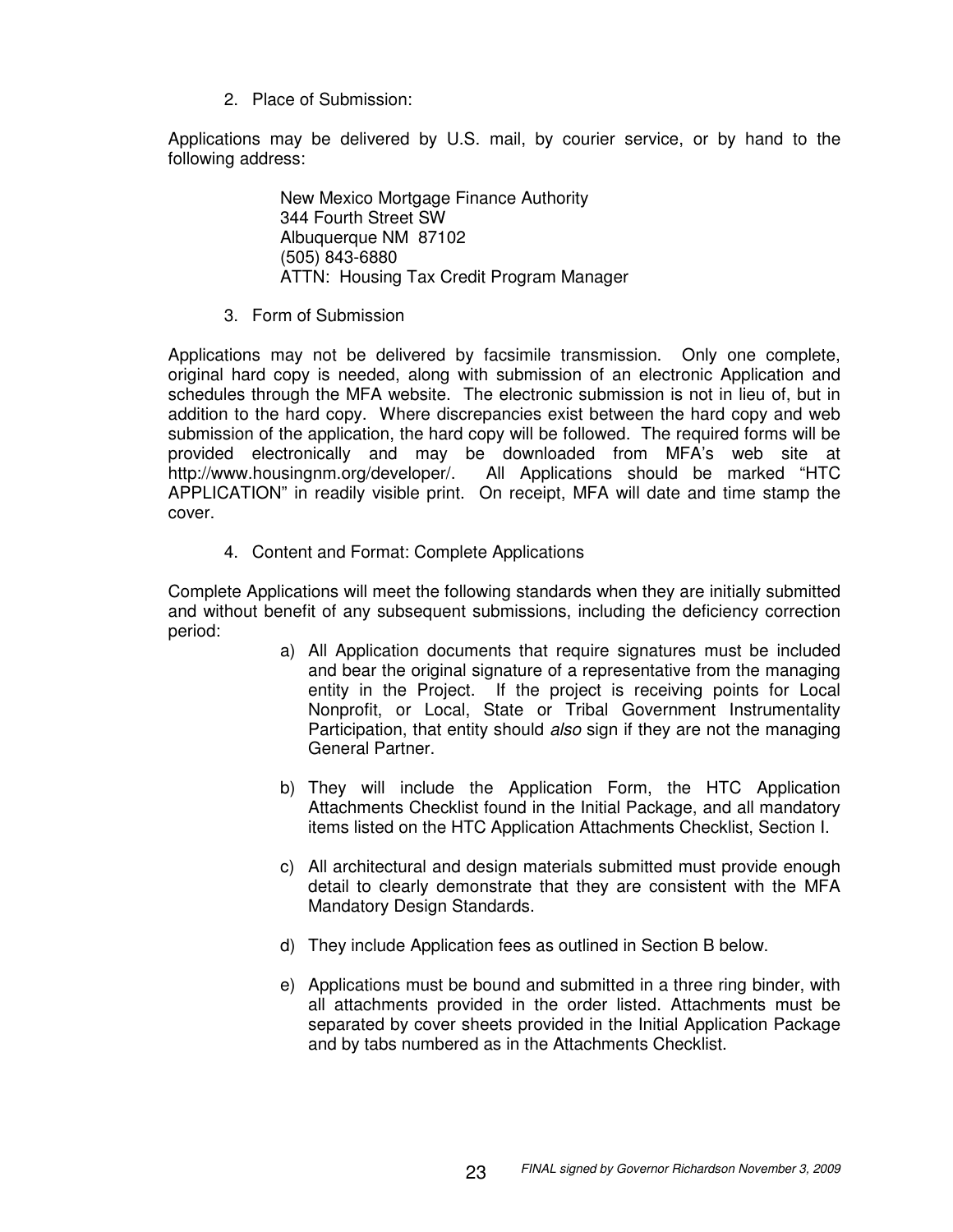2. Place of Submission:

Applications may be delivered by U.S. mail, by courier service, or by hand to the following address:

> New Mexico Mortgage Finance Authority
> 344 Fourth Street SW
> Albuquerque NM 87102
> (505) 843-6880
> ATTN: Housing Tax Credit Program Manager

3. Form of Submission

Applications may not be delivered by facsimile transmission. Only one complete, original hard copy is needed, along with submission of an electronic Application and schedules through the MFA website. The electronic submission is not in lieu of, but in addition to the hard copy. Where discrepancies exist between the hard copy and web submission of the application, the hard copy will be followed. The required forms will be provided electronically and may be downloaded from MFA's web site at http://www.housingnm.org/developer/. All Applications should be marked "HTC APPLICATION" in readily visible print. On receipt, MFA will date and time stamp the cover.

4. Content and Format: Complete Applications

Complete Applications will meet the following standards when they are initially submitted and without benefit of any subsequent submissions, including the deficiency correction period:

a) All Application documents that require signatures must be included and bear the original signature of a representative from the managing entity in the Project. If the project is receiving points for Local Nonprofit, or Local, State or Tribal Government Instrumentality Participation, that entity should *also* sign if they are not the managing General Partner.

b) They will include the Application Form, the HTC Application Attachments Checklist found in the Initial Package, and all mandatory items listed on the HTC Application Attachments Checklist, Section I.

c) All architectural and design materials submitted must provide enough detail to clearly demonstrate that they are consistent with the MFA Mandatory Design Standards.

d) They include Application fees as outlined in Section B below.

e) Applications must be bound and submitted in a three ring binder, with all attachments provided in the order listed. Attachments must be separated by cover sheets provided in the Initial Application Package and by tabs numbered as in the Attachments Checklist.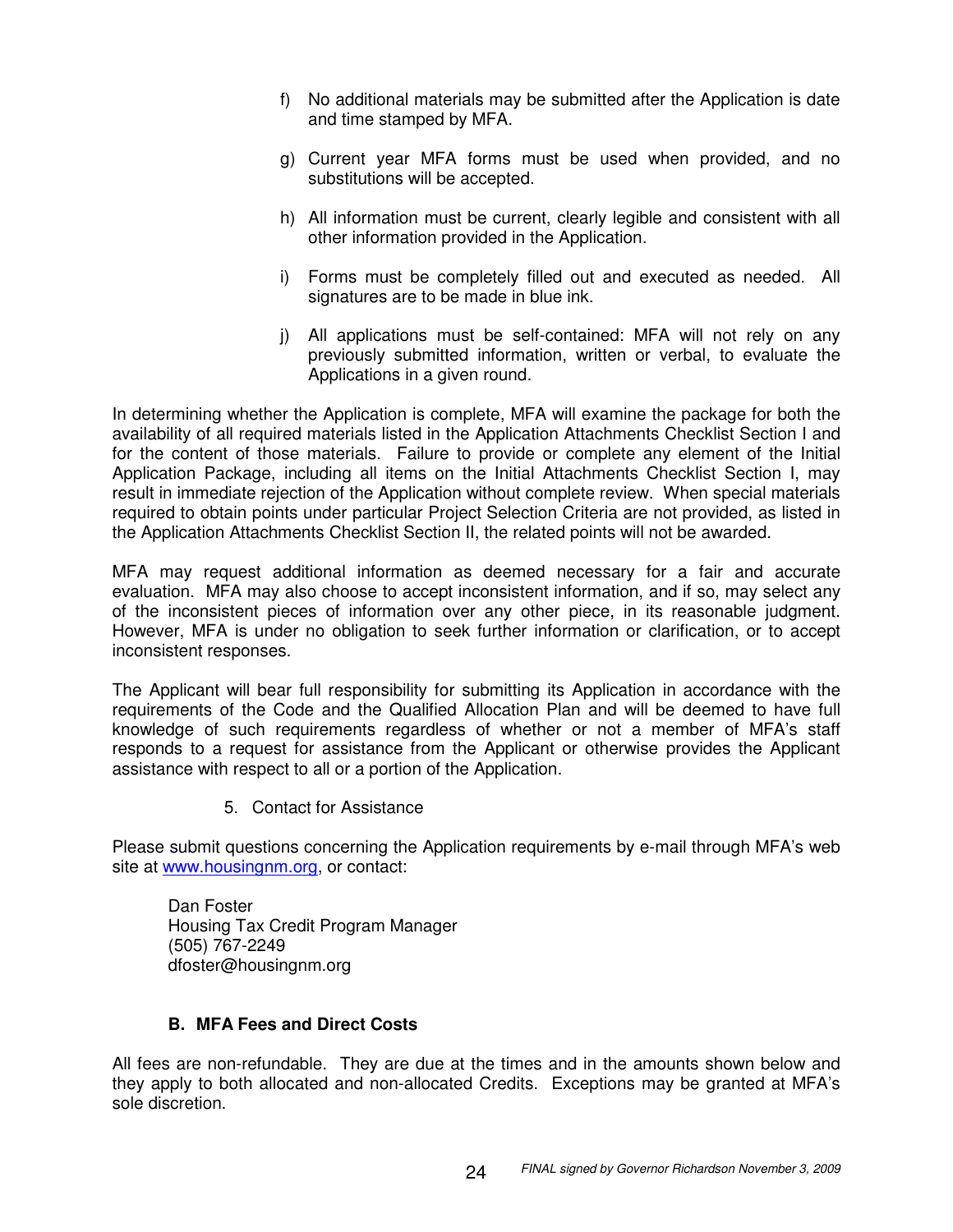f) No additional materials may be submitted after the Application is date and time stamped by MFA.

g) Current year MFA forms must be used when provided, and no substitutions will be accepted.

h) All information must be current, clearly legible and consistent with all other information provided in the Application.

i) Forms must be completely filled out and executed as needed. All signatures are to be made in blue ink.

j) All applications must be self-contained: MFA will not rely on any previously submitted information, written or verbal, to evaluate the Applications in a given round.

In determining whether the Application is complete, MFA will examine the package for both the availability of all required materials listed in the Application Attachments Checklist Section I and for the content of those materials. Failure to provide or complete any element of the Initial Application Package, including all items on the Initial Attachments Checklist Section I, may result in immediate rejection of the Application without complete review. When special materials required to obtain points under particular Project Selection Criteria are not provided, as listed in the Application Attachments Checklist Section II, the related points will not be awarded.

MFA may request additional information as deemed necessary for a fair and accurate evaluation. MFA may also choose to accept inconsistent information, and if so, may select any of the inconsistent pieces of information over any other piece, in its reasonable judgment. However, MFA is under no obligation to seek further information or clarification, or to accept inconsistent responses.

The Applicant will bear full responsibility for submitting its Application in accordance with the requirements of the Code and the Qualified Allocation Plan and will be deemed to have full knowledge of such requirements regardless of whether or not a member of MFA's staff responds to a request for assistance from the Applicant or otherwise provides the Applicant assistance with respect to all or a portion of the Application.

5. Contact for Assistance

Please submit questions concerning the Application requirements by e-mail through MFA's web site at www.housingnm.org, or contact:

Dan Foster
Housing Tax Credit Program Manager
(505) 767-2249
dfoster@housingnm.org

### B. MFA Fees and Direct Costs

All fees are non-refundable. They are due at the times and in the amounts shown below and they apply to both allocated and non-allocated Credits. Exceptions may be granted at MFA's sole discretion.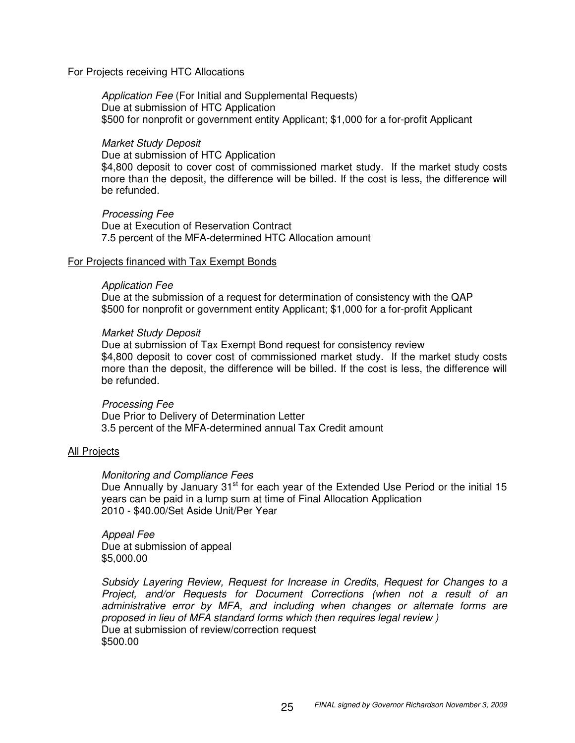<u>For Projects receiving HTC Allocations</u>

*Application Fee* (For Initial and Supplemental Requests)
Due at submission of HTC Application
$500 for nonprofit or government entity Applicant; $1,000 for a for-profit Applicant

*Market Study Deposit*
Due at submission of HTC Application
$4,800 deposit to cover cost of commissioned market study. If the market study costs more than the deposit, the difference will be billed. If the cost is less, the difference will be refunded.

*Processing Fee*
Due at Execution of Reservation Contract
7.5 percent of the MFA-determined HTC Allocation amount

<u>For Projects financed with Tax Exempt Bonds</u>

*Application Fee*
Due at the submission of a request for determination of consistency with the QAP
$500 for nonprofit or government entity Applicant; $1,000 for a for-profit Applicant

*Market Study Deposit*
Due at submission of Tax Exempt Bond request for consistency review
$4,800 deposit to cover cost of commissioned market study. If the market study costs more than the deposit, the difference will be billed. If the cost is less, the difference will be refunded.

*Processing Fee*
Due Prior to Delivery of Determination Letter
3.5 percent of the MFA-determined annual Tax Credit amount

<u>All Projects</u>

*Monitoring and Compliance Fees*
Due Annually by January 31st for each year of the Extended Use Period or the initial 15 years can be paid in a lump sum at time of Final Allocation Application
2010 - $40.00/Set Aside Unit/Per Year

*Appeal Fee*
Due at submission of appeal
$5,000.00

*Subsidy Layering Review, Request for Increase in Credits, Request for Changes to a Project, and/or Requests for Document Corrections (when not a result of an administrative error by MFA, and including when changes or alternate forms are proposed in lieu of MFA standard forms which then requires legal review )*
Due at submission of review/correction request
$500.00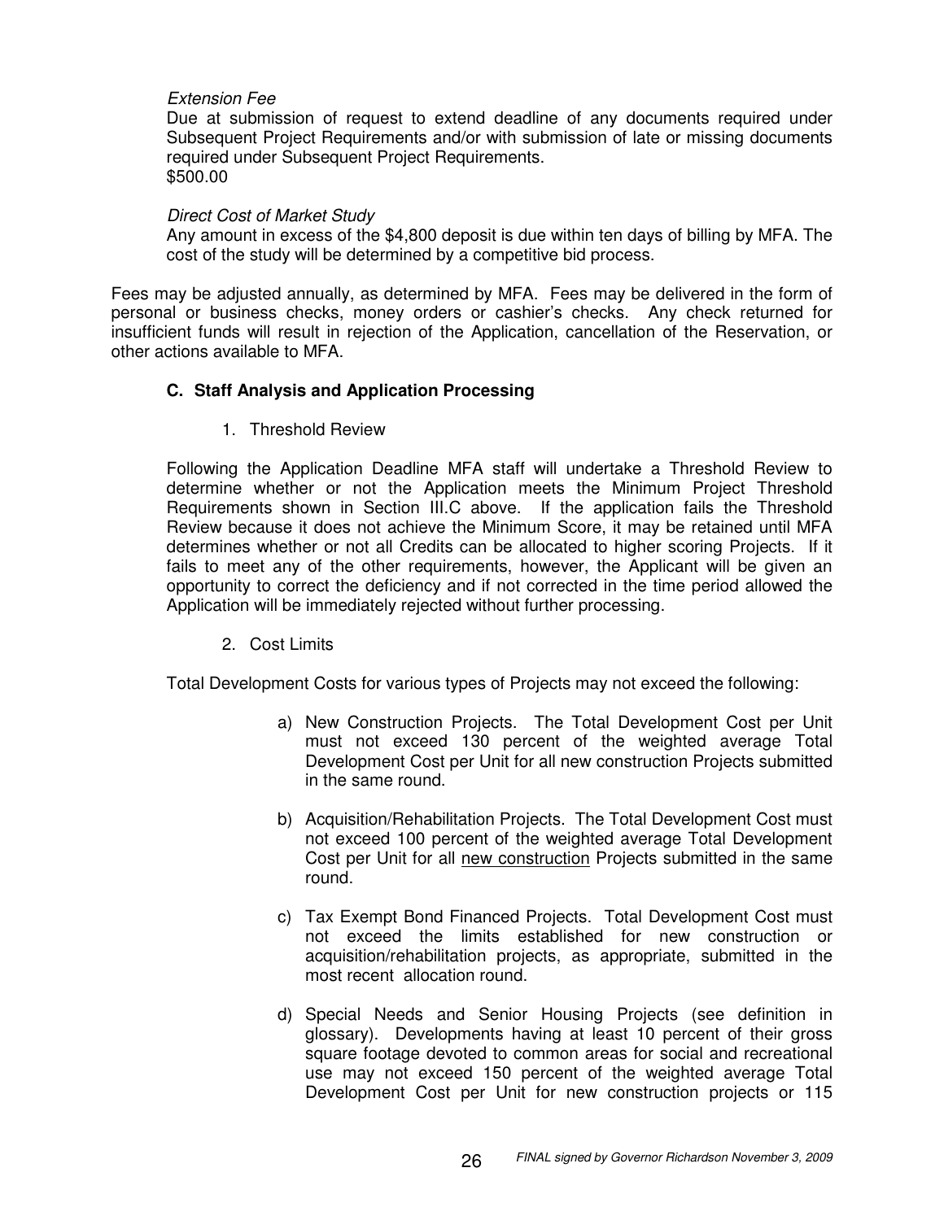*Extension Fee*

Due at submission of request to extend deadline of any documents required under Subsequent Project Requirements and/or with submission of late or missing documents required under Subsequent Project Requirements.
$500.00

*Direct Cost of Market Study*

Any amount in excess of the $4,800 deposit is due within ten days of billing by MFA. The cost of the study will be determined by a competitive bid process.

Fees may be adjusted annually, as determined by MFA. Fees may be delivered in the form of personal or business checks, money orders or cashier's checks. Any check returned for insufficient funds will result in rejection of the Application, cancellation of the Reservation, or other actions available to MFA.

### C. Staff Analysis and Application Processing

1. Threshold Review

Following the Application Deadline MFA staff will undertake a Threshold Review to determine whether or not the Application meets the Minimum Project Threshold Requirements shown in Section III.C above. If the application fails the Threshold Review because it does not achieve the Minimum Score, it may be retained until MFA determines whether or not all Credits can be allocated to higher scoring Projects. If it fails to meet any of the other requirements, however, the Applicant will be given an opportunity to correct the deficiency and if not corrected in the time period allowed the Application will be immediately rejected without further processing.

2. Cost Limits

Total Development Costs for various types of Projects may not exceed the following:

a) New Construction Projects. The Total Development Cost per Unit must not exceed 130 percent of the weighted average Total Development Cost per Unit for all new construction Projects submitted in the same round.

b) Acquisition/Rehabilitation Projects. The Total Development Cost must not exceed 100 percent of the weighted average Total Development Cost per Unit for all new construction Projects submitted in the same round.

c) Tax Exempt Bond Financed Projects. Total Development Cost must not exceed the limits established for new construction or acquisition/rehabilitation projects, as appropriate, submitted in the most recent allocation round.

d) Special Needs and Senior Housing Projects (see definition in glossary). Developments having at least 10 percent of their gross square footage devoted to common areas for social and recreational use may not exceed 150 percent of the weighted average Total Development Cost per Unit for new construction projects or 115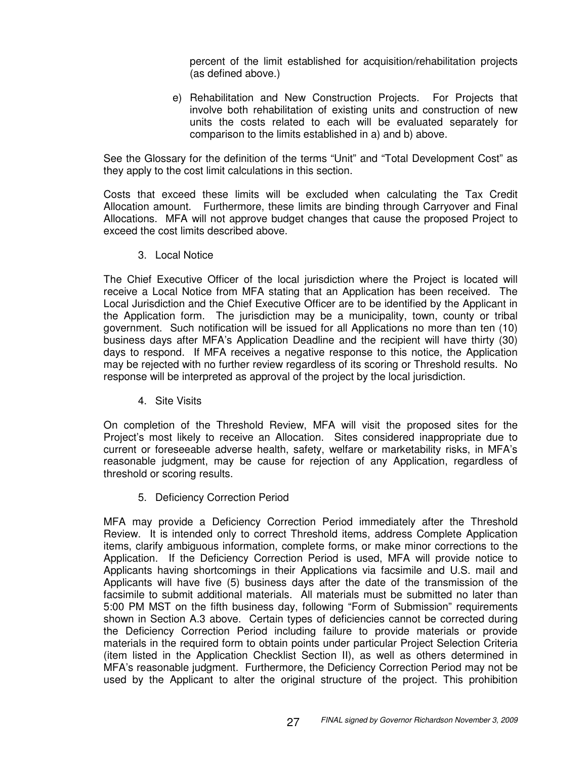percent of the limit established for acquisition/rehabilitation projects (as defined above.)

e) Rehabilitation and New Construction Projects. For Projects that involve both rehabilitation of existing units and construction of new units the costs related to each will be evaluated separately for comparison to the limits established in a) and b) above.

See the Glossary for the definition of the terms "Unit" and "Total Development Cost" as they apply to the cost limit calculations in this section.

Costs that exceed these limits will be excluded when calculating the Tax Credit Allocation amount. Furthermore, these limits are binding through Carryover and Final Allocations. MFA will not approve budget changes that cause the proposed Project to exceed the cost limits described above.

3. Local Notice

The Chief Executive Officer of the local jurisdiction where the Project is located will receive a Local Notice from MFA stating that an Application has been received. The Local Jurisdiction and the Chief Executive Officer are to be identified by the Applicant in the Application form. The jurisdiction may be a municipality, town, county or tribal government. Such notification will be issued for all Applications no more than ten (10) business days after MFA's Application Deadline and the recipient will have thirty (30) days to respond. If MFA receives a negative response to this notice, the Application may be rejected with no further review regardless of its scoring or Threshold results. No response will be interpreted as approval of the project by the local jurisdiction.

4. Site Visits

On completion of the Threshold Review, MFA will visit the proposed sites for the Project's most likely to receive an Allocation. Sites considered inappropriate due to current or foreseeable adverse health, safety, welfare or marketability risks, in MFA's reasonable judgment, may be cause for rejection of any Application, regardless of threshold or scoring results.

5. Deficiency Correction Period

MFA may provide a Deficiency Correction Period immediately after the Threshold Review. It is intended only to correct Threshold items, address Complete Application items, clarify ambiguous information, complete forms, or make minor corrections to the Application. If the Deficiency Correction Period is used, MFA will provide notice to Applicants having shortcomings in their Applications via facsimile and U.S. mail and Applicants will have five (5) business days after the date of the transmission of the facsimile to submit additional materials. All materials must be submitted no later than 5:00 PM MST on the fifth business day, following "Form of Submission" requirements shown in Section A.3 above. Certain types of deficiencies cannot be corrected during the Deficiency Correction Period including failure to provide materials or provide materials in the required form to obtain points under particular Project Selection Criteria (item listed in the Application Checklist Section II), as well as others determined in MFA's reasonable judgment. Furthermore, the Deficiency Correction Period may not be used by the Applicant to alter the original structure of the project. This prohibition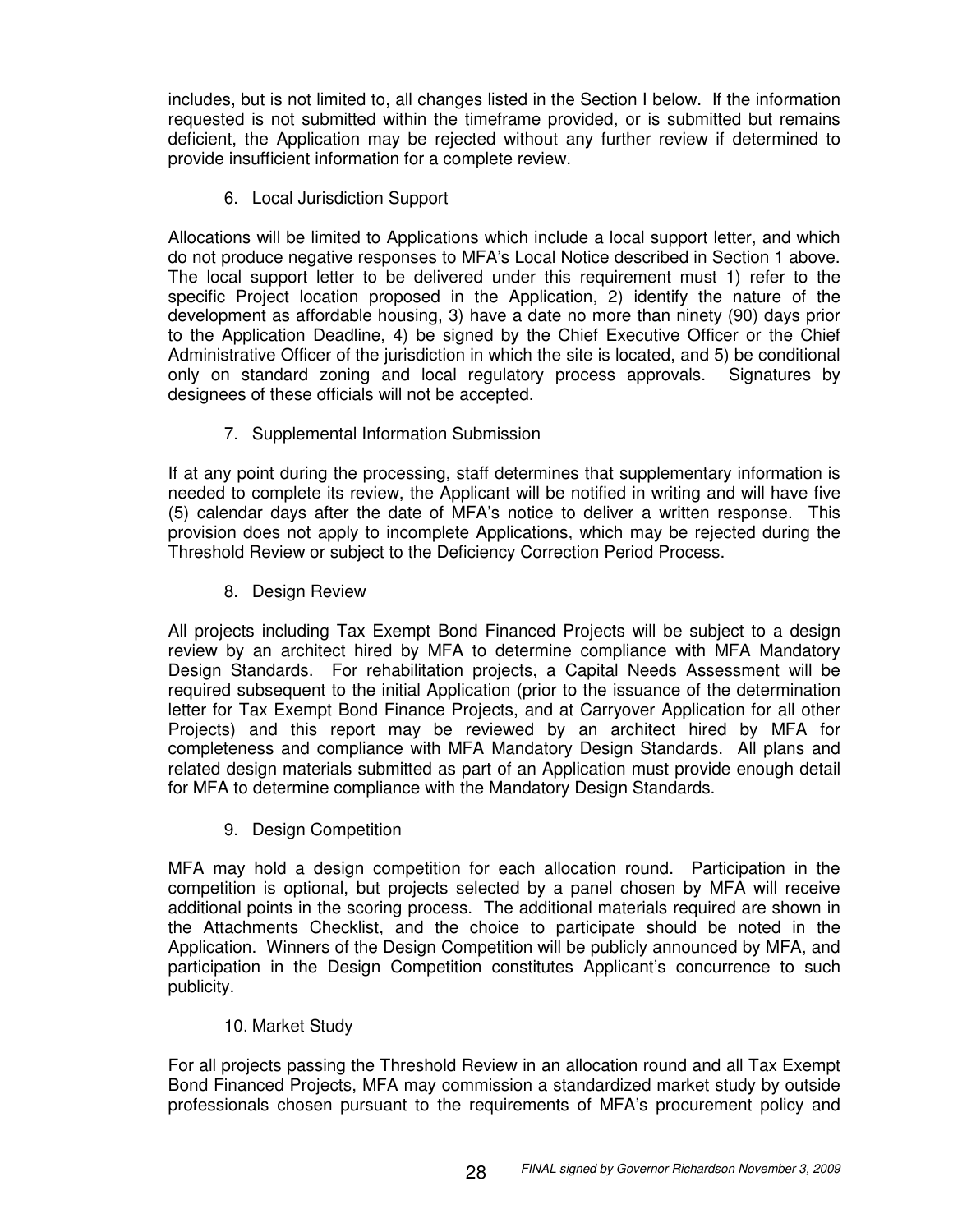includes, but is not limited to, all changes listed in the Section I below. If the information requested is not submitted within the timeframe provided, or is submitted but remains deficient, the Application may be rejected without any further review if determined to provide insufficient information for a complete review.

6. Local Jurisdiction Support

Allocations will be limited to Applications which include a local support letter, and which do not produce negative responses to MFA's Local Notice described in Section 1 above. The local support letter to be delivered under this requirement must 1) refer to the specific Project location proposed in the Application, 2) identify the nature of the development as affordable housing, 3) have a date no more than ninety (90) days prior to the Application Deadline, 4) be signed by the Chief Executive Officer or the Chief Administrative Officer of the jurisdiction in which the site is located, and 5) be conditional only on standard zoning and local regulatory process approvals. Signatures by designees of these officials will not be accepted.

7. Supplemental Information Submission

If at any point during the processing, staff determines that supplementary information is needed to complete its review, the Applicant will be notified in writing and will have five (5) calendar days after the date of MFA's notice to deliver a written response. This provision does not apply to incomplete Applications, which may be rejected during the Threshold Review or subject to the Deficiency Correction Period Process.

8. Design Review

All projects including Tax Exempt Bond Financed Projects will be subject to a design review by an architect hired by MFA to determine compliance with MFA Mandatory Design Standards. For rehabilitation projects, a Capital Needs Assessment will be required subsequent to the initial Application (prior to the issuance of the determination letter for Tax Exempt Bond Finance Projects, and at Carryover Application for all other Projects) and this report may be reviewed by an architect hired by MFA for completeness and compliance with MFA Mandatory Design Standards. All plans and related design materials submitted as part of an Application must provide enough detail for MFA to determine compliance with the Mandatory Design Standards.

9. Design Competition

MFA may hold a design competition for each allocation round. Participation in the competition is optional, but projects selected by a panel chosen by MFA will receive additional points in the scoring process. The additional materials required are shown in the Attachments Checklist, and the choice to participate should be noted in the Application. Winners of the Design Competition will be publicly announced by MFA, and participation in the Design Competition constitutes Applicant's concurrence to such publicity.

10. Market Study

For all projects passing the Threshold Review in an allocation round and all Tax Exempt Bond Financed Projects, MFA may commission a standardized market study by outside professionals chosen pursuant to the requirements of MFA's procurement policy and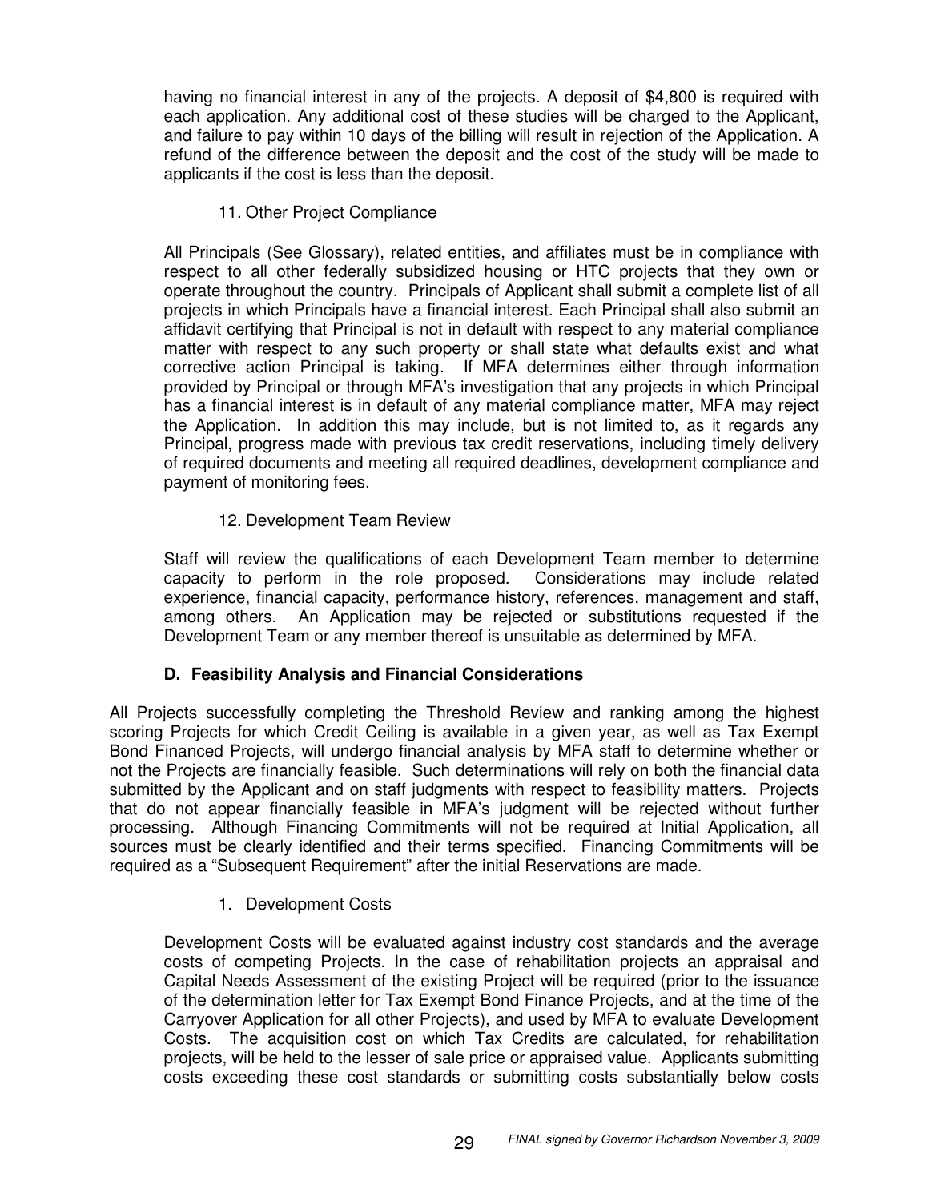having no financial interest in any of the projects. A deposit of $4,800 is required with each application. Any additional cost of these studies will be charged to the Applicant, and failure to pay within 10 days of the billing will result in rejection of the Application. A refund of the difference between the deposit and the cost of the study will be made to applicants if the cost is less than the deposit.

11. Other Project Compliance

All Principals (See Glossary), related entities, and affiliates must be in compliance with respect to all other federally subsidized housing or HTC projects that they own or operate throughout the country. Principals of Applicant shall submit a complete list of all projects in which Principals have a financial interest. Each Principal shall also submit an affidavit certifying that Principal is not in default with respect to any material compliance matter with respect to any such property or shall state what defaults exist and what corrective action Principal is taking. If MFA determines either through information provided by Principal or through MFA's investigation that any projects in which Principal has a financial interest is in default of any material compliance matter, MFA may reject the Application. In addition this may include, but is not limited to, as it regards any Principal, progress made with previous tax credit reservations, including timely delivery of required documents and meeting all required deadlines, development compliance and payment of monitoring fees.

12. Development Team Review

Staff will review the qualifications of each Development Team member to determine capacity to perform in the role proposed. Considerations may include related experience, financial capacity, performance history, references, management and staff, among others. An Application may be rejected or substitutions requested if the Development Team or any member thereof is unsuitable as determined by MFA.

### D. Feasibility Analysis and Financial Considerations

All Projects successfully completing the Threshold Review and ranking among the highest scoring Projects for which Credit Ceiling is available in a given year, as well as Tax Exempt Bond Financed Projects, will undergo financial analysis by MFA staff to determine whether or not the Projects are financially feasible. Such determinations will rely on both the financial data submitted by the Applicant and on staff judgments with respect to feasibility matters. Projects that do not appear financially feasible in MFA's judgment will be rejected without further processing. Although Financing Commitments will not be required at Initial Application, all sources must be clearly identified and their terms specified. Financing Commitments will be required as a "Subsequent Requirement" after the initial Reservations are made.

1. Development Costs

Development Costs will be evaluated against industry cost standards and the average costs of competing Projects. In the case of rehabilitation projects an appraisal and Capital Needs Assessment of the existing Project will be required (prior to the issuance of the determination letter for Tax Exempt Bond Finance Projects, and at the time of the Carryover Application for all other Projects), and used by MFA to evaluate Development Costs. The acquisition cost on which Tax Credits are calculated, for rehabilitation projects, will be held to the lesser of sale price or appraised value. Applicants submitting costs exceeding these cost standards or submitting costs substantially below costs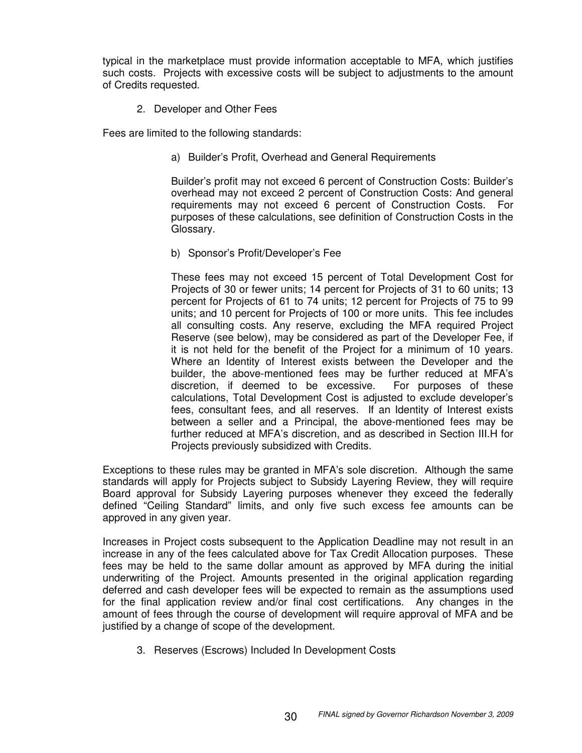typical in the marketplace must provide information acceptable to MFA, which justifies such costs. Projects with excessive costs will be subject to adjustments to the amount of Credits requested.

2. Developer and Other Fees

Fees are limited to the following standards:

a) Builder's Profit, Overhead and General Requirements

Builder's profit may not exceed 6 percent of Construction Costs: Builder's overhead may not exceed 2 percent of Construction Costs: And general requirements may not exceed 6 percent of Construction Costs. For purposes of these calculations, see definition of Construction Costs in the Glossary.

b) Sponsor's Profit/Developer's Fee

These fees may not exceed 15 percent of Total Development Cost for Projects of 30 or fewer units; 14 percent for Projects of 31 to 60 units; 13 percent for Projects of 61 to 74 units; 12 percent for Projects of 75 to 99 units; and 10 percent for Projects of 100 or more units. This fee includes all consulting costs. Any reserve, excluding the MFA required Project Reserve (see below), may be considered as part of the Developer Fee, if it is not held for the benefit of the Project for a minimum of 10 years. Where an Identity of Interest exists between the Developer and the builder, the above-mentioned fees may be further reduced at MFA's discretion, if deemed to be excessive. For purposes of these calculations, Total Development Cost is adjusted to exclude developer's fees, consultant fees, and all reserves. If an Identity of Interest exists between a seller and a Principal, the above-mentioned fees may be further reduced at MFA's discretion, and as described in Section III.H for Projects previously subsidized with Credits.

Exceptions to these rules may be granted in MFA's sole discretion. Although the same standards will apply for Projects subject to Subsidy Layering Review, they will require Board approval for Subsidy Layering purposes whenever they exceed the federally defined "Ceiling Standard" limits, and only five such excess fee amounts can be approved in any given year.

Increases in Project costs subsequent to the Application Deadline may not result in an increase in any of the fees calculated above for Tax Credit Allocation purposes. These fees may be held to the same dollar amount as approved by MFA during the initial underwriting of the Project. Amounts presented in the original application regarding deferred and cash developer fees will be expected to remain as the assumptions used for the final application review and/or final cost certifications. Any changes in the amount of fees through the course of development will require approval of MFA and be justified by a change of scope of the development.

3. Reserves (Escrows) Included In Development Costs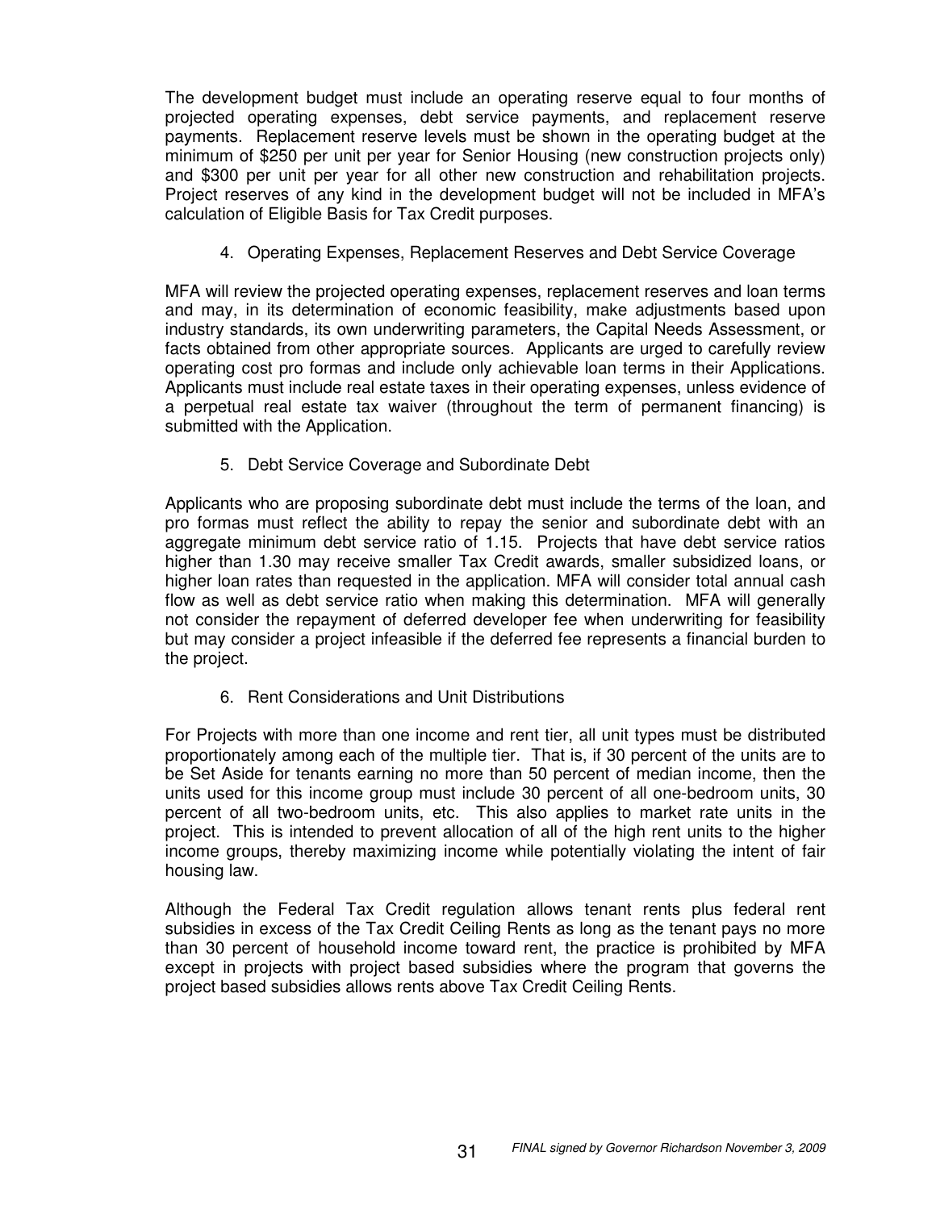The development budget must include an operating reserve equal to four months of projected operating expenses, debt service payments, and replacement reserve payments. Replacement reserve levels must be shown in the operating budget at the minimum of $250 per unit per year for Senior Housing (new construction projects only) and $300 per unit per year for all other new construction and rehabilitation projects. Project reserves of any kind in the development budget will not be included in MFA's calculation of Eligible Basis for Tax Credit purposes.

4. Operating Expenses, Replacement Reserves and Debt Service Coverage

MFA will review the projected operating expenses, replacement reserves and loan terms and may, in its determination of economic feasibility, make adjustments based upon industry standards, its own underwriting parameters, the Capital Needs Assessment, or facts obtained from other appropriate sources. Applicants are urged to carefully review operating cost pro formas and include only achievable loan terms in their Applications. Applicants must include real estate taxes in their operating expenses, unless evidence of a perpetual real estate tax waiver (throughout the term of permanent financing) is submitted with the Application.

5. Debt Service Coverage and Subordinate Debt

Applicants who are proposing subordinate debt must include the terms of the loan, and pro formas must reflect the ability to repay the senior and subordinate debt with an aggregate minimum debt service ratio of 1.15. Projects that have debt service ratios higher than 1.30 may receive smaller Tax Credit awards, smaller subsidized loans, or higher loan rates than requested in the application. MFA will consider total annual cash flow as well as debt service ratio when making this determination. MFA will generally not consider the repayment of deferred developer fee when underwriting for feasibility but may consider a project infeasible if the deferred fee represents a financial burden to the project.

6. Rent Considerations and Unit Distributions

For Projects with more than one income and rent tier, all unit types must be distributed proportionately among each of the multiple tier. That is, if 30 percent of the units are to be Set Aside for tenants earning no more than 50 percent of median income, then the units used for this income group must include 30 percent of all one-bedroom units, 30 percent of all two-bedroom units, etc. This also applies to market rate units in the project. This is intended to prevent allocation of all of the high rent units to the higher income groups, thereby maximizing income while potentially violating the intent of fair housing law.

Although the Federal Tax Credit regulation allows tenant rents plus federal rent subsidies in excess of the Tax Credit Ceiling Rents as long as the tenant pays no more than 30 percent of household income toward rent, the practice is prohibited by MFA except in projects with project based subsidies where the program that governs the project based subsidies allows rents above Tax Credit Ceiling Rents.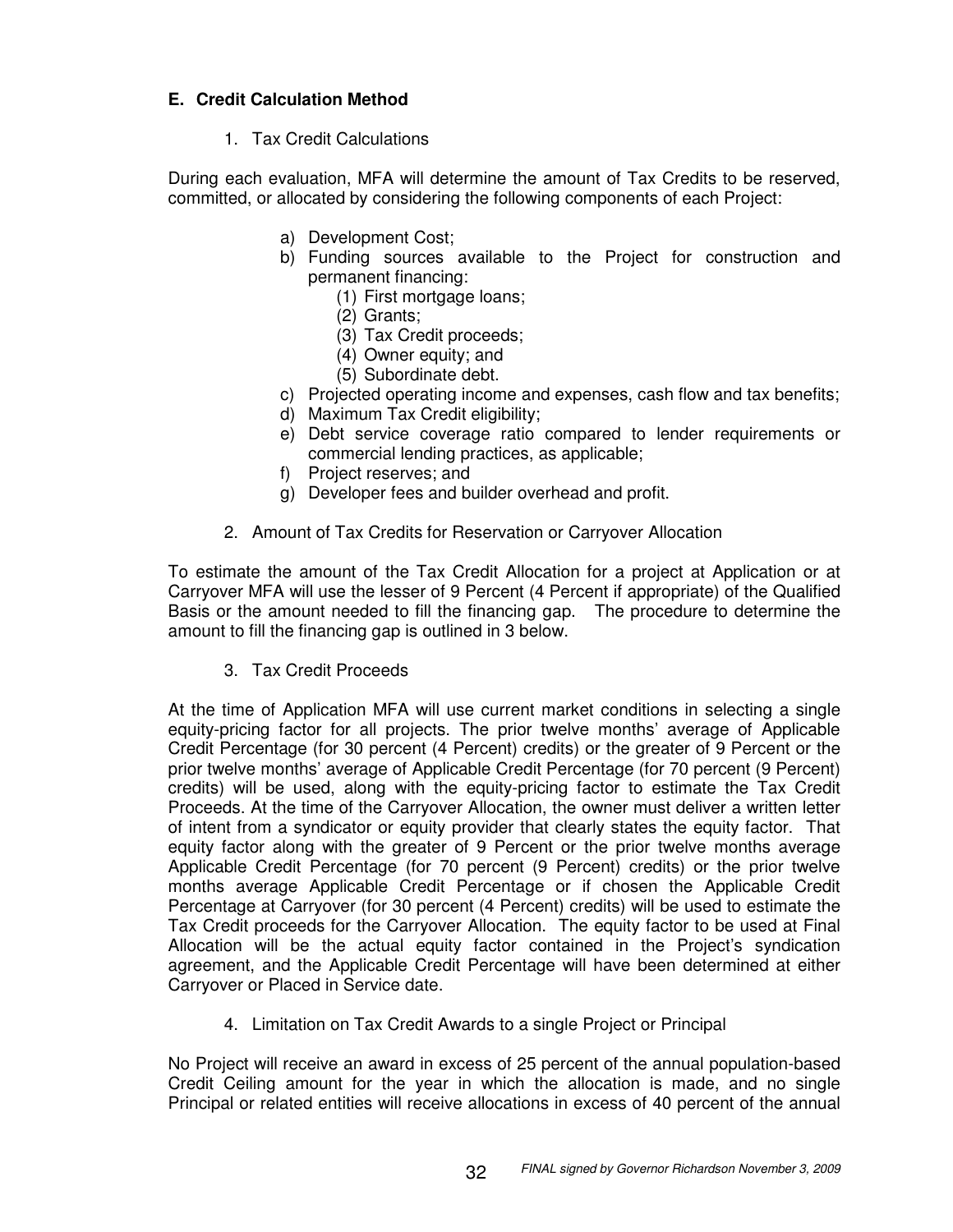### E. Credit Calculation Method

1. Tax Credit Calculations

During each evaluation, MFA will determine the amount of Tax Credits to be reserved, committed, or allocated by considering the following components of each Project:

a) Development Cost;
b) Funding sources available to the Project for construction and permanent financing:
   (1) First mortgage loans;
   (2) Grants;
   (3) Tax Credit proceeds;
   (4) Owner equity; and
   (5) Subordinate debt.
c) Projected operating income and expenses, cash flow and tax benefits;
d) Maximum Tax Credit eligibility;
e) Debt service coverage ratio compared to lender requirements or commercial lending practices, as applicable;
f) Project reserves; and
g) Developer fees and builder overhead and profit.

2. Amount of Tax Credits for Reservation or Carryover Allocation

To estimate the amount of the Tax Credit Allocation for a project at Application or at Carryover MFA will use the lesser of 9 Percent (4 Percent if appropriate) of the Qualified Basis or the amount needed to fill the financing gap. The procedure to determine the amount to fill the financing gap is outlined in 3 below.

3. Tax Credit Proceeds

At the time of Application MFA will use current market conditions in selecting a single equity-pricing factor for all projects. The prior twelve months' average of Applicable Credit Percentage (for 30 percent (4 Percent) credits) or the greater of 9 Percent or the prior twelve months' average of Applicable Credit Percentage (for 70 percent (9 Percent) credits) will be used, along with the equity-pricing factor to estimate the Tax Credit Proceeds. At the time of the Carryover Allocation, the owner must deliver a written letter of intent from a syndicator or equity provider that clearly states the equity factor. That equity factor along with the greater of 9 Percent or the prior twelve months average Applicable Credit Percentage (for 70 percent (9 Percent) credits) or the prior twelve months average Applicable Credit Percentage or if chosen the Applicable Credit Percentage at Carryover (for 30 percent (4 Percent) credits) will be used to estimate the Tax Credit proceeds for the Carryover Allocation. The equity factor to be used at Final Allocation will be the actual equity factor contained in the Project's syndication agreement, and the Applicable Credit Percentage will have been determined at either Carryover or Placed in Service date.

4. Limitation on Tax Credit Awards to a single Project or Principal

No Project will receive an award in excess of 25 percent of the annual population-based Credit Ceiling amount for the year in which the allocation is made, and no single Principal or related entities will receive allocations in excess of 40 percent of the annual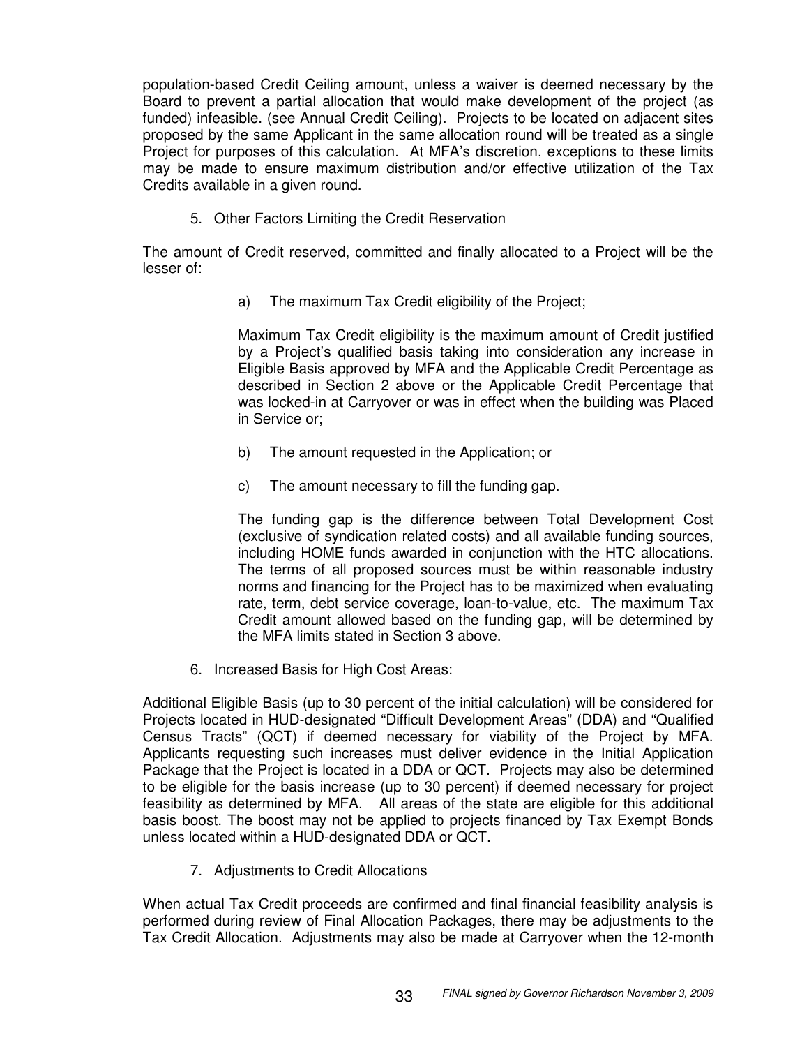population-based Credit Ceiling amount, unless a waiver is deemed necessary by the Board to prevent a partial allocation that would make development of the project (as funded) infeasible. (see Annual Credit Ceiling). Projects to be located on adjacent sites proposed by the same Applicant in the same allocation round will be treated as a single Project for purposes of this calculation. At MFA's discretion, exceptions to these limits may be made to ensure maximum distribution and/or effective utilization of the Tax Credits available in a given round.

5. Other Factors Limiting the Credit Reservation

The amount of Credit reserved, committed and finally allocated to a Project will be the lesser of:

a) The maximum Tax Credit eligibility of the Project;

Maximum Tax Credit eligibility is the maximum amount of Credit justified by a Project's qualified basis taking into consideration any increase in Eligible Basis approved by MFA and the Applicable Credit Percentage as described in Section 2 above or the Applicable Credit Percentage that was locked-in at Carryover or was in effect when the building was Placed in Service or;

b) The amount requested in the Application; or

c) The amount necessary to fill the funding gap.

The funding gap is the difference between Total Development Cost (exclusive of syndication related costs) and all available funding sources, including HOME funds awarded in conjunction with the HTC allocations. The terms of all proposed sources must be within reasonable industry norms and financing for the Project has to be maximized when evaluating rate, term, debt service coverage, loan-to-value, etc. The maximum Tax Credit amount allowed based on the funding gap, will be determined by the MFA limits stated in Section 3 above.

6. Increased Basis for High Cost Areas:

Additional Eligible Basis (up to 30 percent of the initial calculation) will be considered for Projects located in HUD-designated "Difficult Development Areas" (DDA) and "Qualified Census Tracts" (QCT) if deemed necessary for viability of the Project by MFA. Applicants requesting such increases must deliver evidence in the Initial Application Package that the Project is located in a DDA or QCT. Projects may also be determined to be eligible for the basis increase (up to 30 percent) if deemed necessary for project feasibility as determined by MFA. All areas of the state are eligible for this additional basis boost. The boost may not be applied to projects financed by Tax Exempt Bonds unless located within a HUD-designated DDA or QCT.

7. Adjustments to Credit Allocations

When actual Tax Credit proceeds are confirmed and final financial feasibility analysis is performed during review of Final Allocation Packages, there may be adjustments to the Tax Credit Allocation. Adjustments may also be made at Carryover when the 12-month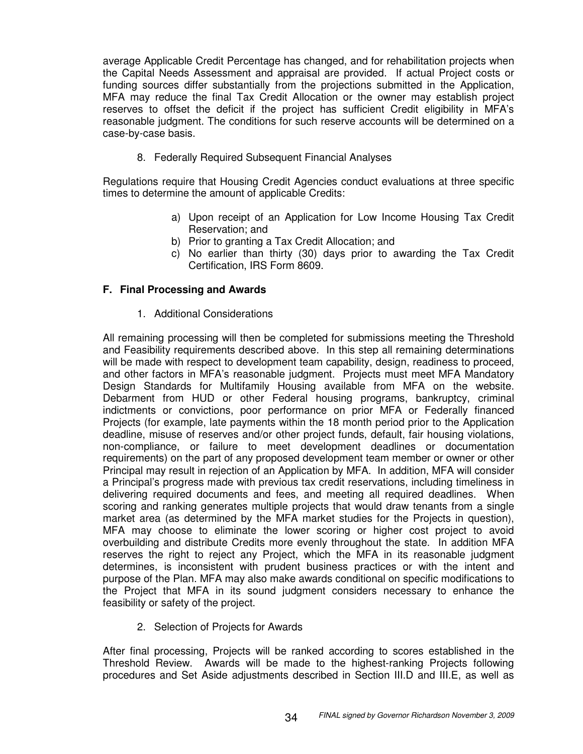average Applicable Credit Percentage has changed, and for rehabilitation projects when the Capital Needs Assessment and appraisal are provided. If actual Project costs or funding sources differ substantially from the projections submitted in the Application, MFA may reduce the final Tax Credit Allocation or the owner may establish project reserves to offset the deficit if the project has sufficient Credit eligibility in MFA's reasonable judgment. The conditions for such reserve accounts will be determined on a case-by-case basis.

8. Federally Required Subsequent Financial Analyses

Regulations require that Housing Credit Agencies conduct evaluations at three specific times to determine the amount of applicable Credits:

a) Upon receipt of an Application for Low Income Housing Tax Credit Reservation; and
b) Prior to granting a Tax Credit Allocation; and
c) No earlier than thirty (30) days prior to awarding the Tax Credit Certification, IRS Form 8609.

### F. Final Processing and Awards

1. Additional Considerations

All remaining processing will then be completed for submissions meeting the Threshold and Feasibility requirements described above. In this step all remaining determinations will be made with respect to development team capability, design, readiness to proceed, and other factors in MFA's reasonable judgment. Projects must meet MFA Mandatory Design Standards for Multifamily Housing available from MFA on the website. Debarment from HUD or other Federal housing programs, bankruptcy, criminal indictments or convictions, poor performance on prior MFA or Federally financed Projects (for example, late payments within the 18 month period prior to the Application deadline, misuse of reserves and/or other project funds, default, fair housing violations, non-compliance, or failure to meet development deadlines or documentation requirements) on the part of any proposed development team member or owner or other Principal may result in rejection of an Application by MFA. In addition, MFA will consider a Principal's progress made with previous tax credit reservations, including timeliness in delivering required documents and fees, and meeting all required deadlines. When scoring and ranking generates multiple projects that would draw tenants from a single market area (as determined by the MFA market studies for the Projects in question), MFA may choose to eliminate the lower scoring or higher cost project to avoid overbuilding and distribute Credits more evenly throughout the state. In addition MFA reserves the right to reject any Project, which the MFA in its reasonable judgment determines, is inconsistent with prudent business practices or with the intent and purpose of the Plan. MFA may also make awards conditional on specific modifications to the Project that MFA in its sound judgment considers necessary to enhance the feasibility or safety of the project.

2. Selection of Projects for Awards

After final processing, Projects will be ranked according to scores established in the Threshold Review. Awards will be made to the highest-ranking Projects following procedures and Set Aside adjustments described in Section III.D and III.E, as well as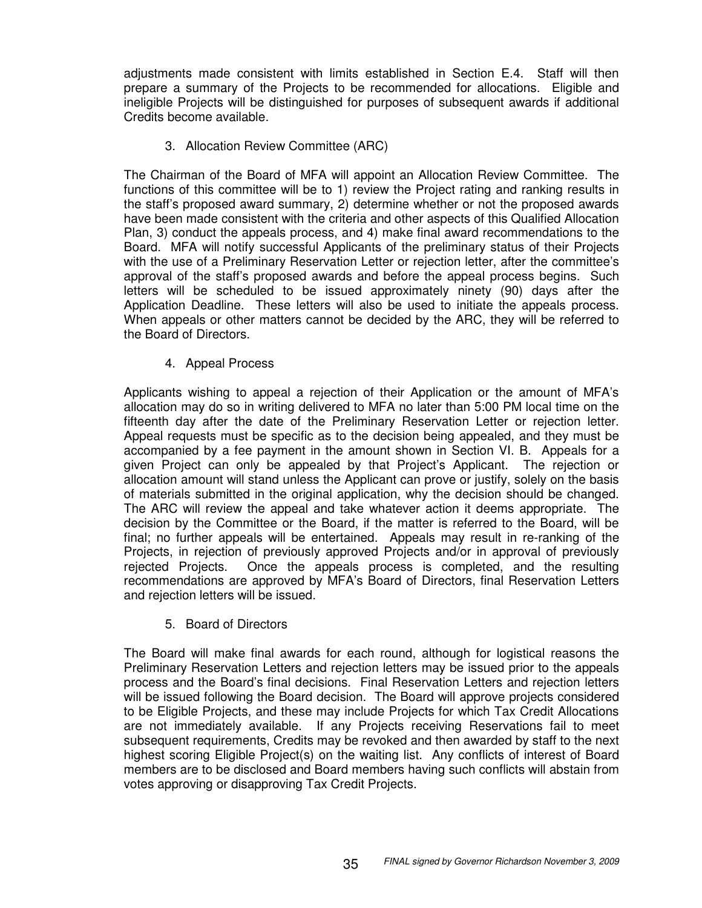adjustments made consistent with limits established in Section E.4. Staff will then prepare a summary of the Projects to be recommended for allocations. Eligible and ineligible Projects will be distinguished for purposes of subsequent awards if additional Credits become available.

3. Allocation Review Committee (ARC)

The Chairman of the Board of MFA will appoint an Allocation Review Committee. The functions of this committee will be to 1) review the Project rating and ranking results in the staff's proposed award summary, 2) determine whether or not the proposed awards have been made consistent with the criteria and other aspects of this Qualified Allocation Plan, 3) conduct the appeals process, and 4) make final award recommendations to the Board. MFA will notify successful Applicants of the preliminary status of their Projects with the use of a Preliminary Reservation Letter or rejection letter, after the committee's approval of the staff's proposed awards and before the appeal process begins. Such letters will be scheduled to be issued approximately ninety (90) days after the Application Deadline. These letters will also be used to initiate the appeals process. When appeals or other matters cannot be decided by the ARC, they will be referred to the Board of Directors.

4. Appeal Process

Applicants wishing to appeal a rejection of their Application or the amount of MFA's allocation may do so in writing delivered to MFA no later than 5:00 PM local time on the fifteenth day after the date of the Preliminary Reservation Letter or rejection letter. Appeal requests must be specific as to the decision being appealed, and they must be accompanied by a fee payment in the amount shown in Section VI. B. Appeals for a given Project can only be appealed by that Project's Applicant. The rejection or allocation amount will stand unless the Applicant can prove or justify, solely on the basis of materials submitted in the original application, why the decision should be changed. The ARC will review the appeal and take whatever action it deems appropriate. The decision by the Committee or the Board, if the matter is referred to the Board, will be final; no further appeals will be entertained. Appeals may result in re-ranking of the Projects, in rejection of previously approved Projects and/or in approval of previously rejected Projects. Once the appeals process is completed, and the resulting recommendations are approved by MFA's Board of Directors, final Reservation Letters and rejection letters will be issued.

5. Board of Directors

The Board will make final awards for each round, although for logistical reasons the Preliminary Reservation Letters and rejection letters may be issued prior to the appeals process and the Board's final decisions. Final Reservation Letters and rejection letters will be issued following the Board decision. The Board will approve projects considered to be Eligible Projects, and these may include Projects for which Tax Credit Allocations are not immediately available. If any Projects receiving Reservations fail to meet subsequent requirements, Credits may be revoked and then awarded by staff to the next highest scoring Eligible Project(s) on the waiting list. Any conflicts of interest of Board members are to be disclosed and Board members having such conflicts will abstain from votes approving or disapproving Tax Credit Projects.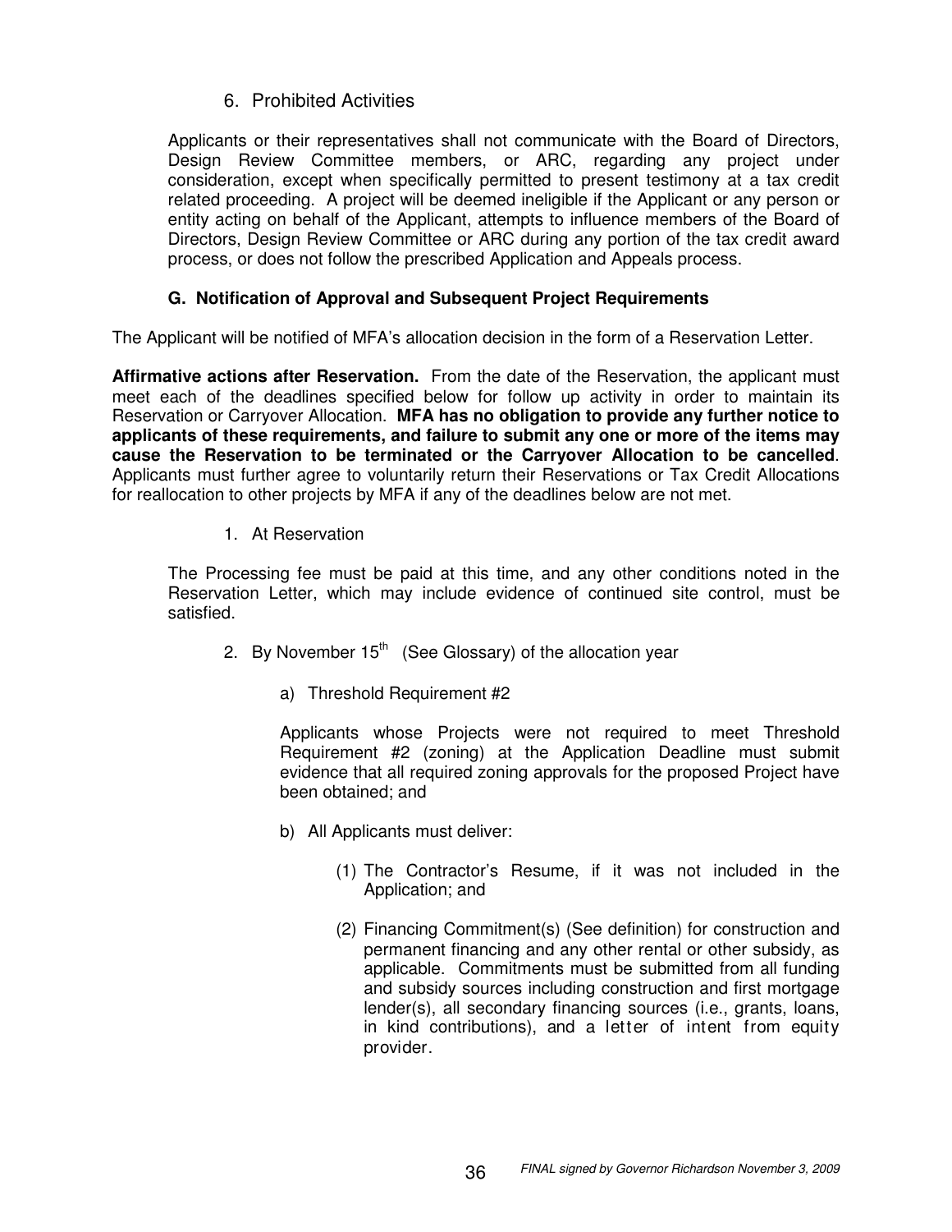### 6. Prohibited Activities

Applicants or their representatives shall not communicate with the Board of Directors, Design Review Committee members, or ARC, regarding any project under consideration, except when specifically permitted to present testimony at a tax credit related proceeding. A project will be deemed ineligible if the Applicant or any person or entity acting on behalf of the Applicant, attempts to influence members of the Board of Directors, Design Review Committee or ARC during any portion of the tax credit award process, or does not follow the prescribed Application and Appeals process.

## G. Notification of Approval and Subsequent Project Requirements

The Applicant will be notified of MFA's allocation decision in the form of a Reservation Letter.

**Affirmative actions after Reservation.** From the date of the Reservation, the applicant must meet each of the deadlines specified below for follow up activity in order to maintain its Reservation or Carryover Allocation. **MFA has no obligation to provide any further notice to applicants of these requirements, and failure to submit any one or more of the items may cause the Reservation to be terminated or the Carryover Allocation to be cancelled**. Applicants must further agree to voluntarily return their Reservations or Tax Credit Allocations for reallocation to other projects by MFA if any of the deadlines below are not met.

1. At Reservation

The Processing fee must be paid at this time, and any other conditions noted in the Reservation Letter, which may include evidence of continued site control, must be satisfied.

2. By November 15th (See Glossary) of the allocation year

   a) Threshold Requirement #2

   Applicants whose Projects were not required to meet Threshold Requirement #2 (zoning) at the Application Deadline must submit evidence that all required zoning approvals for the proposed Project have been obtained; and

   b) All Applicants must deliver:

      (1) The Contractor's Resume, if it was not included in the Application; and

      (2) Financing Commitment(s) (See definition) for construction and permanent financing and any other rental or other subsidy, as applicable. Commitments must be submitted from all funding and subsidy sources including construction and first mortgage lender(s), all secondary financing sources (i.e., grants, loans, in kind contributions), and a letter of intent from equity provider.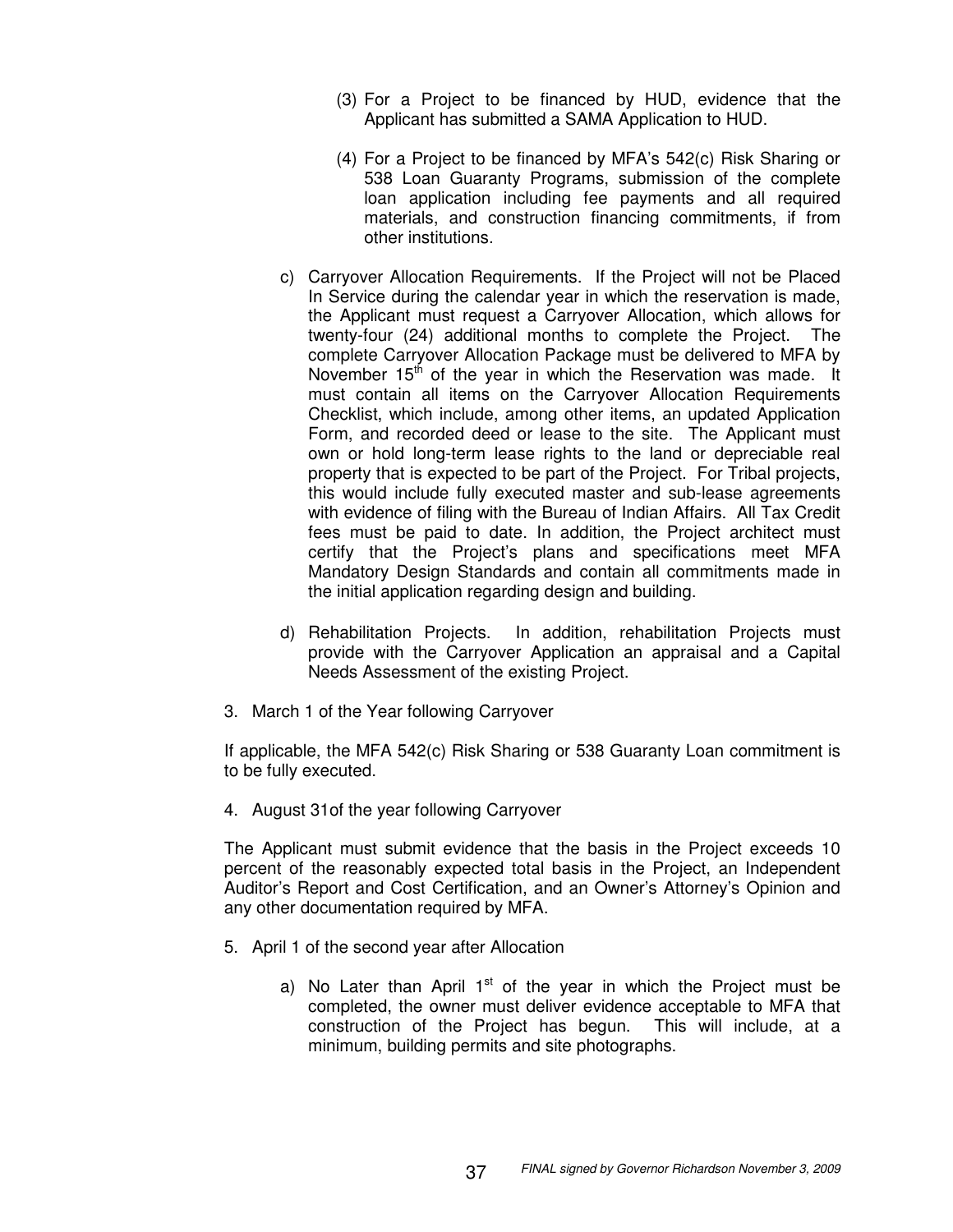(3) For a Project to be financed by HUD, evidence that the Applicant has submitted a SAMA Application to HUD.

(4) For a Project to be financed by MFA's 542(c) Risk Sharing or 538 Loan Guaranty Programs, submission of the complete loan application including fee payments and all required materials, and construction financing commitments, if from other institutions.

c) Carryover Allocation Requirements. If the Project will not be Placed In Service during the calendar year in which the reservation is made, the Applicant must request a Carryover Allocation, which allows for twenty-four (24) additional months to complete the Project. The complete Carryover Allocation Package must be delivered to MFA by November 15th of the year in which the Reservation was made. It must contain all items on the Carryover Allocation Requirements Checklist, which include, among other items, an updated Application Form, and recorded deed or lease to the site. The Applicant must own or hold long-term lease rights to the land or depreciable real property that is expected to be part of the Project. For Tribal projects, this would include fully executed master and sub-lease agreements with evidence of filing with the Bureau of Indian Affairs. All Tax Credit fees must be paid to date. In addition, the Project architect must certify that the Project's plans and specifications meet MFA Mandatory Design Standards and contain all commitments made in the initial application regarding design and building.

d) Rehabilitation Projects. In addition, rehabilitation Projects must provide with the Carryover Application an appraisal and a Capital Needs Assessment of the existing Project.

3. March 1 of the Year following Carryover

If applicable, the MFA 542(c) Risk Sharing or 538 Guaranty Loan commitment is to be fully executed.

4. August 31of the year following Carryover

The Applicant must submit evidence that the basis in the Project exceeds 10 percent of the reasonably expected total basis in the Project, an Independent Auditor's Report and Cost Certification, and an Owner's Attorney's Opinion and any other documentation required by MFA.

5. April 1 of the second year after Allocation

a) No Later than April 1st of the year in which the Project must be completed, the owner must deliver evidence acceptable to MFA that construction of the Project has begun. This will include, at a minimum, building permits and site photographs.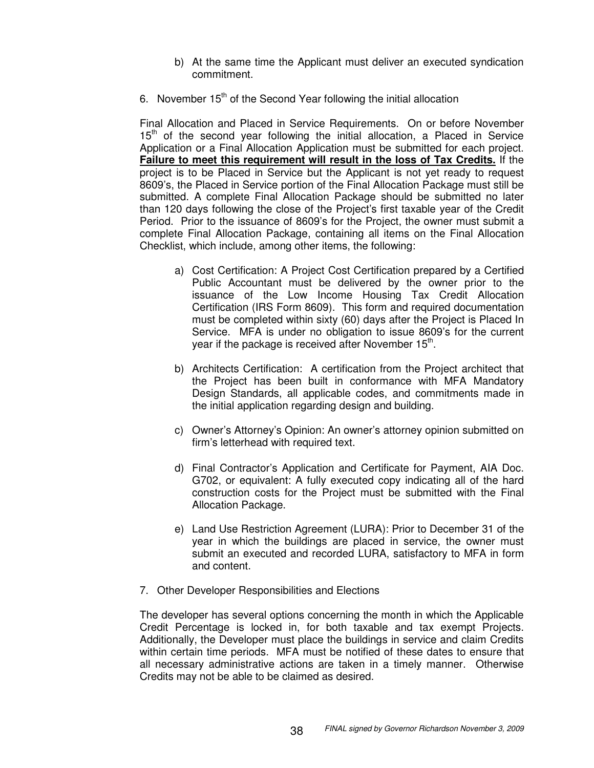b) At the same time the Applicant must deliver an executed syndication commitment.

6. November 15th of the Second Year following the initial allocation

Final Allocation and Placed in Service Requirements. On or before November 15th of the second year following the initial allocation, a Placed in Service Application or a Final Allocation Application must be submitted for each project. **<u>Failure to meet this requirement will result in the loss of Tax Credits.</u>** If the project is to be Placed in Service but the Applicant is not yet ready to request 8609's, the Placed in Service portion of the Final Allocation Package must still be submitted. A complete Final Allocation Package should be submitted no later than 120 days following the close of the Project's first taxable year of the Credit Period. Prior to the issuance of 8609's for the Project, the owner must submit a complete Final Allocation Package, containing all items on the Final Allocation Checklist, which include, among other items, the following:

a) Cost Certification: A Project Cost Certification prepared by a Certified Public Accountant must be delivered by the owner prior to the issuance of the Low Income Housing Tax Credit Allocation Certification (IRS Form 8609). This form and required documentation must be completed within sixty (60) days after the Project is Placed In Service. MFA is under no obligation to issue 8609's for the current year if the package is received after November 15th.

b) Architects Certification: A certification from the Project architect that the Project has been built in conformance with MFA Mandatory Design Standards, all applicable codes, and commitments made in the initial application regarding design and building.

c) Owner's Attorney's Opinion: An owner's attorney opinion submitted on firm's letterhead with required text.

d) Final Contractor's Application and Certificate for Payment, AIA Doc. G702, or equivalent: A fully executed copy indicating all of the hard construction costs for the Project must be submitted with the Final Allocation Package.

e) Land Use Restriction Agreement (LURA): Prior to December 31 of the year in which the buildings are placed in service, the owner must submit an executed and recorded LURA, satisfactory to MFA in form and content.

7. Other Developer Responsibilities and Elections

The developer has several options concerning the month in which the Applicable Credit Percentage is locked in, for both taxable and tax exempt Projects. Additionally, the Developer must place the buildings in service and claim Credits within certain time periods. MFA must be notified of these dates to ensure that all necessary administrative actions are taken in a timely manner. Otherwise Credits may not be able to be claimed as desired.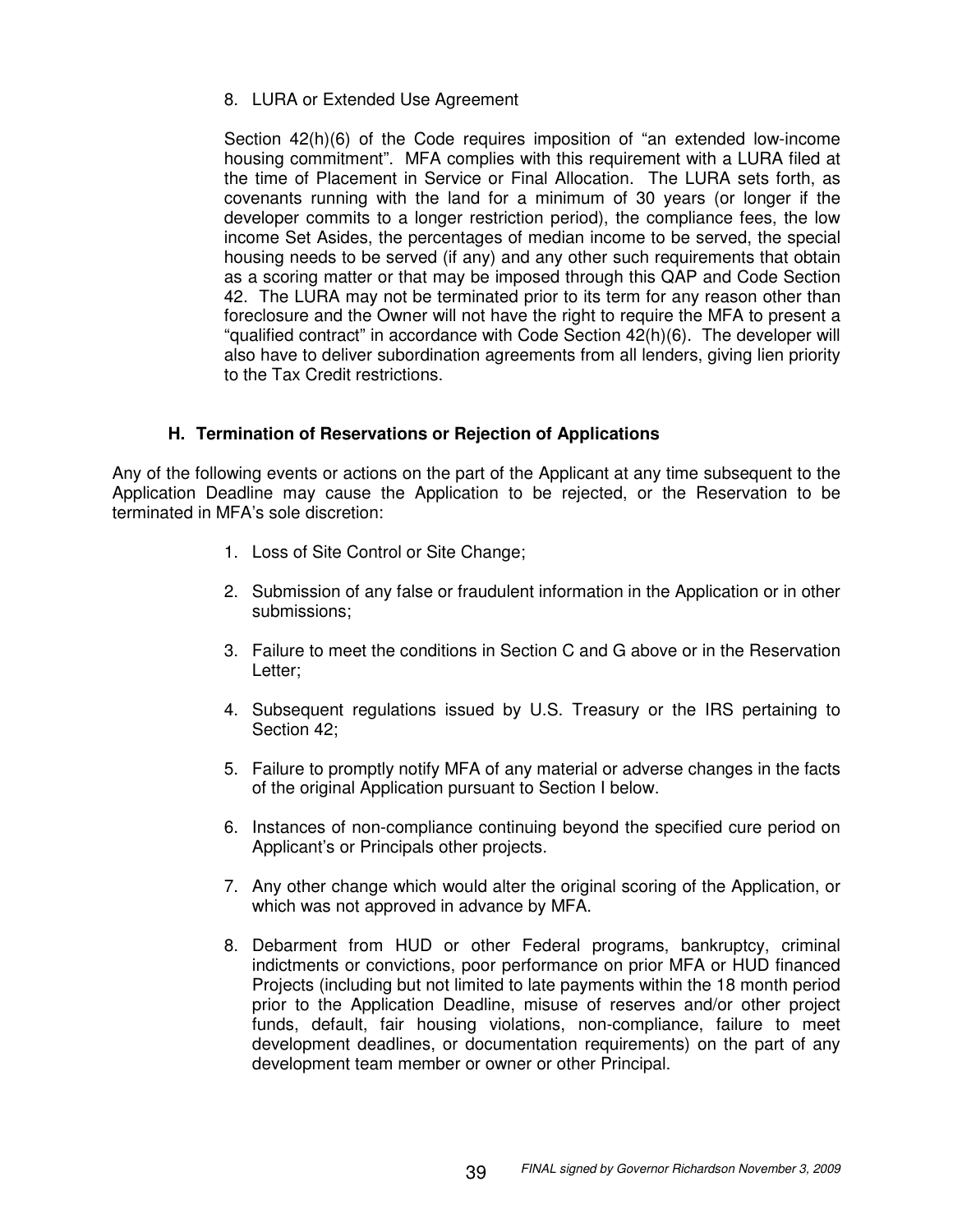8. LURA or Extended Use Agreement

   Section 42(h)(6) of the Code requires imposition of "an extended low-income housing commitment". MFA complies with this requirement with a LURA filed at the time of Placement in Service or Final Allocation. The LURA sets forth, as covenants running with the land for a minimum of 30 years (or longer if the developer commits to a longer restriction period), the compliance fees, the low income Set Asides, the percentages of median income to be served, the special housing needs to be served (if any) and any other such requirements that obtain as a scoring matter or that may be imposed through this QAP and Code Section 42. The LURA may not be terminated prior to its term for any reason other than foreclosure and the Owner will not have the right to require the MFA to present a "qualified contract" in accordance with Code Section 42(h)(6). The developer will also have to deliver subordination agreements from all lenders, giving lien priority to the Tax Credit restrictions.

### H. Termination of Reservations or Rejection of Applications

Any of the following events or actions on the part of the Applicant at any time subsequent to the Application Deadline may cause the Application to be rejected, or the Reservation to be terminated in MFA's sole discretion:

1. Loss of Site Control or Site Change;
2. Submission of any false or fraudulent information in the Application or in other submissions;
3. Failure to meet the conditions in Section C and G above or in the Reservation Letter;
4. Subsequent regulations issued by U.S. Treasury or the IRS pertaining to Section 42;
5. Failure to promptly notify MFA of any material or adverse changes in the facts of the original Application pursuant to Section I below.
6. Instances of non-compliance continuing beyond the specified cure period on Applicant's or Principals other projects.
7. Any other change which would alter the original scoring of the Application, or which was not approved in advance by MFA.
8. Debarment from HUD or other Federal programs, bankruptcy, criminal indictments or convictions, poor performance on prior MFA or HUD financed Projects (including but not limited to late payments within the 18 month period prior to the Application Deadline, misuse of reserves and/or other project funds, default, fair housing violations, non-compliance, failure to meet development deadlines, or documentation requirements) on the part of any development team member or owner or other Principal.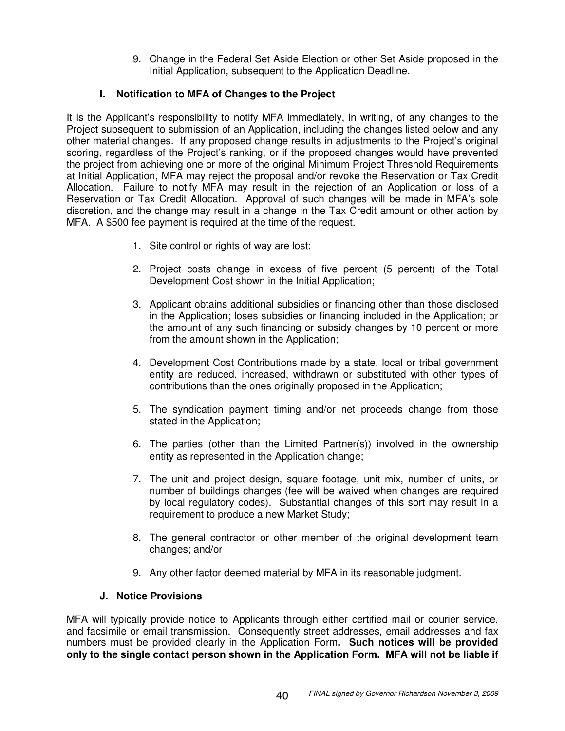9. Change in the Federal Set Aside Election or other Set Aside proposed in the Initial Application, subsequent to the Application Deadline.

### I. Notification to MFA of Changes to the Project

It is the Applicant's responsibility to notify MFA immediately, in writing, of any changes to the Project subsequent to submission of an Application, including the changes listed below and any other material changes. If any proposed change results in adjustments to the Project's original scoring, regardless of the Project's ranking, or if the proposed changes would have prevented the project from achieving one or more of the original Minimum Project Threshold Requirements at Initial Application, MFA may reject the proposal and/or revoke the Reservation or Tax Credit Allocation. Failure to notify MFA may result in the rejection of an Application or loss of a Reservation or Tax Credit Allocation. Approval of such changes will be made in MFA's sole discretion, and the change may result in a change in the Tax Credit amount or other action by MFA. A $500 fee payment is required at the time of the request.

1. Site control or rights of way are lost;

2. Project costs change in excess of five percent (5 percent) of the Total Development Cost shown in the Initial Application;

3. Applicant obtains additional subsidies or financing other than those disclosed in the Application; loses subsidies or financing included in the Application; or the amount of any such financing or subsidy changes by 10 percent or more from the amount shown in the Application;

4. Development Cost Contributions made by a state, local or tribal government entity are reduced, increased, withdrawn or substituted with other types of contributions than the ones originally proposed in the Application;

5. The syndication payment timing and/or net proceeds change from those stated in the Application;

6. The parties (other than the Limited Partner(s)) involved in the ownership entity as represented in the Application change;

7. The unit and project design, square footage, unit mix, number of units, or number of buildings changes (fee will be waived when changes are required by local regulatory codes). Substantial changes of this sort may result in a requirement to produce a new Market Study;

8. The general contractor or other member of the original development team changes; and/or

9. Any other factor deemed material by MFA in its reasonable judgment.

### J. Notice Provisions

MFA will typically provide notice to Applicants through either certified mail or courier service, and facsimile or email transmission. Consequently street addresses, email addresses and fax numbers must be provided clearly in the Application Form**. Such notices will be provided only to the single contact person shown in the Application Form. MFA will not be liable if**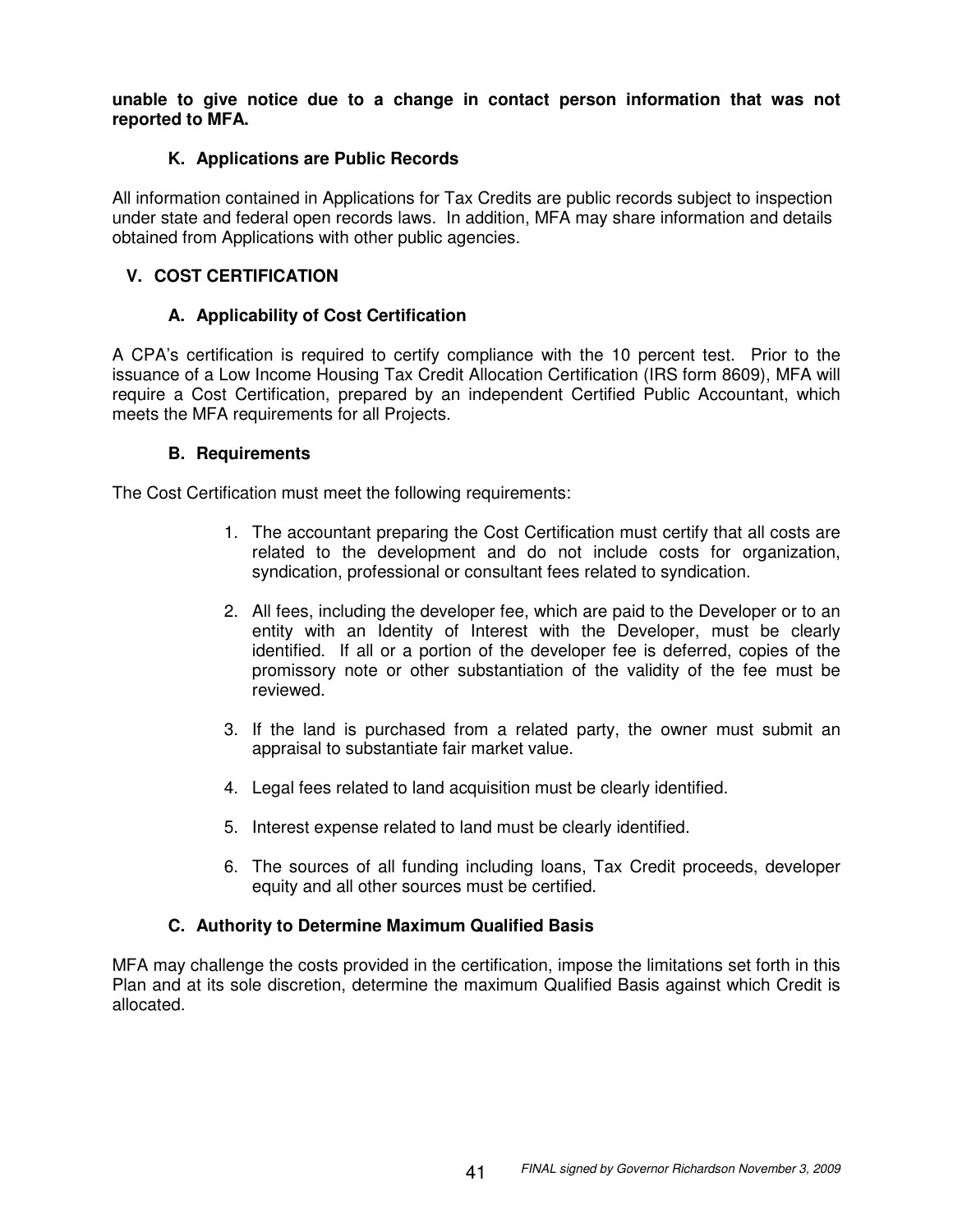**unable to give notice due to a change in contact person information that was not reported to MFA.**

### K. Applications are Public Records

All information contained in Applications for Tax Credits are public records subject to inspection under state and federal open records laws. In addition, MFA may share information and details obtained from Applications with other public agencies.

## V. COST CERTIFICATION

### A. Applicability of Cost Certification

A CPA's certification is required to certify compliance with the 10 percent test. Prior to the issuance of a Low Income Housing Tax Credit Allocation Certification (IRS form 8609), MFA will require a Cost Certification, prepared by an independent Certified Public Accountant, which meets the MFA requirements for all Projects.

### B. Requirements

The Cost Certification must meet the following requirements:

1. The accountant preparing the Cost Certification must certify that all costs are related to the development and do not include costs for organization, syndication, professional or consultant fees related to syndication.
2. All fees, including the developer fee, which are paid to the Developer or to an entity with an Identity of Interest with the Developer, must be clearly identified. If all or a portion of the developer fee is deferred, copies of the promissory note or other substantiation of the validity of the fee must be reviewed.
3. If the land is purchased from a related party, the owner must submit an appraisal to substantiate fair market value.
4. Legal fees related to land acquisition must be clearly identified.
5. Interest expense related to land must be clearly identified.
6. The sources of all funding including loans, Tax Credit proceeds, developer equity and all other sources must be certified.

### C. Authority to Determine Maximum Qualified Basis

MFA may challenge the costs provided in the certification, impose the limitations set forth in this Plan and at its sole discretion, determine the maximum Qualified Basis against which Credit is allocated.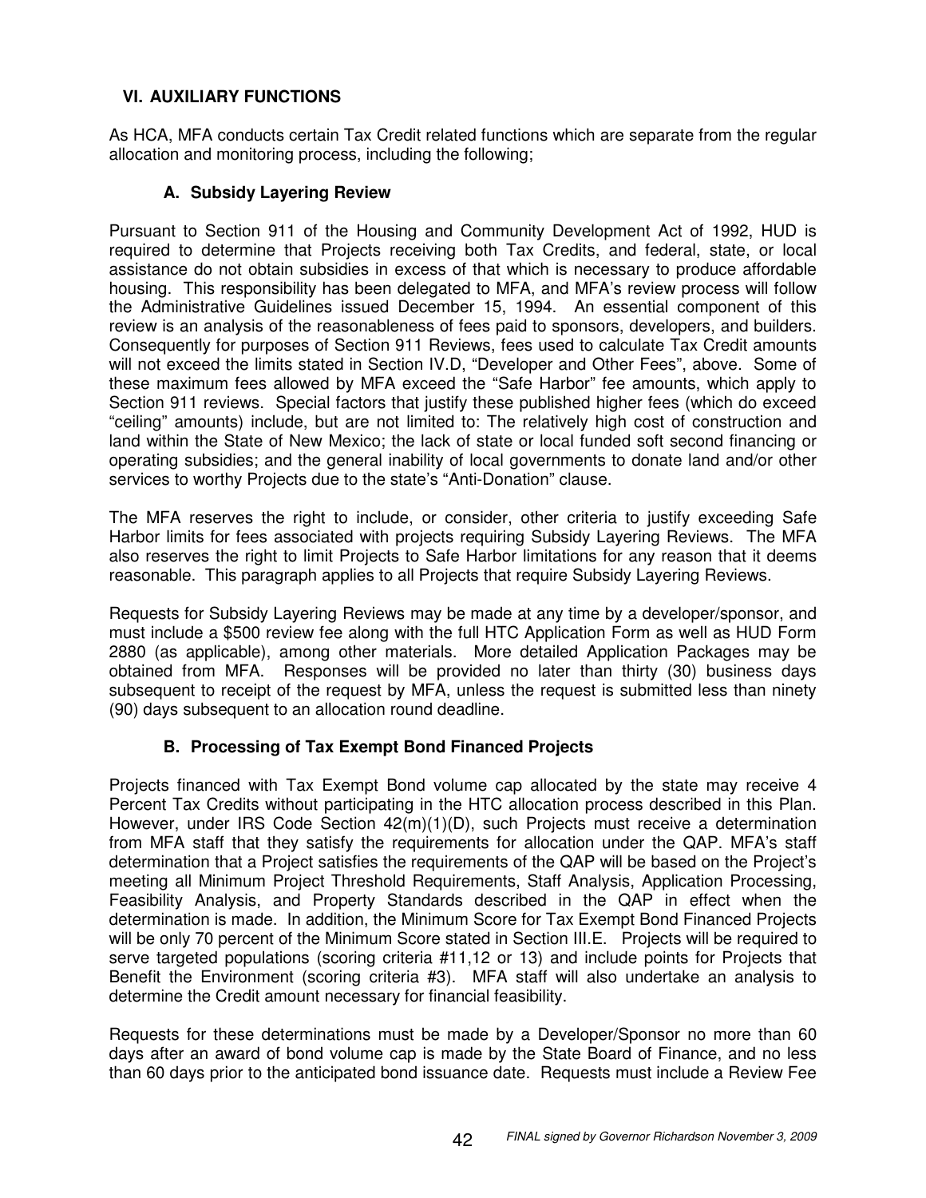## VI. AUXILIARY FUNCTIONS

As HCA, MFA conducts certain Tax Credit related functions which are separate from the regular allocation and monitoring process, including the following;

### A. Subsidy Layering Review

Pursuant to Section 911 of the Housing and Community Development Act of 1992, HUD is required to determine that Projects receiving both Tax Credits, and federal, state, or local assistance do not obtain subsidies in excess of that which is necessary to produce affordable housing. This responsibility has been delegated to MFA, and MFA's review process will follow the Administrative Guidelines issued December 15, 1994. An essential component of this review is an analysis of the reasonableness of fees paid to sponsors, developers, and builders. Consequently for purposes of Section 911 Reviews, fees used to calculate Tax Credit amounts will not exceed the limits stated in Section IV.D, "Developer and Other Fees", above. Some of these maximum fees allowed by MFA exceed the "Safe Harbor" fee amounts, which apply to Section 911 reviews. Special factors that justify these published higher fees (which do exceed "ceiling" amounts) include, but are not limited to: The relatively high cost of construction and land within the State of New Mexico; the lack of state or local funded soft second financing or operating subsidies; and the general inability of local governments to donate land and/or other services to worthy Projects due to the state's "Anti-Donation" clause.

The MFA reserves the right to include, or consider, other criteria to justify exceeding Safe Harbor limits for fees associated with projects requiring Subsidy Layering Reviews. The MFA also reserves the right to limit Projects to Safe Harbor limitations for any reason that it deems reasonable. This paragraph applies to all Projects that require Subsidy Layering Reviews.

Requests for Subsidy Layering Reviews may be made at any time by a developer/sponsor, and must include a $500 review fee along with the full HTC Application Form as well as HUD Form 2880 (as applicable), among other materials. More detailed Application Packages may be obtained from MFA. Responses will be provided no later than thirty (30) business days subsequent to receipt of the request by MFA, unless the request is submitted less than ninety (90) days subsequent to an allocation round deadline.

### B. Processing of Tax Exempt Bond Financed Projects

Projects financed with Tax Exempt Bond volume cap allocated by the state may receive 4 Percent Tax Credits without participating in the HTC allocation process described in this Plan. However, under IRS Code Section 42(m)(1)(D), such Projects must receive a determination from MFA staff that they satisfy the requirements for allocation under the QAP. MFA's staff determination that a Project satisfies the requirements of the QAP will be based on the Project's meeting all Minimum Project Threshold Requirements, Staff Analysis, Application Processing, Feasibility Analysis, and Property Standards described in the QAP in effect when the determination is made. In addition, the Minimum Score for Tax Exempt Bond Financed Projects will be only 70 percent of the Minimum Score stated in Section III.E. Projects will be required to serve targeted populations (scoring criteria #11,12 or 13) and include points for Projects that Benefit the Environment (scoring criteria #3). MFA staff will also undertake an analysis to determine the Credit amount necessary for financial feasibility.

Requests for these determinations must be made by a Developer/Sponsor no more than 60 days after an award of bond volume cap is made by the State Board of Finance, and no less than 60 days prior to the anticipated bond issuance date. Requests must include a Review Fee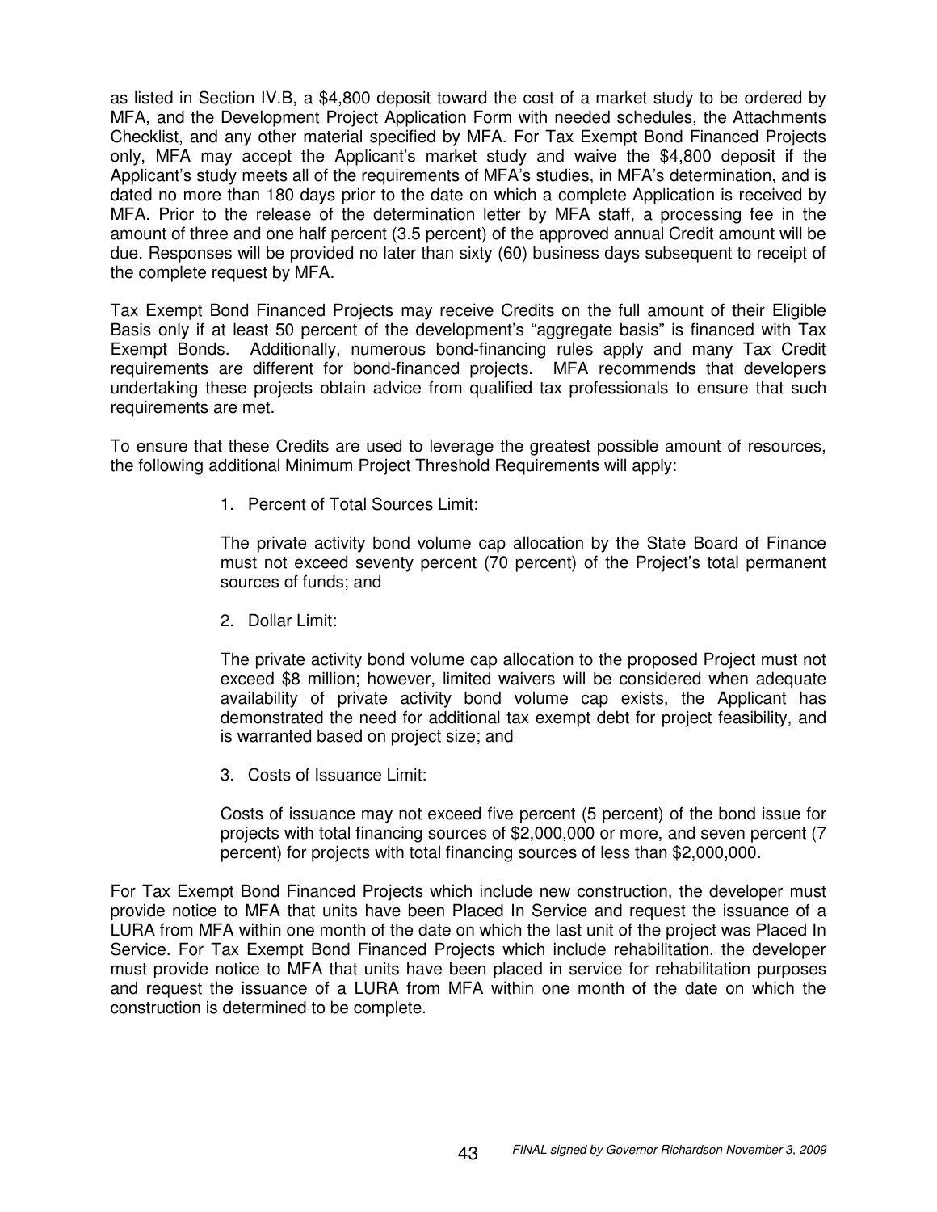as listed in Section IV.B, a $4,800 deposit toward the cost of a market study to be ordered by MFA, and the Development Project Application Form with needed schedules, the Attachments Checklist, and any other material specified by MFA. For Tax Exempt Bond Financed Projects only, MFA may accept the Applicant's market study and waive the $4,800 deposit if the Applicant's study meets all of the requirements of MFA's studies, in MFA's determination, and is dated no more than 180 days prior to the date on which a complete Application is received by MFA. Prior to the release of the determination letter by MFA staff, a processing fee in the amount of three and one half percent (3.5 percent) of the approved annual Credit amount will be due. Responses will be provided no later than sixty (60) business days subsequent to receipt of the complete request by MFA.

Tax Exempt Bond Financed Projects may receive Credits on the full amount of their Eligible Basis only if at least 50 percent of the development's "aggregate basis" is financed with Tax Exempt Bonds. Additionally, numerous bond-financing rules apply and many Tax Credit requirements are different for bond-financed projects. MFA recommends that developers undertaking these projects obtain advice from qualified tax professionals to ensure that such requirements are met.

To ensure that these Credits are used to leverage the greatest possible amount of resources, the following additional Minimum Project Threshold Requirements will apply:

1. Percent of Total Sources Limit:

   The private activity bond volume cap allocation by the State Board of Finance must not exceed seventy percent (70 percent) of the Project's total permanent sources of funds; and

2. Dollar Limit:

   The private activity bond volume cap allocation to the proposed Project must not exceed $8 million; however, limited waivers will be considered when adequate availability of private activity bond volume cap exists, the Applicant has demonstrated the need for additional tax exempt debt for project feasibility, and is warranted based on project size; and

3. Costs of Issuance Limit:

   Costs of issuance may not exceed five percent (5 percent) of the bond issue for projects with total financing sources of $2,000,000 or more, and seven percent (7 percent) for projects with total financing sources of less than $2,000,000.

For Tax Exempt Bond Financed Projects which include new construction, the developer must provide notice to MFA that units have been Placed In Service and request the issuance of a LURA from MFA within one month of the date on which the last unit of the project was Placed In Service. For Tax Exempt Bond Financed Projects which include rehabilitation, the developer must provide notice to MFA that units have been placed in service for rehabilitation purposes and request the issuance of a LURA from MFA within one month of the date on which the construction is determined to be complete.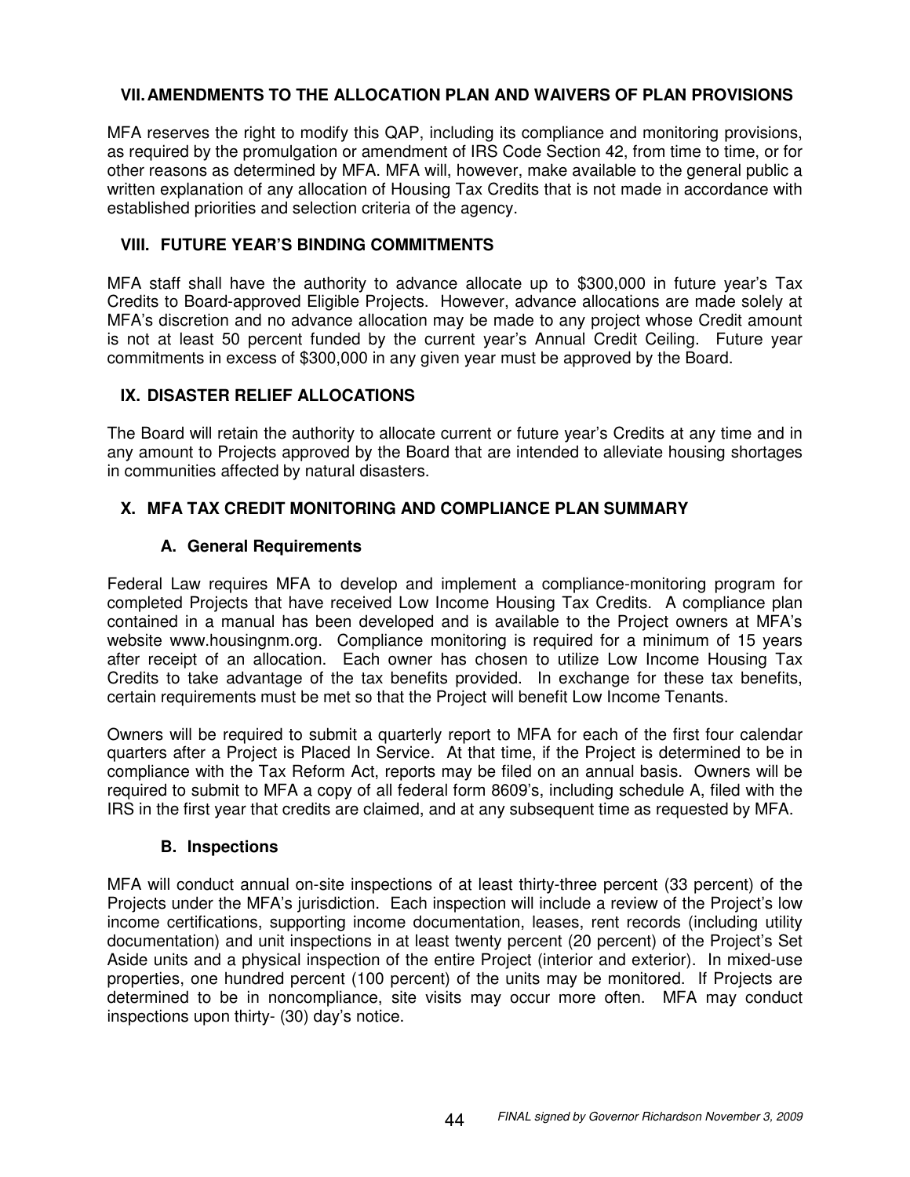## VII. AMENDMENTS TO THE ALLOCATION PLAN AND WAIVERS OF PLAN PROVISIONS

MFA reserves the right to modify this QAP, including its compliance and monitoring provisions, as required by the promulgation or amendment of IRS Code Section 42, from time to time, or for other reasons as determined by MFA. MFA will, however, make available to the general public a written explanation of any allocation of Housing Tax Credits that is not made in accordance with established priorities and selection criteria of the agency.

## VIII. FUTURE YEAR'S BINDING COMMITMENTS

MFA staff shall have the authority to advance allocate up to $300,000 in future year's Tax Credits to Board-approved Eligible Projects. However, advance allocations are made solely at MFA's discretion and no advance allocation may be made to any project whose Credit amount is not at least 50 percent funded by the current year's Annual Credit Ceiling. Future year commitments in excess of $300,000 in any given year must be approved by the Board.

## IX. DISASTER RELIEF ALLOCATIONS

The Board will retain the authority to allocate current or future year's Credits at any time and in any amount to Projects approved by the Board that are intended to alleviate housing shortages in communities affected by natural disasters.

## X. MFA TAX CREDIT MONITORING AND COMPLIANCE PLAN SUMMARY

### A. General Requirements

Federal Law requires MFA to develop and implement a compliance-monitoring program for completed Projects that have received Low Income Housing Tax Credits. A compliance plan contained in a manual has been developed and is available to the Project owners at MFA's website www.housingnm.org. Compliance monitoring is required for a minimum of 15 years after receipt of an allocation. Each owner has chosen to utilize Low Income Housing Tax Credits to take advantage of the tax benefits provided. In exchange for these tax benefits, certain requirements must be met so that the Project will benefit Low Income Tenants.

Owners will be required to submit a quarterly report to MFA for each of the first four calendar quarters after a Project is Placed In Service. At that time, if the Project is determined to be in compliance with the Tax Reform Act, reports may be filed on an annual basis. Owners will be required to submit to MFA a copy of all federal form 8609's, including schedule A, filed with the IRS in the first year that credits are claimed, and at any subsequent time as requested by MFA.

### B. Inspections

MFA will conduct annual on-site inspections of at least thirty-three percent (33 percent) of the Projects under the MFA's jurisdiction. Each inspection will include a review of the Project's low income certifications, supporting income documentation, leases, rent records (including utility documentation) and unit inspections in at least twenty percent (20 percent) of the Project's Set Aside units and a physical inspection of the entire Project (interior and exterior). In mixed-use properties, one hundred percent (100 percent) of the units may be monitored. If Projects are determined to be in noncompliance, site visits may occur more often. MFA may conduct inspections upon thirty- (30) day's notice.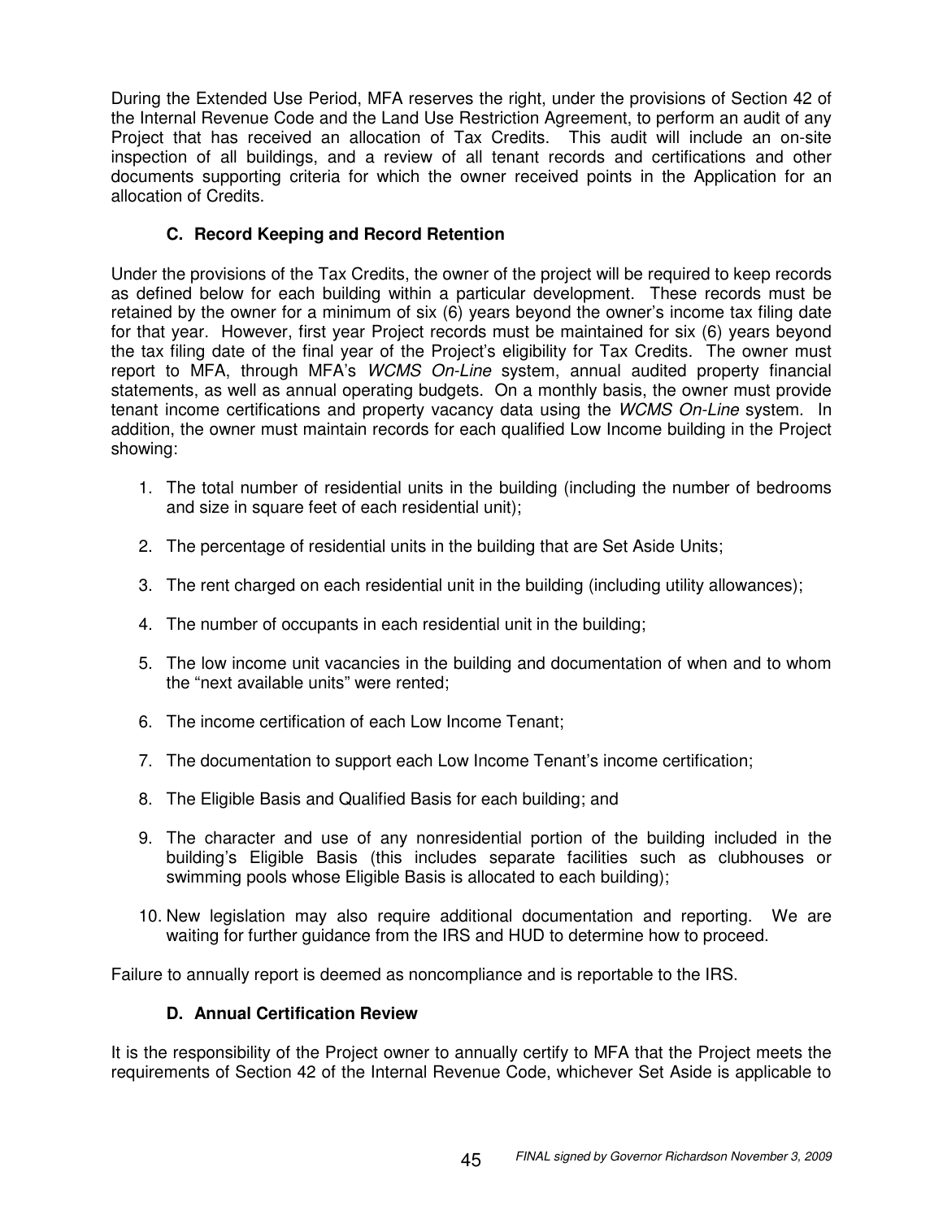During the Extended Use Period, MFA reserves the right, under the provisions of Section 42 of the Internal Revenue Code and the Land Use Restriction Agreement, to perform an audit of any Project that has received an allocation of Tax Credits. This audit will include an on-site inspection of all buildings, and a review of all tenant records and certifications and other documents supporting criteria for which the owner received points in the Application for an allocation of Credits.

### C. Record Keeping and Record Retention

Under the provisions of the Tax Credits, the owner of the project will be required to keep records as defined below for each building within a particular development. These records must be retained by the owner for a minimum of six (6) years beyond the owner's income tax filing date for that year. However, first year Project records must be maintained for six (6) years beyond the tax filing date of the final year of the Project's eligibility for Tax Credits. The owner must report to MFA, through MFA's *WCMS On-Line* system, annual audited property financial statements, as well as annual operating budgets. On a monthly basis, the owner must provide tenant income certifications and property vacancy data using the *WCMS On-Line* system. In addition, the owner must maintain records for each qualified Low Income building in the Project showing:

1. The total number of residential units in the building (including the number of bedrooms and size in square feet of each residential unit);
2. The percentage of residential units in the building that are Set Aside Units;
3. The rent charged on each residential unit in the building (including utility allowances);
4. The number of occupants in each residential unit in the building;
5. The low income unit vacancies in the building and documentation of when and to whom the "next available units" were rented;
6. The income certification of each Low Income Tenant;
7. The documentation to support each Low Income Tenant's income certification;
8. The Eligible Basis and Qualified Basis for each building; and
9. The character and use of any nonresidential portion of the building included in the building's Eligible Basis (this includes separate facilities such as clubhouses or swimming pools whose Eligible Basis is allocated to each building);
10. New legislation may also require additional documentation and reporting. We are waiting for further guidance from the IRS and HUD to determine how to proceed.

Failure to annually report is deemed as noncompliance and is reportable to the IRS.

### D. Annual Certification Review

It is the responsibility of the Project owner to annually certify to MFA that the Project meets the requirements of Section 42 of the Internal Revenue Code, whichever Set Aside is applicable to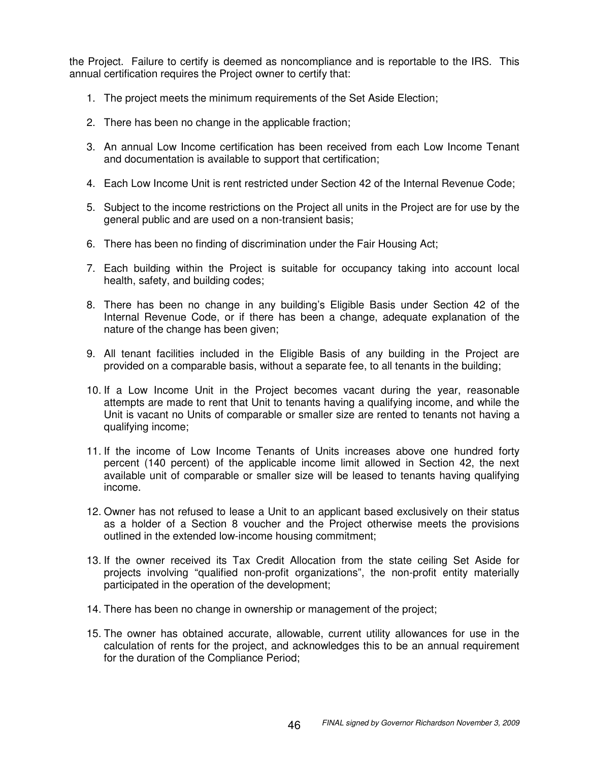the Project. Failure to certify is deemed as noncompliance and is reportable to the IRS. This annual certification requires the Project owner to certify that:

1. The project meets the minimum requirements of the Set Aside Election;

2. There has been no change in the applicable fraction;

3. An annual Low Income certification has been received from each Low Income Tenant and documentation is available to support that certification;

4. Each Low Income Unit is rent restricted under Section 42 of the Internal Revenue Code;

5. Subject to the income restrictions on the Project all units in the Project are for use by the general public and are used on a non-transient basis;

6. There has been no finding of discrimination under the Fair Housing Act;

7. Each building within the Project is suitable for occupancy taking into account local health, safety, and building codes;

8. There has been no change in any building's Eligible Basis under Section 42 of the Internal Revenue Code, or if there has been a change, adequate explanation of the nature of the change has been given;

9. All tenant facilities included in the Eligible Basis of any building in the Project are provided on a comparable basis, without a separate fee, to all tenants in the building;

10. If a Low Income Unit in the Project becomes vacant during the year, reasonable attempts are made to rent that Unit to tenants having a qualifying income, and while the Unit is vacant no Units of comparable or smaller size are rented to tenants not having a qualifying income;

11. If the income of Low Income Tenants of Units increases above one hundred forty percent (140 percent) of the applicable income limit allowed in Section 42, the next available unit of comparable or smaller size will be leased to tenants having qualifying income.

12. Owner has not refused to lease a Unit to an applicant based exclusively on their status as a holder of a Section 8 voucher and the Project otherwise meets the provisions outlined in the extended low-income housing commitment;

13. If the owner received its Tax Credit Allocation from the state ceiling Set Aside for projects involving "qualified non-profit organizations", the non-profit entity materially participated in the operation of the development;

14. There has been no change in ownership or management of the project;

15. The owner has obtained accurate, allowable, current utility allowances for use in the calculation of rents for the project, and acknowledges this to be an annual requirement for the duration of the Compliance Period;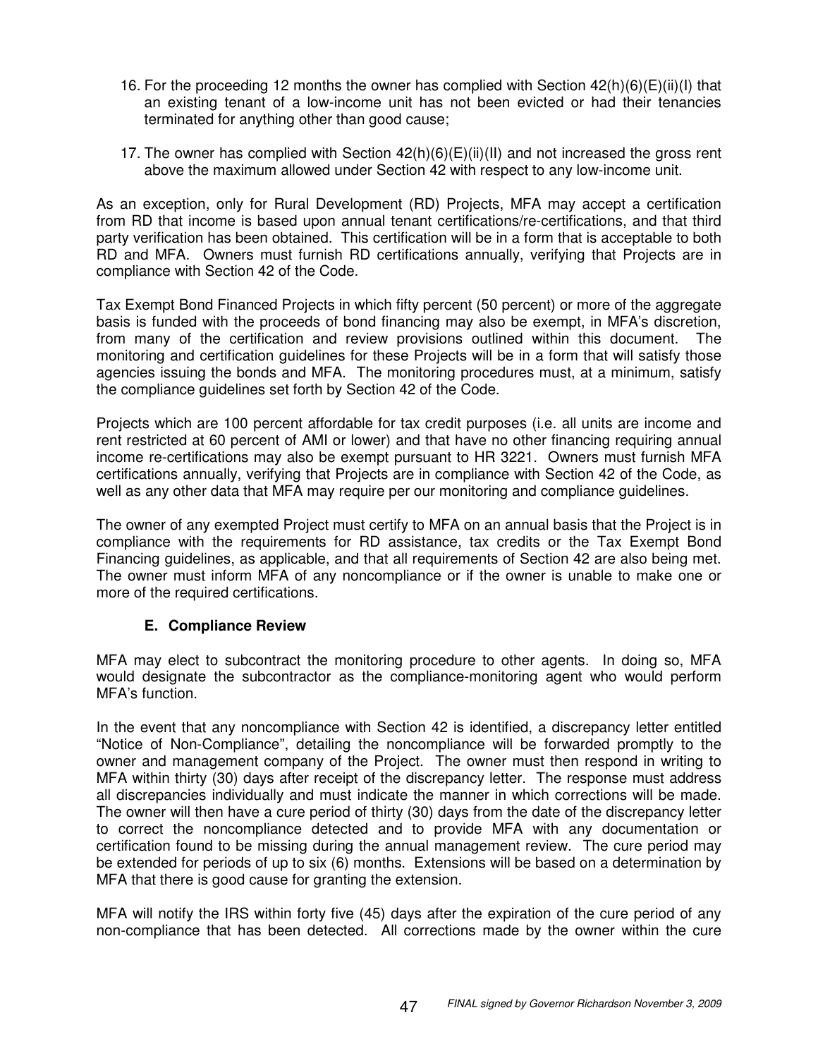16. For the proceeding 12 months the owner has complied with Section 42(h)(6)(E)(ii)(I) that an existing tenant of a low-income unit has not been evicted or had their tenancies terminated for anything other than good cause;

17. The owner has complied with Section 42(h)(6)(E)(ii)(II) and not increased the gross rent above the maximum allowed under Section 42 with respect to any low-income unit.

As an exception, only for Rural Development (RD) Projects, MFA may accept a certification from RD that income is based upon annual tenant certifications/re-certifications, and that third party verification has been obtained. This certification will be in a form that is acceptable to both RD and MFA. Owners must furnish RD certifications annually, verifying that Projects are in compliance with Section 42 of the Code.

Tax Exempt Bond Financed Projects in which fifty percent (50 percent) or more of the aggregate basis is funded with the proceeds of bond financing may also be exempt, in MFA's discretion, from many of the certification and review provisions outlined within this document. The monitoring and certification guidelines for these Projects will be in a form that will satisfy those agencies issuing the bonds and MFA. The monitoring procedures must, at a minimum, satisfy the compliance guidelines set forth by Section 42 of the Code.

Projects which are 100 percent affordable for tax credit purposes (i.e. all units are income and rent restricted at 60 percent of AMI or lower) and that have no other financing requiring annual income re-certifications may also be exempt pursuant to HR 3221. Owners must furnish MFA certifications annually, verifying that Projects are in compliance with Section 42 of the Code, as well as any other data that MFA may require per our monitoring and compliance guidelines.

The owner of any exempted Project must certify to MFA on an annual basis that the Project is in compliance with the requirements for RD assistance, tax credits or the Tax Exempt Bond Financing guidelines, as applicable, and that all requirements of Section 42 are also being met. The owner must inform MFA of any noncompliance or if the owner is unable to make one or more of the required certifications.

### E. Compliance Review

MFA may elect to subcontract the monitoring procedure to other agents. In doing so, MFA would designate the subcontractor as the compliance-monitoring agent who would perform MFA's function.

In the event that any noncompliance with Section 42 is identified, a discrepancy letter entitled "Notice of Non-Compliance", detailing the noncompliance will be forwarded promptly to the owner and management company of the Project. The owner must then respond in writing to MFA within thirty (30) days after receipt of the discrepancy letter. The response must address all discrepancies individually and must indicate the manner in which corrections will be made. The owner will then have a cure period of thirty (30) days from the date of the discrepancy letter to correct the noncompliance detected and to provide MFA with any documentation or certification found to be missing during the annual management review. The cure period may be extended for periods of up to six (6) months. Extensions will be based on a determination by MFA that there is good cause for granting the extension.

MFA will notify the IRS within forty five (45) days after the expiration of the cure period of any non-compliance that has been detected. All corrections made by the owner within the cure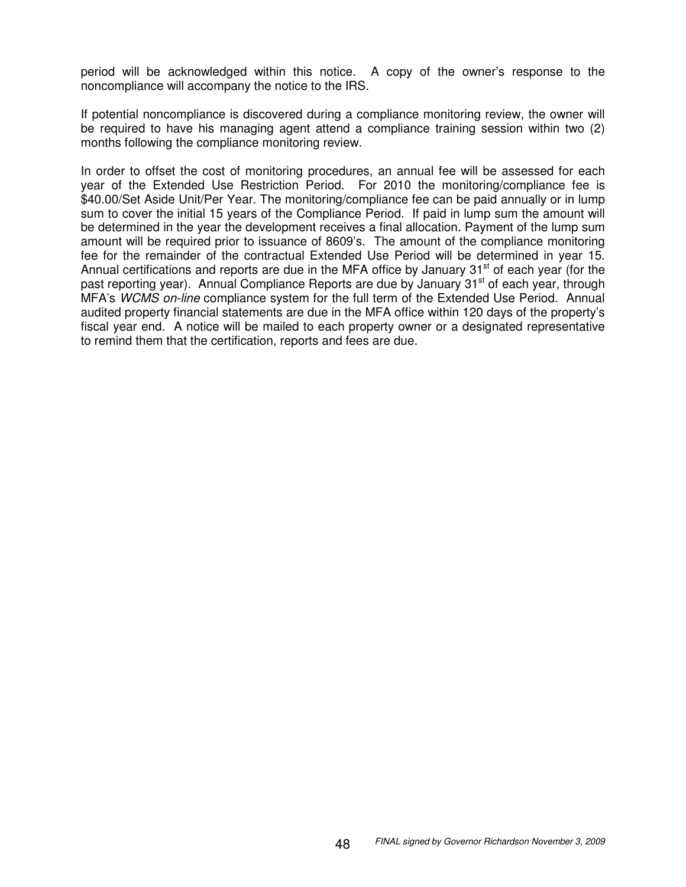period will be acknowledged within this notice. A copy of the owner's response to the noncompliance will accompany the notice to the IRS.

If potential noncompliance is discovered during a compliance monitoring review, the owner will be required to have his managing agent attend a compliance training session within two (2) months following the compliance monitoring review.

In order to offset the cost of monitoring procedures, an annual fee will be assessed for each year of the Extended Use Restriction Period. For 2010 the monitoring/compliance fee is $40.00/Set Aside Unit/Per Year. The monitoring/compliance fee can be paid annually or in lump sum to cover the initial 15 years of the Compliance Period. If paid in lump sum the amount will be determined in the year the development receives a final allocation. Payment of the lump sum amount will be required prior to issuance of 8609's. The amount of the compliance monitoring fee for the remainder of the contractual Extended Use Period will be determined in year 15. Annual certifications and reports are due in the MFA office by January 31st of each year (for the past reporting year). Annual Compliance Reports are due by January 31st of each year, through MFA's *WCMS on-line* compliance system for the full term of the Extended Use Period. Annual audited property financial statements are due in the MFA office within 120 days of the property's fiscal year end. A notice will be mailed to each property owner or a designated representative to remind them that the certification, reports and fees are due.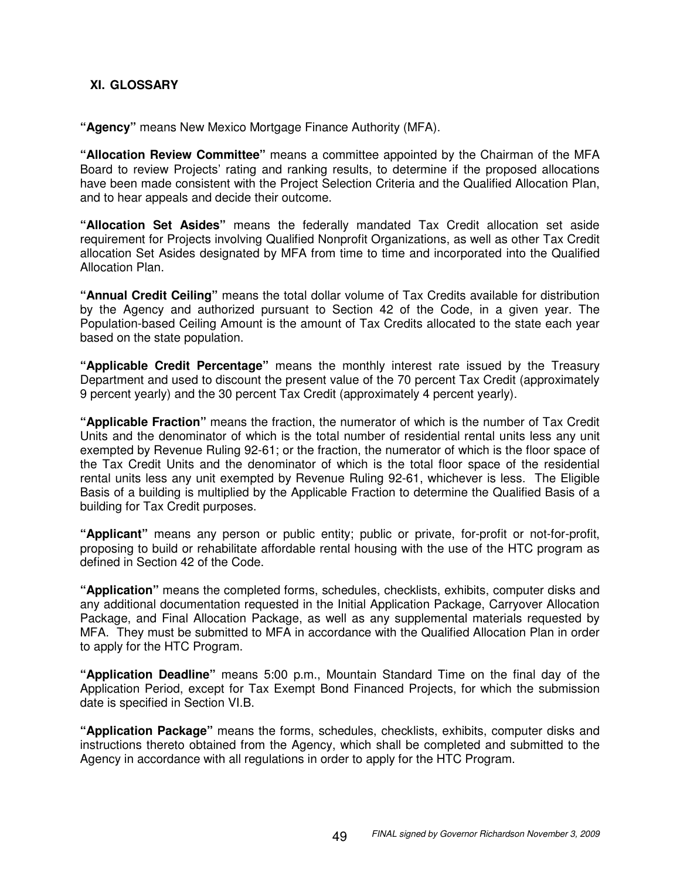## XI. GLOSSARY

**"Agency"** means New Mexico Mortgage Finance Authority (MFA).

**"Allocation Review Committee"** means a committee appointed by the Chairman of the MFA Board to review Projects' rating and ranking results, to determine if the proposed allocations have been made consistent with the Project Selection Criteria and the Qualified Allocation Plan, and to hear appeals and decide their outcome.

**"Allocation Set Asides"** means the federally mandated Tax Credit allocation set aside requirement for Projects involving Qualified Nonprofit Organizations, as well as other Tax Credit allocation Set Asides designated by MFA from time to time and incorporated into the Qualified Allocation Plan.

**"Annual Credit Ceiling"** means the total dollar volume of Tax Credits available for distribution by the Agency and authorized pursuant to Section 42 of the Code, in a given year. The Population-based Ceiling Amount is the amount of Tax Credits allocated to the state each year based on the state population.

**"Applicable Credit Percentage"** means the monthly interest rate issued by the Treasury Department and used to discount the present value of the 70 percent Tax Credit (approximately 9 percent yearly) and the 30 percent Tax Credit (approximately 4 percent yearly).

**"Applicable Fraction"** means the fraction, the numerator of which is the number of Tax Credit Units and the denominator of which is the total number of residential rental units less any unit exempted by Revenue Ruling 92-61; or the fraction, the numerator of which is the floor space of the Tax Credit Units and the denominator of which is the total floor space of the residential rental units less any unit exempted by Revenue Ruling 92-61, whichever is less. The Eligible Basis of a building is multiplied by the Applicable Fraction to determine the Qualified Basis of a building for Tax Credit purposes.

**"Applicant"** means any person or public entity; public or private, for-profit or not-for-profit, proposing to build or rehabilitate affordable rental housing with the use of the HTC program as defined in Section 42 of the Code.

**"Application"** means the completed forms, schedules, checklists, exhibits, computer disks and any additional documentation requested in the Initial Application Package, Carryover Allocation Package, and Final Allocation Package, as well as any supplemental materials requested by MFA. They must be submitted to MFA in accordance with the Qualified Allocation Plan in order to apply for the HTC Program.

**"Application Deadline"** means 5:00 p.m., Mountain Standard Time on the final day of the Application Period, except for Tax Exempt Bond Financed Projects, for which the submission date is specified in Section VI.B.

**"Application Package"** means the forms, schedules, checklists, exhibits, computer disks and instructions thereto obtained from the Agency, which shall be completed and submitted to the Agency in accordance with all regulations in order to apply for the HTC Program.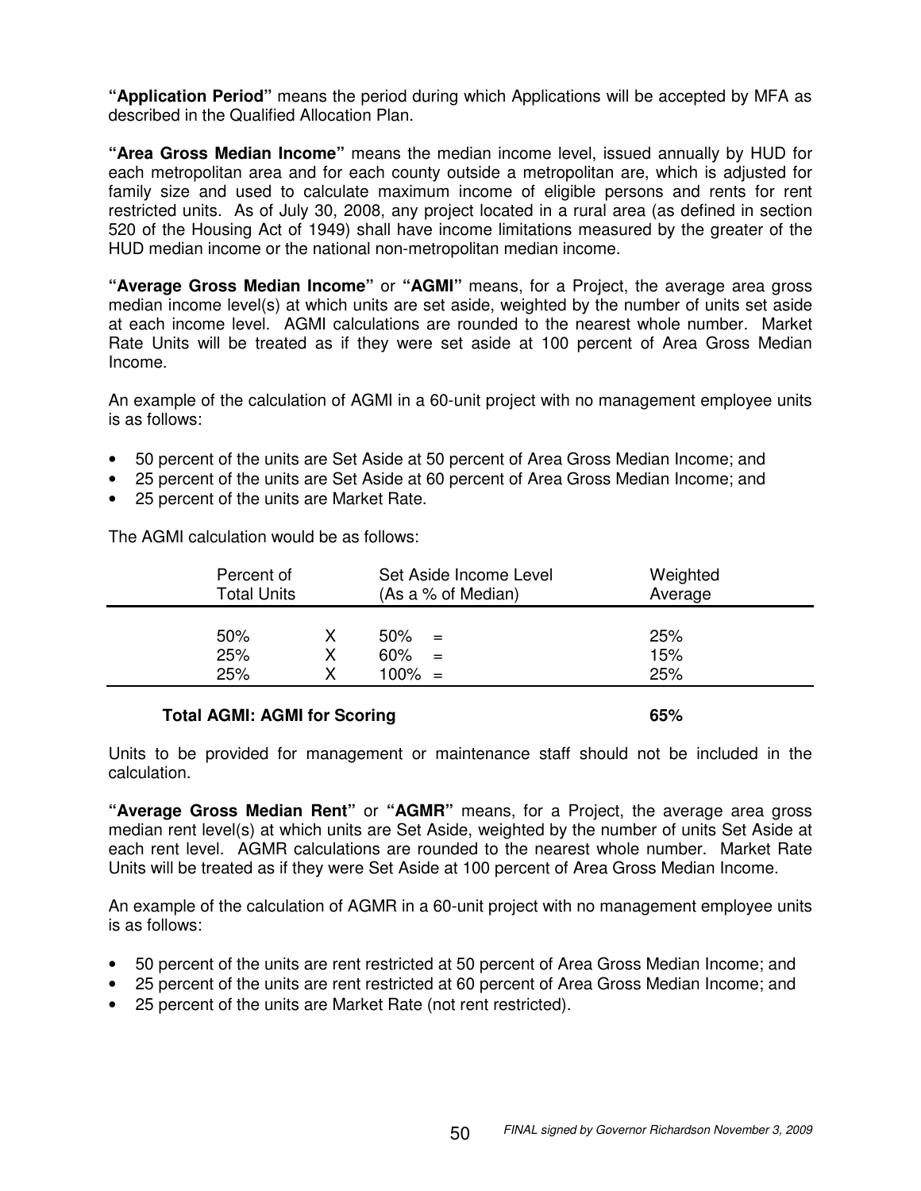**"Application Period"** means the period during which Applications will be accepted by MFA as described in the Qualified Allocation Plan.

**"Area Gross Median Income"** means the median income level, issued annually by HUD for each metropolitan area and for each county outside a metropolitan are, which is adjusted for family size and used to calculate maximum income of eligible persons and rents for rent restricted units. As of July 30, 2008, any project located in a rural area (as defined in section 520 of the Housing Act of 1949) shall have income limitations measured by the greater of the HUD median income or the national non-metropolitan median income.

**"Average Gross Median Income"** or **"AGMI"** means, for a Project, the average area gross median income level(s) at which units are set aside, weighted by the number of units set aside at each income level. AGMI calculations are rounded to the nearest whole number. Market Rate Units will be treated as if they were set aside at 100 percent of Area Gross Median Income.

An example of the calculation of AGMI in a 60-unit project with no management employee units is as follows:

- 50 percent of the units are Set Aside at 50 percent of Area Gross Median Income; and
- 25 percent of the units are Set Aside at 60 percent of Area Gross Median Income; and
- 25 percent of the units are Market Rate.

The AGMI calculation would be as follows:

| Percent of Total Units | | Set Aside Income Level (As a % of Median) | | Weighted Average |
|---|---|---|---|---|
| 50% | X | 50% | = | 25% |
| 25% | X | 60% | = | 15% |
| 25% | X | 100% | = | 25% |
| **Total AGMI: AGMI for Scoring** | | | | **65%** |

Units to be provided for management or maintenance staff should not be included in the calculation.

**"Average Gross Median Rent"** or **"AGMR"** means, for a Project, the average area gross median rent level(s) at which units are Set Aside, weighted by the number of units Set Aside at each rent level. AGMR calculations are rounded to the nearest whole number. Market Rate Units will be treated as if they were Set Aside at 100 percent of Area Gross Median Income.

An example of the calculation of AGMR in a 60-unit project with no management employee units is as follows:

- 50 percent of the units are rent restricted at 50 percent of Area Gross Median Income; and
- 25 percent of the units are rent restricted at 60 percent of Area Gross Median Income; and
- 25 percent of the units are Market Rate (not rent restricted).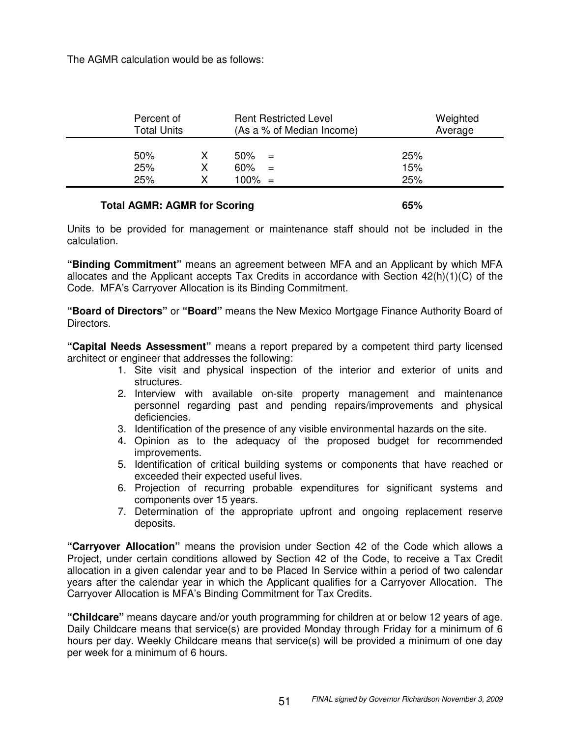The AGMR calculation would be as follows:

| Percent of Total Units | | Rent Restricted Level (As a % of Median Income) | | Weighted Average |
|---|---|---|---|---|
| 50% | X | 50% | = | 25% |
| 25% | X | 60% | = | 15% |
| 25% | X | 100% | = | 25% |
| **Total AGMR: AGMR for Scoring** | | | | **65%** |

Units to be provided for management or maintenance staff should not be included in the calculation.

**"Binding Commitment"** means an agreement between MFA and an Applicant by which MFA allocates and the Applicant accepts Tax Credits in accordance with Section 42(h)(1)(C) of the Code. MFA's Carryover Allocation is its Binding Commitment.

**"Board of Directors"** or **"Board"** means the New Mexico Mortgage Finance Authority Board of Directors.

**"Capital Needs Assessment"** means a report prepared by a competent third party licensed architect or engineer that addresses the following:

1. Site visit and physical inspection of the interior and exterior of units and structures.
2. Interview with available on-site property management and maintenance personnel regarding past and pending repairs/improvements and physical deficiencies.
3. Identification of the presence of any visible environmental hazards on the site.
4. Opinion as to the adequacy of the proposed budget for recommended improvements.
5. Identification of critical building systems or components that have reached or exceeded their expected useful lives.
6. Projection of recurring probable expenditures for significant systems and components over 15 years.
7. Determination of the appropriate upfront and ongoing replacement reserve deposits.

**"Carryover Allocation"** means the provision under Section 42 of the Code which allows a Project, under certain conditions allowed by Section 42 of the Code, to receive a Tax Credit allocation in a given calendar year and to be Placed In Service within a period of two calendar years after the calendar year in which the Applicant qualifies for a Carryover Allocation. The Carryover Allocation is MFA's Binding Commitment for Tax Credits.

**"Childcare"** means daycare and/or youth programming for children at or below 12 years of age. Daily Childcare means that service(s) are provided Monday through Friday for a minimum of 6 hours per day. Weekly Childcare means that service(s) will be provided a minimum of one day per week for a minimum of 6 hours.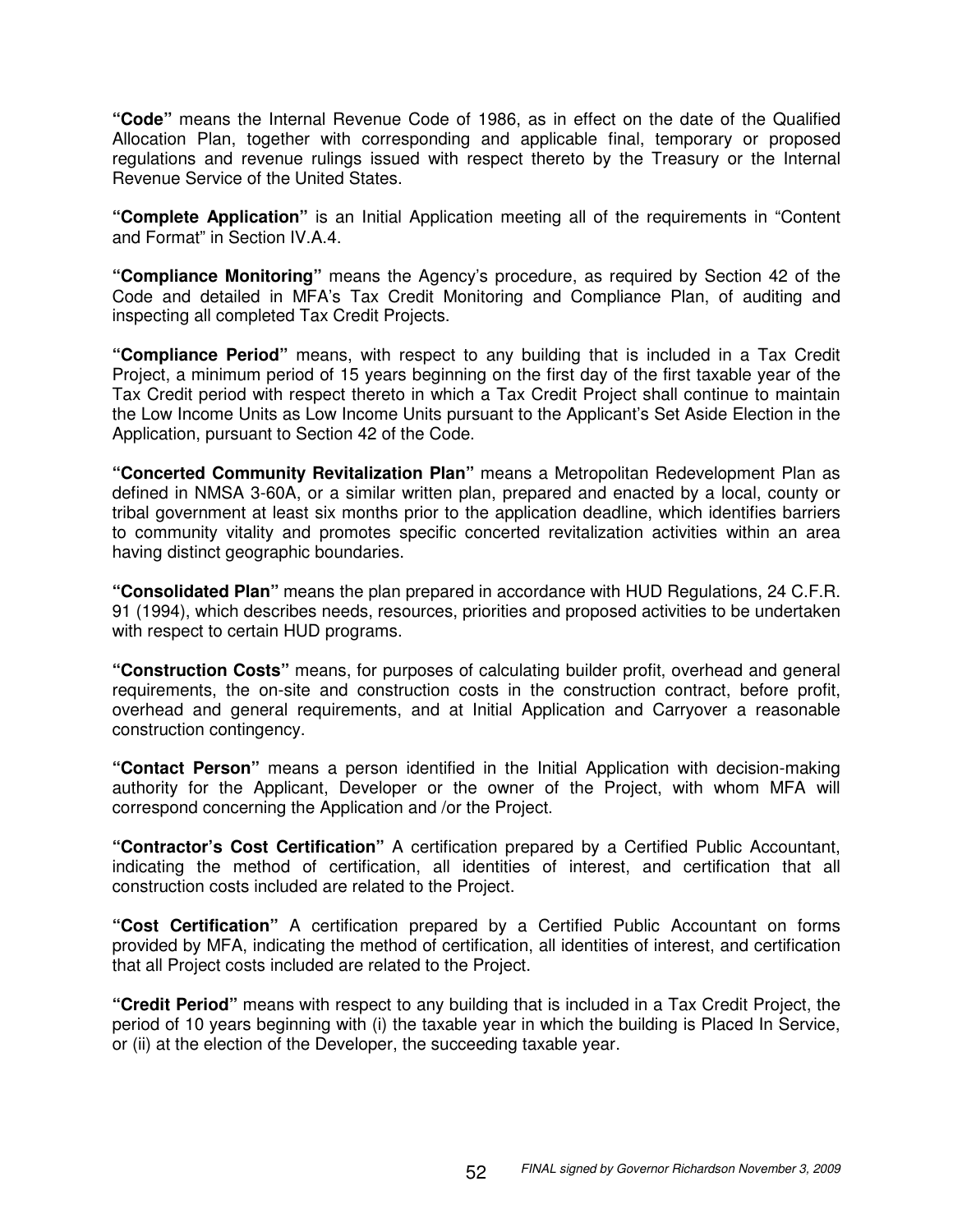**"Code"** means the Internal Revenue Code of 1986, as in effect on the date of the Qualified Allocation Plan, together with corresponding and applicable final, temporary or proposed regulations and revenue rulings issued with respect thereto by the Treasury or the Internal Revenue Service of the United States.

**"Complete Application"** is an Initial Application meeting all of the requirements in "Content and Format" in Section IV.A.4.

**"Compliance Monitoring"** means the Agency's procedure, as required by Section 42 of the Code and detailed in MFA's Tax Credit Monitoring and Compliance Plan, of auditing and inspecting all completed Tax Credit Projects.

**"Compliance Period"** means, with respect to any building that is included in a Tax Credit Project, a minimum period of 15 years beginning on the first day of the first taxable year of the Tax Credit period with respect thereto in which a Tax Credit Project shall continue to maintain the Low Income Units as Low Income Units pursuant to the Applicant's Set Aside Election in the Application, pursuant to Section 42 of the Code.

**"Concerted Community Revitalization Plan"** means a Metropolitan Redevelopment Plan as defined in NMSA 3-60A, or a similar written plan, prepared and enacted by a local, county or tribal government at least six months prior to the application deadline, which identifies barriers to community vitality and promotes specific concerted revitalization activities within an area having distinct geographic boundaries.

**"Consolidated Plan"** means the plan prepared in accordance with HUD Regulations, 24 C.F.R. 91 (1994), which describes needs, resources, priorities and proposed activities to be undertaken with respect to certain HUD programs.

**"Construction Costs"** means, for purposes of calculating builder profit, overhead and general requirements, the on-site and construction costs in the construction contract, before profit, overhead and general requirements, and at Initial Application and Carryover a reasonable construction contingency.

**"Contact Person"** means a person identified in the Initial Application with decision-making authority for the Applicant, Developer or the owner of the Project, with whom MFA will correspond concerning the Application and /or the Project.

**"Contractor's Cost Certification"** A certification prepared by a Certified Public Accountant, indicating the method of certification, all identities of interest, and certification that all construction costs included are related to the Project.

**"Cost Certification"** A certification prepared by a Certified Public Accountant on forms provided by MFA, indicating the method of certification, all identities of interest, and certification that all Project costs included are related to the Project.

**"Credit Period"** means with respect to any building that is included in a Tax Credit Project, the period of 10 years beginning with (i) the taxable year in which the building is Placed In Service, or (ii) at the election of the Developer, the succeeding taxable year.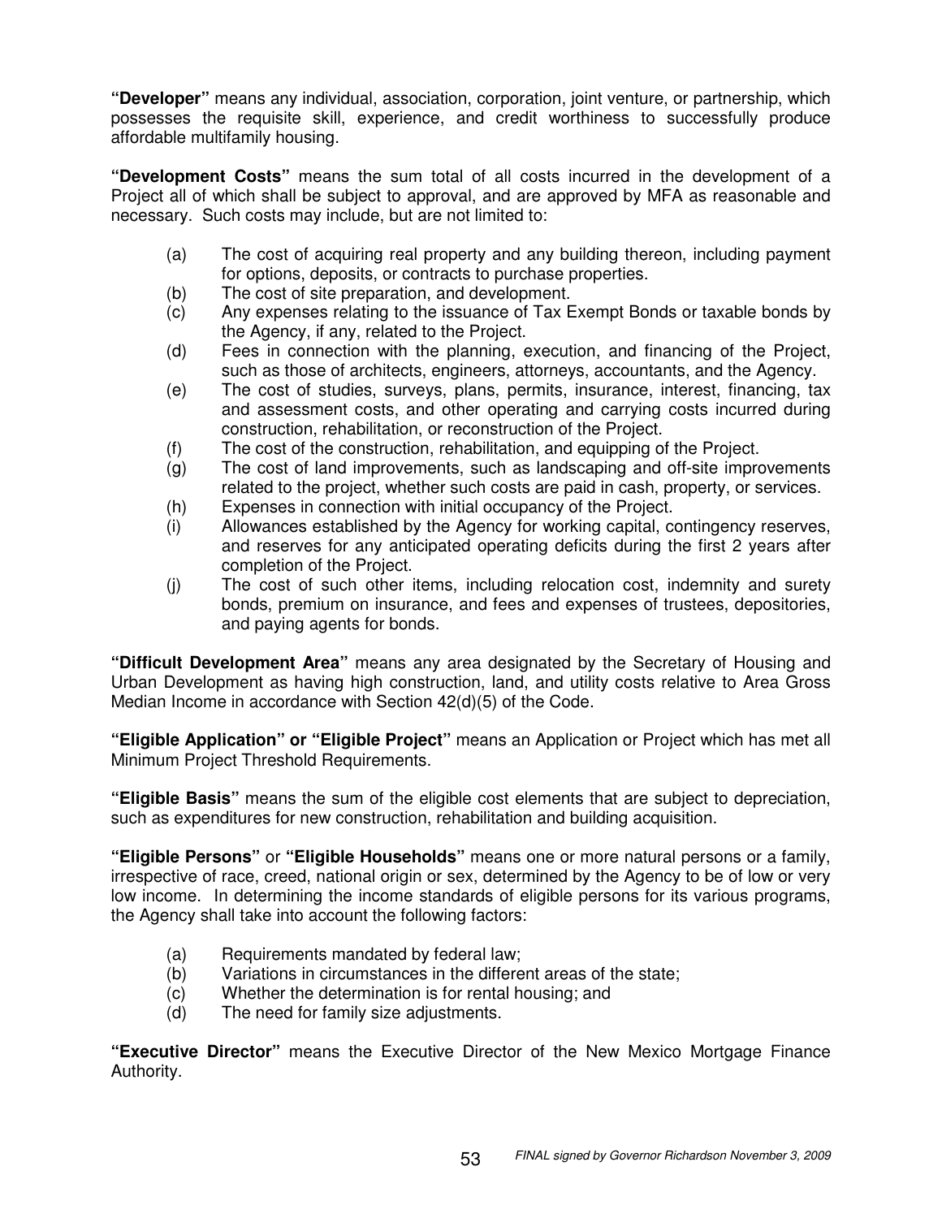**"Developer"** means any individual, association, corporation, joint venture, or partnership, which possesses the requisite skill, experience, and credit worthiness to successfully produce affordable multifamily housing.

**"Development Costs"** means the sum total of all costs incurred in the development of a Project all of which shall be subject to approval, and are approved by MFA as reasonable and necessary. Such costs may include, but are not limited to:

- (a) The cost of acquiring real property and any building thereon, including payment for options, deposits, or contracts to purchase properties.
- (b) The cost of site preparation, and development.
- (c) Any expenses relating to the issuance of Tax Exempt Bonds or taxable bonds by the Agency, if any, related to the Project.
- (d) Fees in connection with the planning, execution, and financing of the Project, such as those of architects, engineers, attorneys, accountants, and the Agency.
- (e) The cost of studies, surveys, plans, permits, insurance, interest, financing, tax and assessment costs, and other operating and carrying costs incurred during construction, rehabilitation, or reconstruction of the Project.
- (f) The cost of the construction, rehabilitation, and equipping of the Project.
- (g) The cost of land improvements, such as landscaping and off-site improvements related to the project, whether such costs are paid in cash, property, or services.
- (h) Expenses in connection with initial occupancy of the Project.
- (i) Allowances established by the Agency for working capital, contingency reserves, and reserves for any anticipated operating deficits during the first 2 years after completion of the Project.
- (j) The cost of such other items, including relocation cost, indemnity and surety bonds, premium on insurance, and fees and expenses of trustees, depositories, and paying agents for bonds.

**"Difficult Development Area"** means any area designated by the Secretary of Housing and Urban Development as having high construction, land, and utility costs relative to Area Gross Median Income in accordance with Section 42(d)(5) of the Code.

**"Eligible Application" or "Eligible Project"** means an Application or Project which has met all Minimum Project Threshold Requirements.

**"Eligible Basis"** means the sum of the eligible cost elements that are subject to depreciation, such as expenditures for new construction, rehabilitation and building acquisition.

**"Eligible Persons"** or **"Eligible Households"** means one or more natural persons or a family, irrespective of race, creed, national origin or sex, determined by the Agency to be of low or very low income. In determining the income standards of eligible persons for its various programs, the Agency shall take into account the following factors:

- (a) Requirements mandated by federal law;
- (b) Variations in circumstances in the different areas of the state;
- (c) Whether the determination is for rental housing; and
- (d) The need for family size adjustments.

**"Executive Director"** means the Executive Director of the New Mexico Mortgage Finance Authority.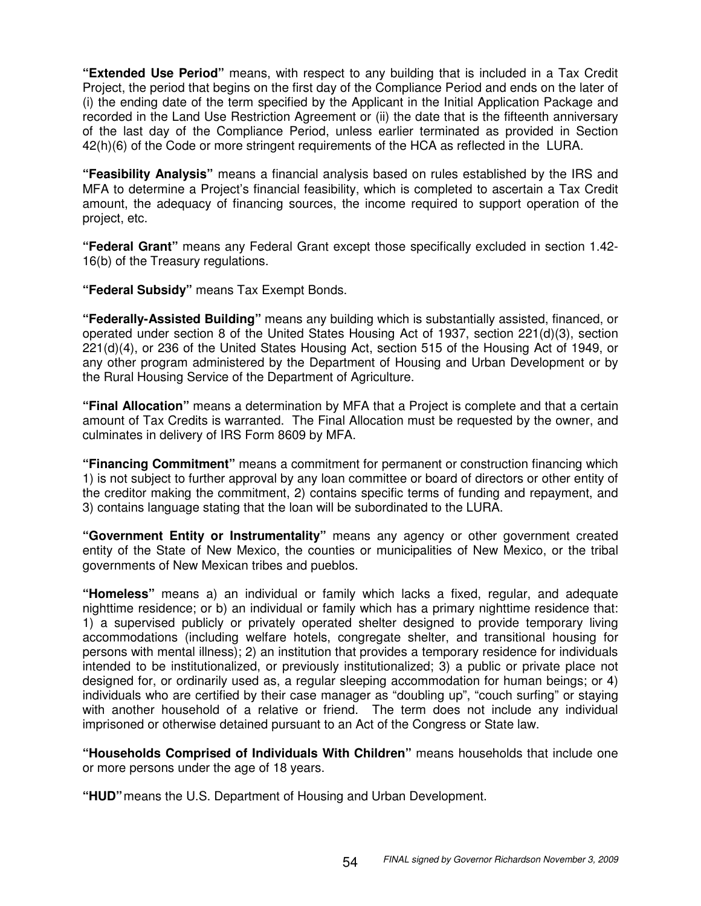**"Extended Use Period"** means, with respect to any building that is included in a Tax Credit Project, the period that begins on the first day of the Compliance Period and ends on the later of (i) the ending date of the term specified by the Applicant in the Initial Application Package and recorded in the Land Use Restriction Agreement or (ii) the date that is the fifteenth anniversary of the last day of the Compliance Period, unless earlier terminated as provided in Section 42(h)(6) of the Code or more stringent requirements of the HCA as reflected in the LURA.

**"Feasibility Analysis"** means a financial analysis based on rules established by the IRS and MFA to determine a Project's financial feasibility, which is completed to ascertain a Tax Credit amount, the adequacy of financing sources, the income required to support operation of the project, etc.

**"Federal Grant"** means any Federal Grant except those specifically excluded in section 1.42-16(b) of the Treasury regulations.

**"Federal Subsidy"** means Tax Exempt Bonds.

**"Federally-Assisted Building"** means any building which is substantially assisted, financed, or operated under section 8 of the United States Housing Act of 1937, section 221(d)(3), section 221(d)(4), or 236 of the United States Housing Act, section 515 of the Housing Act of 1949, or any other program administered by the Department of Housing and Urban Development or by the Rural Housing Service of the Department of Agriculture.

**"Final Allocation"** means a determination by MFA that a Project is complete and that a certain amount of Tax Credits is warranted. The Final Allocation must be requested by the owner, and culminates in delivery of IRS Form 8609 by MFA.

**"Financing Commitment"** means a commitment for permanent or construction financing which 1) is not subject to further approval by any loan committee or board of directors or other entity of the creditor making the commitment, 2) contains specific terms of funding and repayment, and 3) contains language stating that the loan will be subordinated to the LURA.

**"Government Entity or Instrumentality"** means any agency or other government created entity of the State of New Mexico, the counties or municipalities of New Mexico, or the tribal governments of New Mexican tribes and pueblos.

**"Homeless"** means a) an individual or family which lacks a fixed, regular, and adequate nighttime residence; or b) an individual or family which has a primary nighttime residence that: 1) a supervised publicly or privately operated shelter designed to provide temporary living accommodations (including welfare hotels, congregate shelter, and transitional housing for persons with mental illness); 2) an institution that provides a temporary residence for individuals intended to be institutionalized, or previously institutionalized; 3) a public or private place not designed for, or ordinarily used as, a regular sleeping accommodation for human beings; or 4) individuals who are certified by their case manager as "doubling up", "couch surfing" or staying with another household of a relative or friend. The term does not include any individual imprisoned or otherwise detained pursuant to an Act of the Congress or State law.

**"Households Comprised of Individuals With Children"** means households that include one or more persons under the age of 18 years.

**"HUD"** means the U.S. Department of Housing and Urban Development.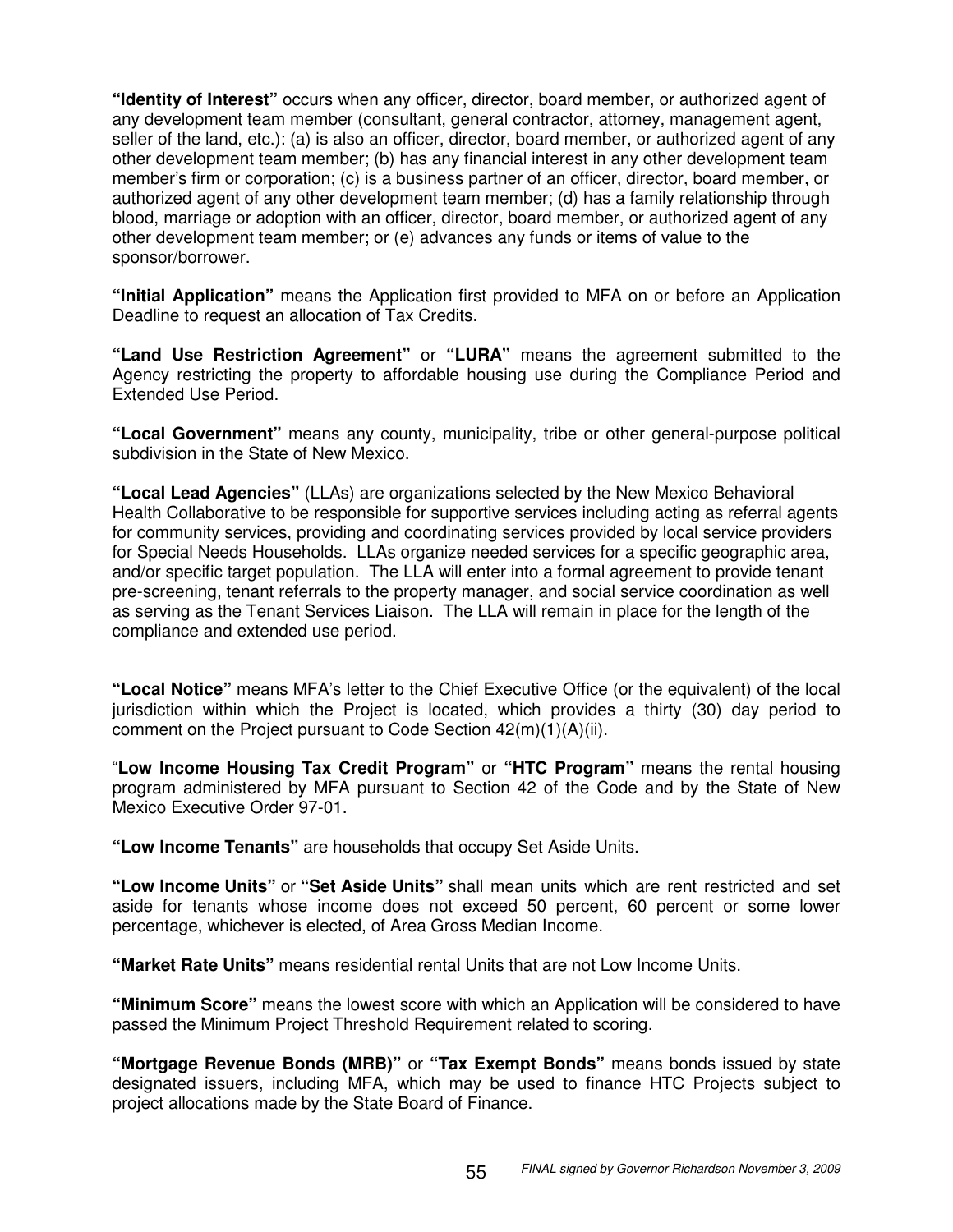**"Identity of Interest"** occurs when any officer, director, board member, or authorized agent of any development team member (consultant, general contractor, attorney, management agent, seller of the land, etc.): (a) is also an officer, director, board member, or authorized agent of any other development team member; (b) has any financial interest in any other development team member's firm or corporation; (c) is a business partner of an officer, director, board member, or authorized agent of any other development team member; (d) has a family relationship through blood, marriage or adoption with an officer, director, board member, or authorized agent of any other development team member; or (e) advances any funds or items of value to the sponsor/borrower.

**"Initial Application"** means the Application first provided to MFA on or before an Application Deadline to request an allocation of Tax Credits.

**"Land Use Restriction Agreement"** or **"LURA"** means the agreement submitted to the Agency restricting the property to affordable housing use during the Compliance Period and Extended Use Period.

**"Local Government"** means any county, municipality, tribe or other general-purpose political subdivision in the State of New Mexico.

**"Local Lead Agencies"** (LLAs) are organizations selected by the New Mexico Behavioral Health Collaborative to be responsible for supportive services including acting as referral agents for community services, providing and coordinating services provided by local service providers for Special Needs Households. LLAs organize needed services for a specific geographic area, and/or specific target population. The LLA will enter into a formal agreement to provide tenant pre-screening, tenant referrals to the property manager, and social service coordination as well as serving as the Tenant Services Liaison. The LLA will remain in place for the length of the compliance and extended use period.

**"Local Notice"** means MFA's letter to the Chief Executive Office (or the equivalent) of the local jurisdiction within which the Project is located, which provides a thirty (30) day period to comment on the Project pursuant to Code Section 42(m)(1)(A)(ii).

"**Low Income Housing Tax Credit Program"** or **"HTC Program"** means the rental housing program administered by MFA pursuant to Section 42 of the Code and by the State of New Mexico Executive Order 97-01.

**"Low Income Tenants"** are households that occupy Set Aside Units.

**"Low Income Units"** or **"Set Aside Units"** shall mean units which are rent restricted and set aside for tenants whose income does not exceed 50 percent, 60 percent or some lower percentage, whichever is elected, of Area Gross Median Income.

**"Market Rate Units"** means residential rental Units that are not Low Income Units.

**"Minimum Score"** means the lowest score with which an Application will be considered to have passed the Minimum Project Threshold Requirement related to scoring.

**"Mortgage Revenue Bonds (MRB)"** or **"Tax Exempt Bonds"** means bonds issued by state designated issuers, including MFA, which may be used to finance HTC Projects subject to project allocations made by the State Board of Finance.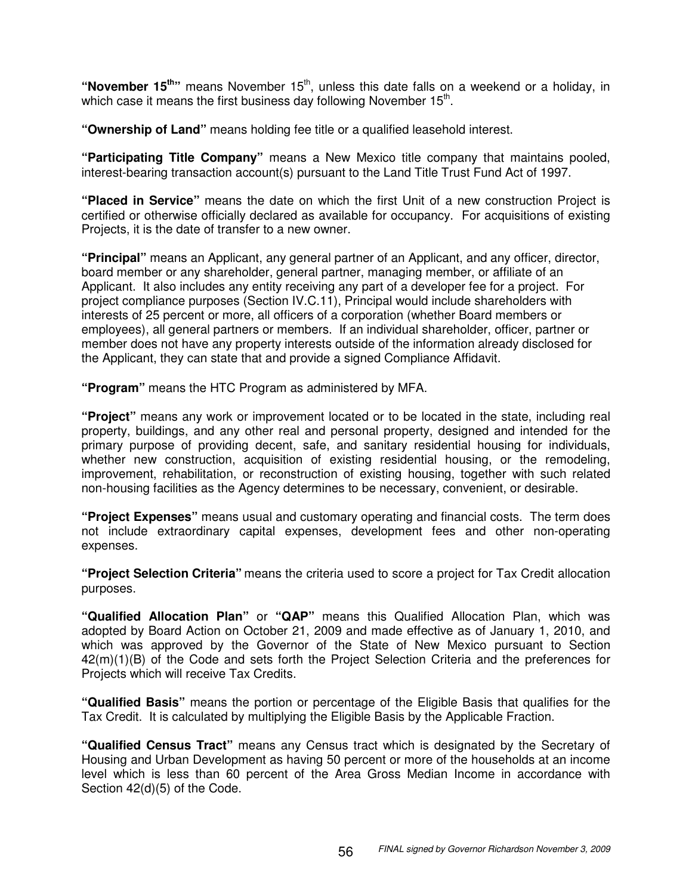**"November 15th"** means November 15th, unless this date falls on a weekend or a holiday, in which case it means the first business day following November 15th.

**"Ownership of Land"** means holding fee title or a qualified leasehold interest.

**"Participating Title Company"** means a New Mexico title company that maintains pooled, interest-bearing transaction account(s) pursuant to the Land Title Trust Fund Act of 1997.

**"Placed in Service"** means the date on which the first Unit of a new construction Project is certified or otherwise officially declared as available for occupancy. For acquisitions of existing Projects, it is the date of transfer to a new owner.

**"Principal"** means an Applicant, any general partner of an Applicant, and any officer, director, board member or any shareholder, general partner, managing member, or affiliate of an Applicant. It also includes any entity receiving any part of a developer fee for a project. For project compliance purposes (Section IV.C.11), Principal would include shareholders with interests of 25 percent or more, all officers of a corporation (whether Board members or employees), all general partners or members. If an individual shareholder, officer, partner or member does not have any property interests outside of the information already disclosed for the Applicant, they can state that and provide a signed Compliance Affidavit.

**"Program"** means the HTC Program as administered by MFA.

**"Project"** means any work or improvement located or to be located in the state, including real property, buildings, and any other real and personal property, designed and intended for the primary purpose of providing decent, safe, and sanitary residential housing for individuals, whether new construction, acquisition of existing residential housing, or the remodeling, improvement, rehabilitation, or reconstruction of existing housing, together with such related non-housing facilities as the Agency determines to be necessary, convenient, or desirable.

**"Project Expenses"** means usual and customary operating and financial costs. The term does not include extraordinary capital expenses, development fees and other non-operating expenses.

**"Project Selection Criteria"** means the criteria used to score a project for Tax Credit allocation purposes.

**"Qualified Allocation Plan"** or **"QAP"** means this Qualified Allocation Plan, which was adopted by Board Action on October 21, 2009 and made effective as of January 1, 2010, and which was approved by the Governor of the State of New Mexico pursuant to Section 42(m)(1)(B) of the Code and sets forth the Project Selection Criteria and the preferences for Projects which will receive Tax Credits.

**"Qualified Basis"** means the portion or percentage of the Eligible Basis that qualifies for the Tax Credit. It is calculated by multiplying the Eligible Basis by the Applicable Fraction.

**"Qualified Census Tract"** means any Census tract which is designated by the Secretary of Housing and Urban Development as having 50 percent or more of the households at an income level which is less than 60 percent of the Area Gross Median Income in accordance with Section 42(d)(5) of the Code.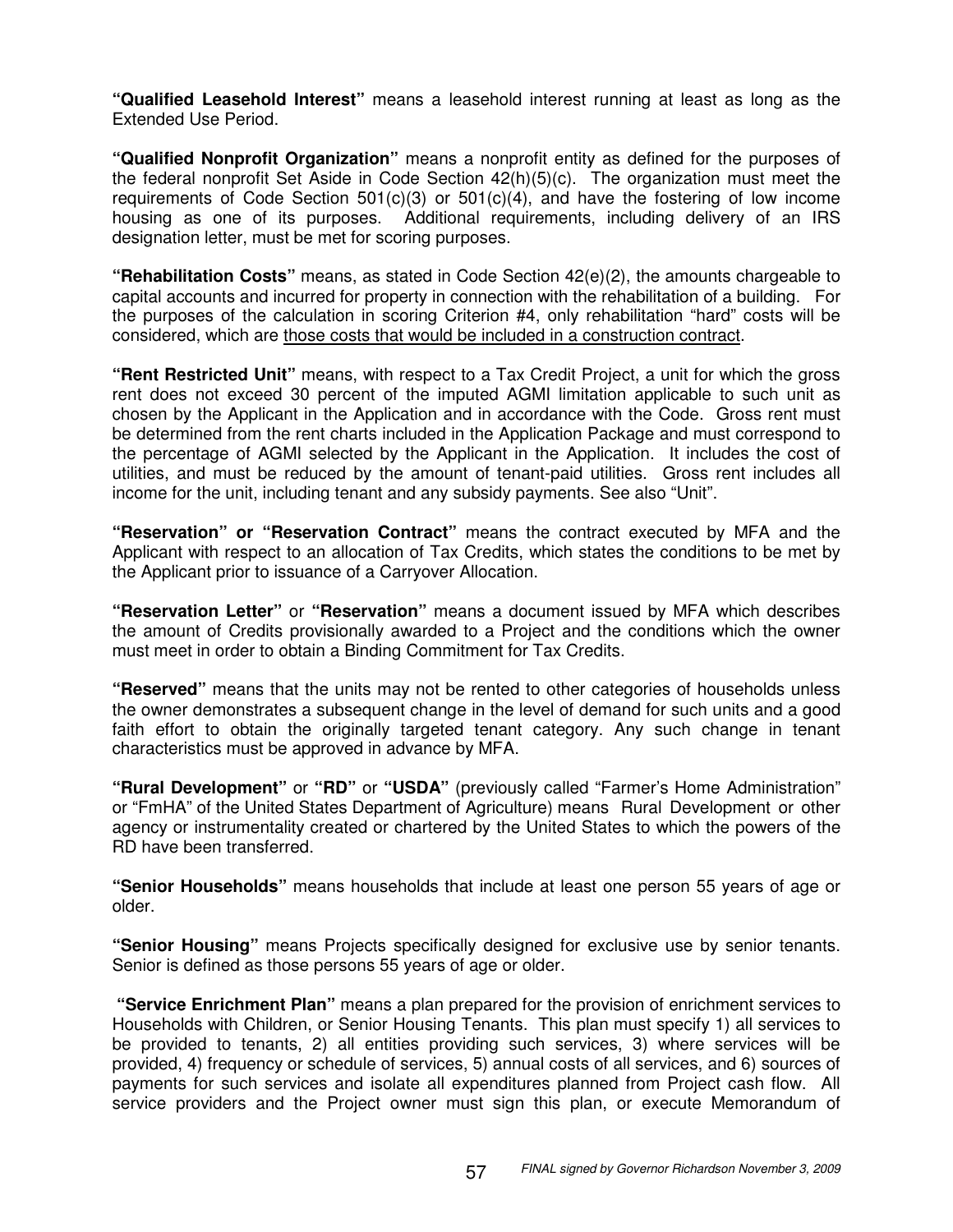**"Qualified Leasehold Interest"** means a leasehold interest running at least as long as the Extended Use Period.

**"Qualified Nonprofit Organization"** means a nonprofit entity as defined for the purposes of the federal nonprofit Set Aside in Code Section 42(h)(5)(c). The organization must meet the requirements of Code Section 501(c)(3) or 501(c)(4), and have the fostering of low income housing as one of its purposes. Additional requirements, including delivery of an IRS designation letter, must be met for scoring purposes.

**"Rehabilitation Costs"** means, as stated in Code Section 42(e)(2), the amounts chargeable to capital accounts and incurred for property in connection with the rehabilitation of a building. For the purposes of the calculation in scoring Criterion #4, only rehabilitation "hard" costs will be considered, which are those costs that would be included in a construction contract.

**"Rent Restricted Unit"** means, with respect to a Tax Credit Project, a unit for which the gross rent does not exceed 30 percent of the imputed AGMI limitation applicable to such unit as chosen by the Applicant in the Application and in accordance with the Code. Gross rent must be determined from the rent charts included in the Application Package and must correspond to the percentage of AGMI selected by the Applicant in the Application. It includes the cost of utilities, and must be reduced by the amount of tenant-paid utilities. Gross rent includes all income for the unit, including tenant and any subsidy payments. See also "Unit".

**"Reservation" or "Reservation Contract"** means the contract executed by MFA and the Applicant with respect to an allocation of Tax Credits, which states the conditions to be met by the Applicant prior to issuance of a Carryover Allocation.

**"Reservation Letter"** or **"Reservation"** means a document issued by MFA which describes the amount of Credits provisionally awarded to a Project and the conditions which the owner must meet in order to obtain a Binding Commitment for Tax Credits.

**"Reserved"** means that the units may not be rented to other categories of households unless the owner demonstrates a subsequent change in the level of demand for such units and a good faith effort to obtain the originally targeted tenant category. Any such change in tenant characteristics must be approved in advance by MFA.

**"Rural Development"** or **"RD"** or **"USDA"** (previously called "Farmer's Home Administration" or "FmHA" of the United States Department of Agriculture) means Rural Development or other agency or instrumentality created or chartered by the United States to which the powers of the RD have been transferred.

**"Senior Households"** means households that include at least one person 55 years of age or older.

**"Senior Housing"** means Projects specifically designed for exclusive use by senior tenants. Senior is defined as those persons 55 years of age or older.

**"Service Enrichment Plan"** means a plan prepared for the provision of enrichment services to Households with Children, or Senior Housing Tenants. This plan must specify 1) all services to be provided to tenants, 2) all entities providing such services, 3) where services will be provided, 4) frequency or schedule of services, 5) annual costs of all services, and 6) sources of payments for such services and isolate all expenditures planned from Project cash flow. All service providers and the Project owner must sign this plan, or execute Memorandum of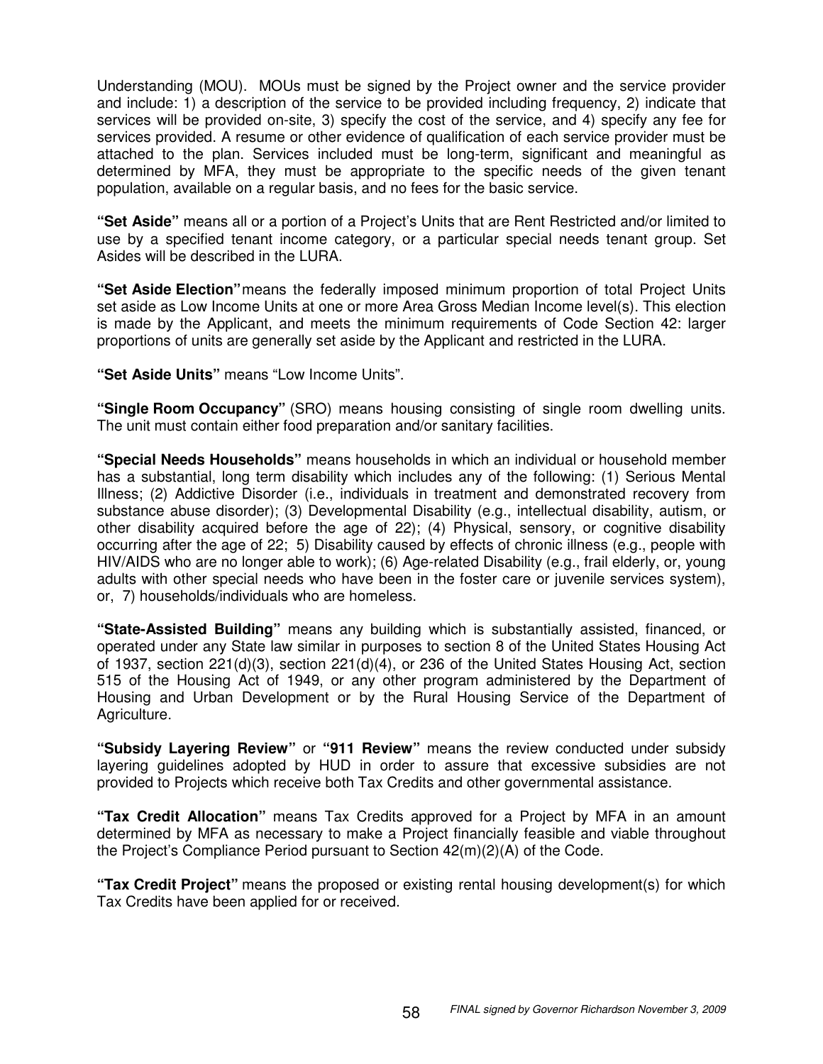Understanding (MOU). MOUs must be signed by the Project owner and the service provider and include: 1) a description of the service to be provided including frequency, 2) indicate that services will be provided on-site, 3) specify the cost of the service, and 4) specify any fee for services provided. A resume or other evidence of qualification of each service provider must be attached to the plan. Services included must be long-term, significant and meaningful as determined by MFA, they must be appropriate to the specific needs of the given tenant population, available on a regular basis, and no fees for the basic service.

**"Set Aside"** means all or a portion of a Project's Units that are Rent Restricted and/or limited to use by a specified tenant income category, or a particular special needs tenant group. Set Asides will be described in the LURA.

**"Set Aside Election"** means the federally imposed minimum proportion of total Project Units set aside as Low Income Units at one or more Area Gross Median Income level(s). This election is made by the Applicant, and meets the minimum requirements of Code Section 42: larger proportions of units are generally set aside by the Applicant and restricted in the LURA.

**"Set Aside Units"** means "Low Income Units".

**"Single Room Occupancy"** (SRO) means housing consisting of single room dwelling units. The unit must contain either food preparation and/or sanitary facilities.

**"Special Needs Households"** means households in which an individual or household member has a substantial, long term disability which includes any of the following: (1) Serious Mental Illness; (2) Addictive Disorder (i.e., individuals in treatment and demonstrated recovery from substance abuse disorder); (3) Developmental Disability (e.g., intellectual disability, autism, or other disability acquired before the age of 22); (4) Physical, sensory, or cognitive disability occurring after the age of 22; 5) Disability caused by effects of chronic illness (e.g., people with HIV/AIDS who are no longer able to work); (6) Age-related Disability (e.g., frail elderly, or, young adults with other special needs who have been in the foster care or juvenile services system), or, 7) households/individuals who are homeless.

**"State-Assisted Building"** means any building which is substantially assisted, financed, or operated under any State law similar in purposes to section 8 of the United States Housing Act of 1937, section 221(d)(3), section 221(d)(4), or 236 of the United States Housing Act, section 515 of the Housing Act of 1949, or any other program administered by the Department of Housing and Urban Development or by the Rural Housing Service of the Department of Agriculture.

**"Subsidy Layering Review"** or **"911 Review"** means the review conducted under subsidy layering guidelines adopted by HUD in order to assure that excessive subsidies are not provided to Projects which receive both Tax Credits and other governmental assistance.

**"Tax Credit Allocation"** means Tax Credits approved for a Project by MFA in an amount determined by MFA as necessary to make a Project financially feasible and viable throughout the Project's Compliance Period pursuant to Section 42(m)(2)(A) of the Code.

**"Tax Credit Project"** means the proposed or existing rental housing development(s) for which Tax Credits have been applied for or received.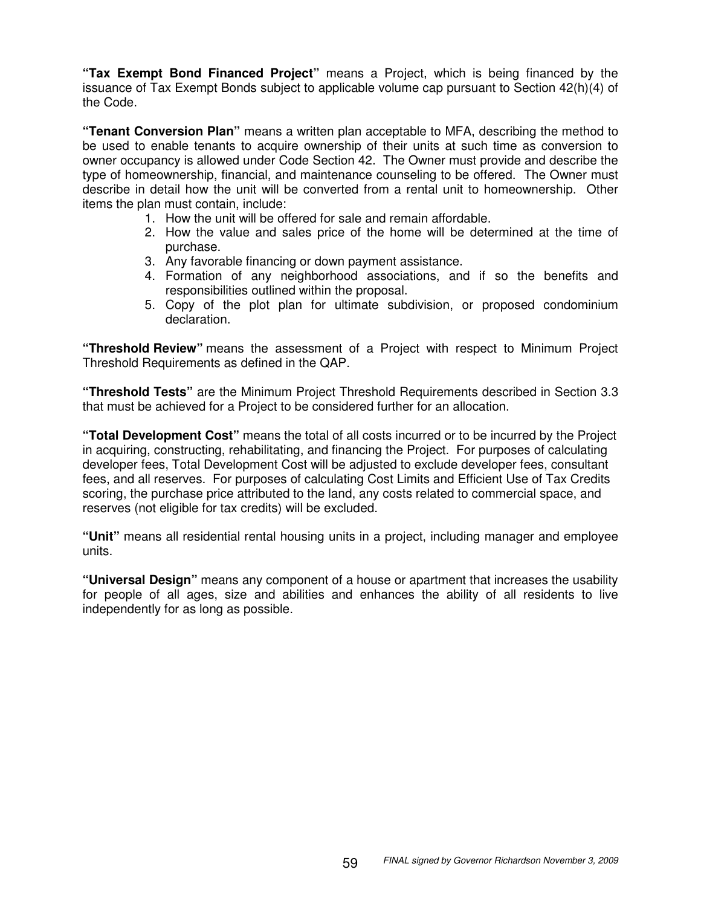**"Tax Exempt Bond Financed Project"** means a Project, which is being financed by the issuance of Tax Exempt Bonds subject to applicable volume cap pursuant to Section 42(h)(4) of the Code.

**"Tenant Conversion Plan"** means a written plan acceptable to MFA, describing the method to be used to enable tenants to acquire ownership of their units at such time as conversion to owner occupancy is allowed under Code Section 42. The Owner must provide and describe the type of homeownership, financial, and maintenance counseling to be offered. The Owner must describe in detail how the unit will be converted from a rental unit to homeownership. Other items the plan must contain, include:

1. How the unit will be offered for sale and remain affordable.
2. How the value and sales price of the home will be determined at the time of purchase.
3. Any favorable financing or down payment assistance.
4. Formation of any neighborhood associations, and if so the benefits and responsibilities outlined within the proposal.
5. Copy of the plot plan for ultimate subdivision, or proposed condominium declaration.

**"Threshold Review"** means the assessment of a Project with respect to Minimum Project Threshold Requirements as defined in the QAP.

**"Threshold Tests"** are the Minimum Project Threshold Requirements described in Section 3.3 that must be achieved for a Project to be considered further for an allocation.

**"Total Development Cost"** means the total of all costs incurred or to be incurred by the Project in acquiring, constructing, rehabilitating, and financing the Project. For purposes of calculating developer fees, Total Development Cost will be adjusted to exclude developer fees, consultant fees, and all reserves. For purposes of calculating Cost Limits and Efficient Use of Tax Credits scoring, the purchase price attributed to the land, any costs related to commercial space, and reserves (not eligible for tax credits) will be excluded.

**"Unit"** means all residential rental housing units in a project, including manager and employee units.

**"Universal Design"** means any component of a house or apartment that increases the usability for people of all ages, size and abilities and enhances the ability of all residents to live independently for as long as possible.